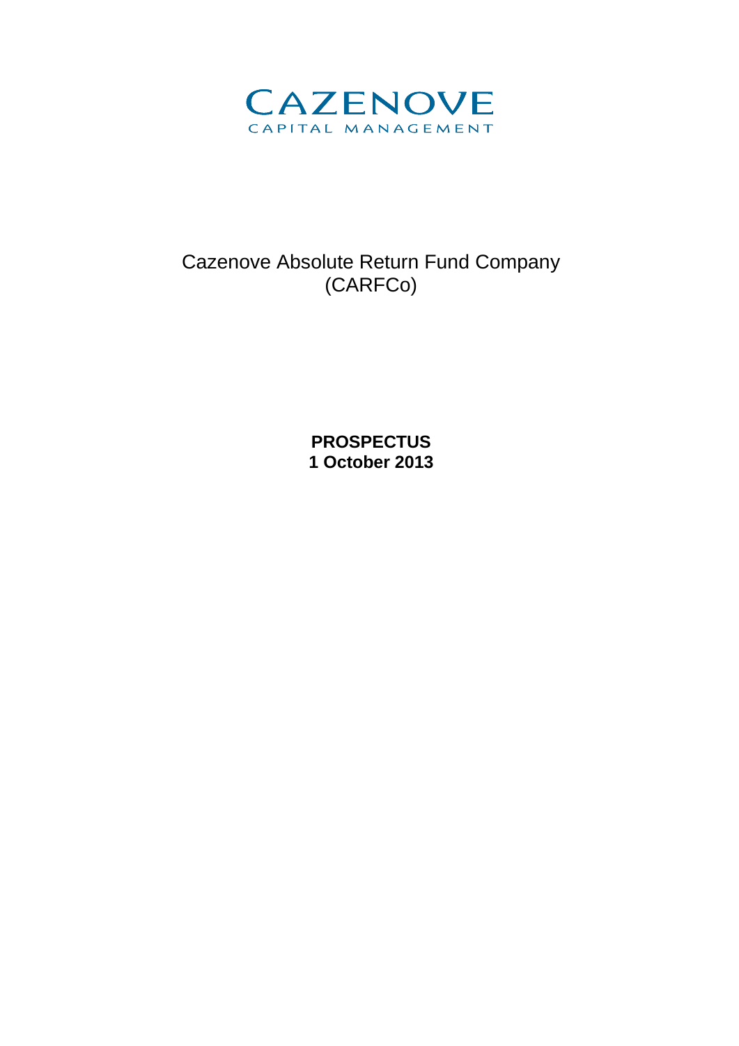CAZENOVE

CAPITAL MANAGEMENT

# Cazenove Absolute Return Fund Company (CARFCo)

**PROSPECTUS**
**1 October 2013**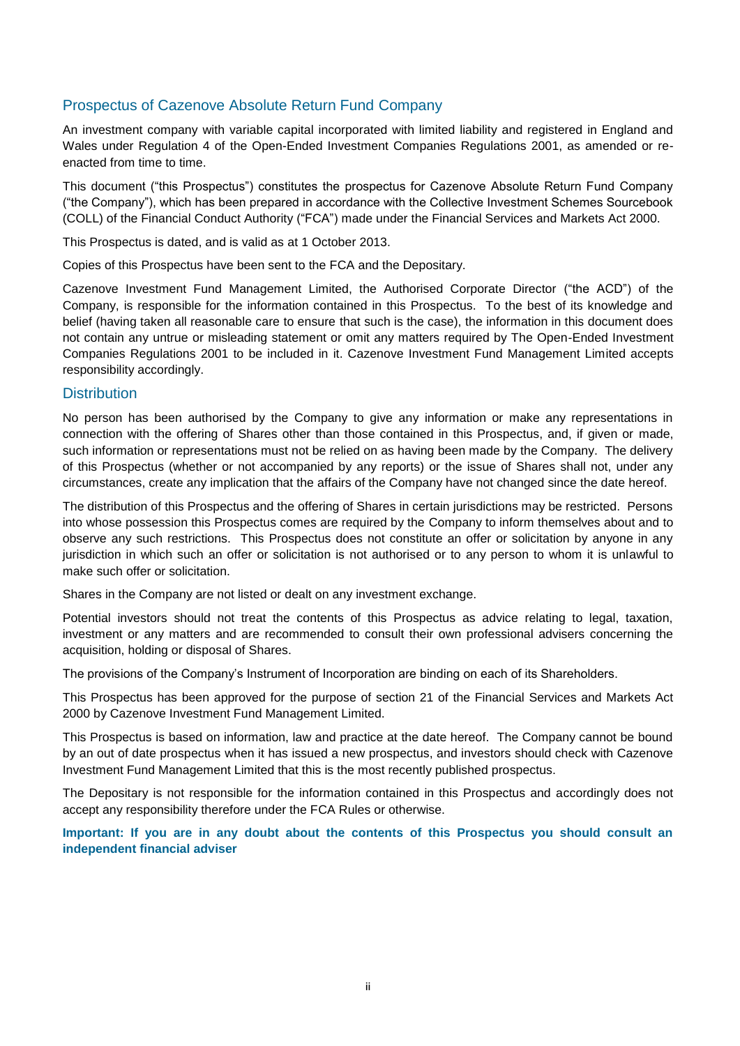## Prospectus of Cazenove Absolute Return Fund Company

An investment company with variable capital incorporated with limited liability and registered in England and Wales under Regulation 4 of the Open-Ended Investment Companies Regulations 2001, as amended or re-enacted from time to time.

This document ("this Prospectus") constitutes the prospectus for Cazenove Absolute Return Fund Company ("the Company"), which has been prepared in accordance with the Collective Investment Schemes Sourcebook (COLL) of the Financial Conduct Authority ("FCA") made under the Financial Services and Markets Act 2000.

This Prospectus is dated, and is valid as at 1 October 2013.

Copies of this Prospectus have been sent to the FCA and the Depositary.

Cazenove Investment Fund Management Limited, the Authorised Corporate Director ("the ACD") of the Company, is responsible for the information contained in this Prospectus. To the best of its knowledge and belief (having taken all reasonable care to ensure that such is the case), the information in this document does not contain any untrue or misleading statement or omit any matters required by The Open-Ended Investment Companies Regulations 2001 to be included in it. Cazenove Investment Fund Management Limited accepts responsibility accordingly.

## Distribution

No person has been authorised by the Company to give any information or make any representations in connection with the offering of Shares other than those contained in this Prospectus, and, if given or made, such information or representations must not be relied on as having been made by the Company. The delivery of this Prospectus (whether or not accompanied by any reports) or the issue of Shares shall not, under any circumstances, create any implication that the affairs of the Company have not changed since the date hereof.

The distribution of this Prospectus and the offering of Shares in certain jurisdictions may be restricted. Persons into whose possession this Prospectus comes are required by the Company to inform themselves about and to observe any such restrictions. This Prospectus does not constitute an offer or solicitation by anyone in any jurisdiction in which such an offer or solicitation is not authorised or to any person to whom it is unlawful to make such offer or solicitation.

Shares in the Company are not listed or dealt on any investment exchange.

Potential investors should not treat the contents of this Prospectus as advice relating to legal, taxation, investment or any matters and are recommended to consult their own professional advisers concerning the acquisition, holding or disposal of Shares.

The provisions of the Company's Instrument of Incorporation are binding on each of its Shareholders.

This Prospectus has been approved for the purpose of section 21 of the Financial Services and Markets Act 2000 by Cazenove Investment Fund Management Limited.

This Prospectus is based on information, law and practice at the date hereof. The Company cannot be bound by an out of date prospectus when it has issued a new prospectus, and investors should check with Cazenove Investment Fund Management Limited that this is the most recently published prospectus.

The Depositary is not responsible for the information contained in this Prospectus and accordingly does not accept any responsibility therefore under the FCA Rules or otherwise.

**Important: If you are in any doubt about the contents of this Prospectus you should consult an independent financial adviser**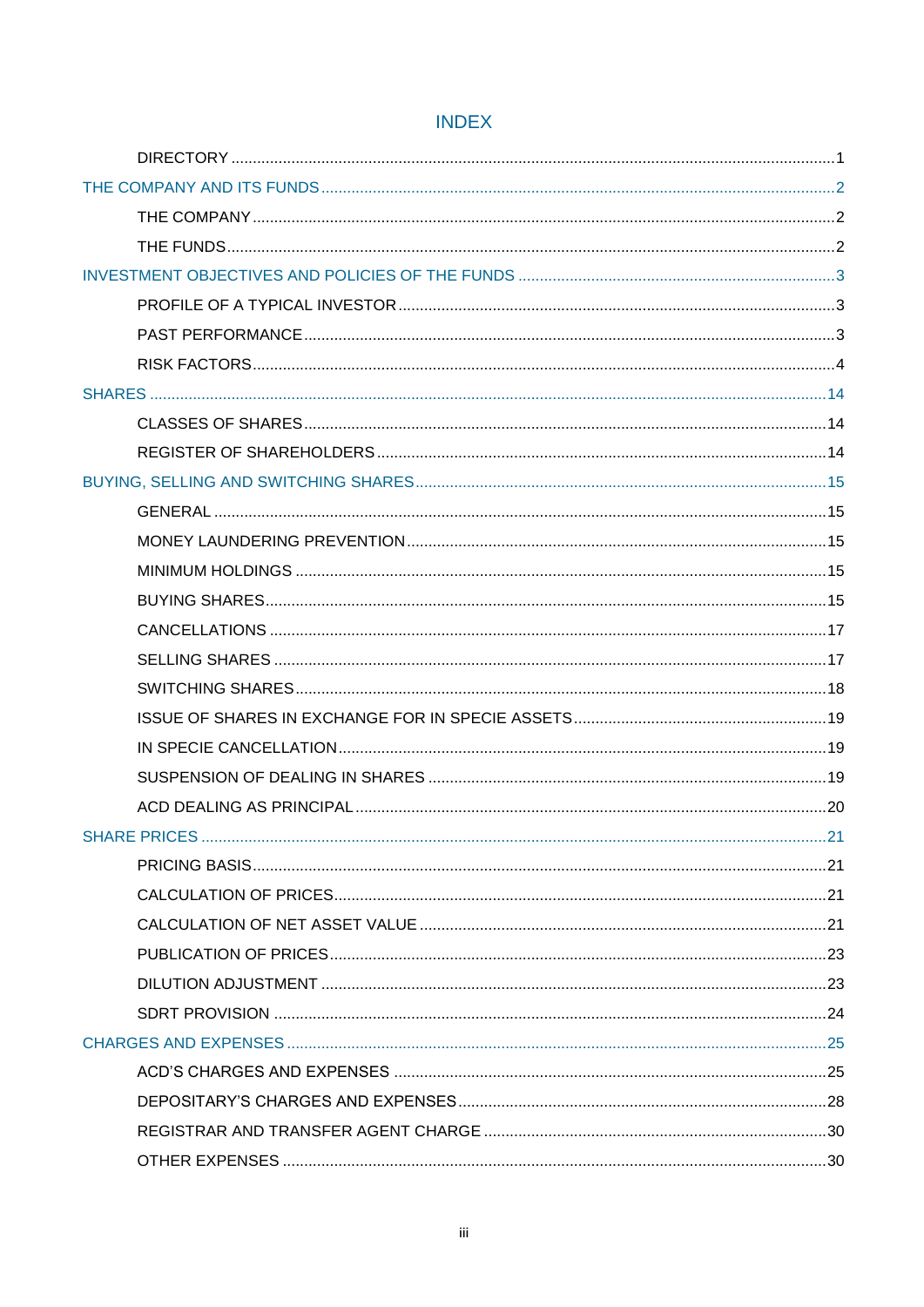# INDEX

- DIRECTORY ... 1
- THE COMPANY AND ITS FUNDS ... 2
  - THE COMPANY ... 2
  - THE FUNDS ... 2
- INVESTMENT OBJECTIVES AND POLICIES OF THE FUNDS ... 3
  - PROFILE OF A TYPICAL INVESTOR ... 3
  - PAST PERFORMANCE ... 3
  - RISK FACTORS ... 4
- SHARES ... 14
  - CLASSES OF SHARES ... 14
  - REGISTER OF SHAREHOLDERS ... 14
- BUYING, SELLING AND SWITCHING SHARES ... 15
  - GENERAL ... 15
  - MONEY LAUNDERING PREVENTION ... 15
  - MINIMUM HOLDINGS ... 15
  - BUYING SHARES ... 15
  - CANCELLATIONS ... 17
  - SELLING SHARES ... 17
  - SWITCHING SHARES ... 18
  - ISSUE OF SHARES IN EXCHANGE FOR IN SPECIE ASSETS ... 19
  - IN SPECIE CANCELLATION ... 19
  - SUSPENSION OF DEALING IN SHARES ... 19
  - ACD DEALING AS PRINCIPAL ... 20
- SHARE PRICES ... 21
  - PRICING BASIS ... 21
  - CALCULATION OF PRICES ... 21
  - CALCULATION OF NET ASSET VALUE ... 21
  - PUBLICATION OF PRICES ... 23
  - DILUTION ADJUSTMENT ... 23
  - SDRT PROVISION ... 24
- CHARGES AND EXPENSES ... 25
  - ACD'S CHARGES AND EXPENSES ... 25
  - DEPOSITARY'S CHARGES AND EXPENSES ... 28
  - REGISTRAR AND TRANSFER AGENT CHARGE ... 30
  - OTHER EXPENSES ... 30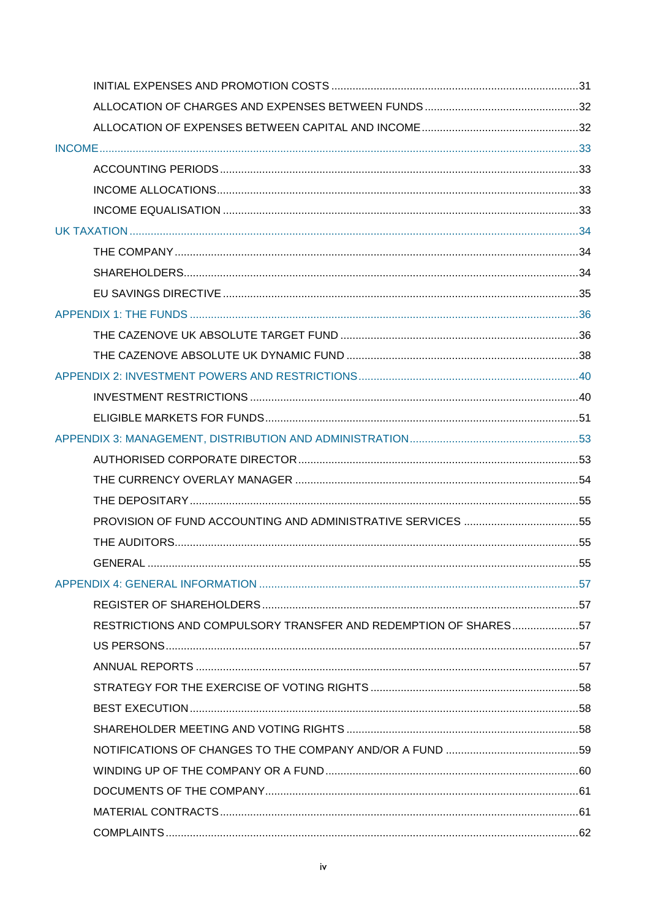INITIAL EXPENSES AND PROMOTION COSTS ....................................................................................31

ALLOCATION OF CHARGES AND EXPENSES BETWEEN FUNDS ..................................................32

ALLOCATION OF EXPENSES BETWEEN CAPITAL AND INCOME ....................................................32

INCOME ....................................................................................................................................................33

ACCOUNTING PERIODS ..........................................................................................................................33

INCOME ALLOCATIONS ...........................................................................................................................33

INCOME EQUALISATION ..........................................................................................................................33

UK TAXATION ...........................................................................................................................................34

THE COMPANY .........................................................................................................................................34

SHAREHOLDERS .......................................................................................................................................34

EU SAVINGS DIRECTIVE ..........................................................................................................................35

APPENDIX 1: THE FUNDS ........................................................................................................................36

THE CAZENOVE UK ABSOLUTE TARGET FUND ....................................................................................36

THE CAZENOVE ABSOLUTE UK DYNAMIC FUND ..................................................................................38

APPENDIX 2: INVESTMENT POWERS AND RESTRICTIONS ........................................................40

INVESTMENT RESTRICTIONS ..................................................................................................................40

ELIGIBLE MARKETS FOR FUNDS ............................................................................................................51

APPENDIX 3: MANAGEMENT, DISTRIBUTION AND ADMINISTRATION .......................................53

AUTHORISED CORPORATE DIRECTOR ..................................................................................................53

THE CURRENCY OVERLAY MANAGER ...................................................................................................54

THE DEPOSITARY ....................................................................................................................................55

PROVISION OF FUND ACCOUNTING AND ADMINISTRATIVE SERVICES ......................................55

THE AUDITORS .........................................................................................................................................55

GENERAL ..................................................................................................................................................55

APPENDIX 4: GENERAL INFORMATION .................................................................................................57

REGISTER OF SHAREHOLDERS ..............................................................................................................57

RESTRICTIONS AND COMPULSORY TRANSFER AND REDEMPTION OF SHARES .......................57

US PERSONS .............................................................................................................................................57

ANNUAL REPORTS ...................................................................................................................................57

STRATEGY FOR THE EXERCISE OF VOTING RIGHTS ...........................................................................58

BEST EXECUTION .....................................................................................................................................58

SHAREHOLDER MEETING AND VOTING RIGHTS ...................................................................................58

NOTIFICATIONS OF CHANGES TO THE COMPANY AND/OR A FUND ...................................................59

WINDING UP OF THE COMPANY OR A FUND .........................................................................................60

DOCUMENTS OF THE COMPANY ............................................................................................................61

MATERIAL CONTRACTS ...........................................................................................................................61

COMPLAINTS .............................................................................................................................................62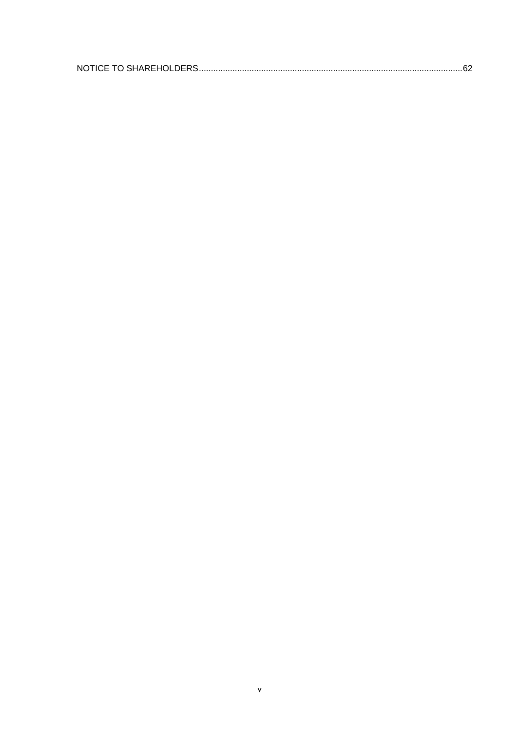NOTICE TO SHAREHOLDERS......62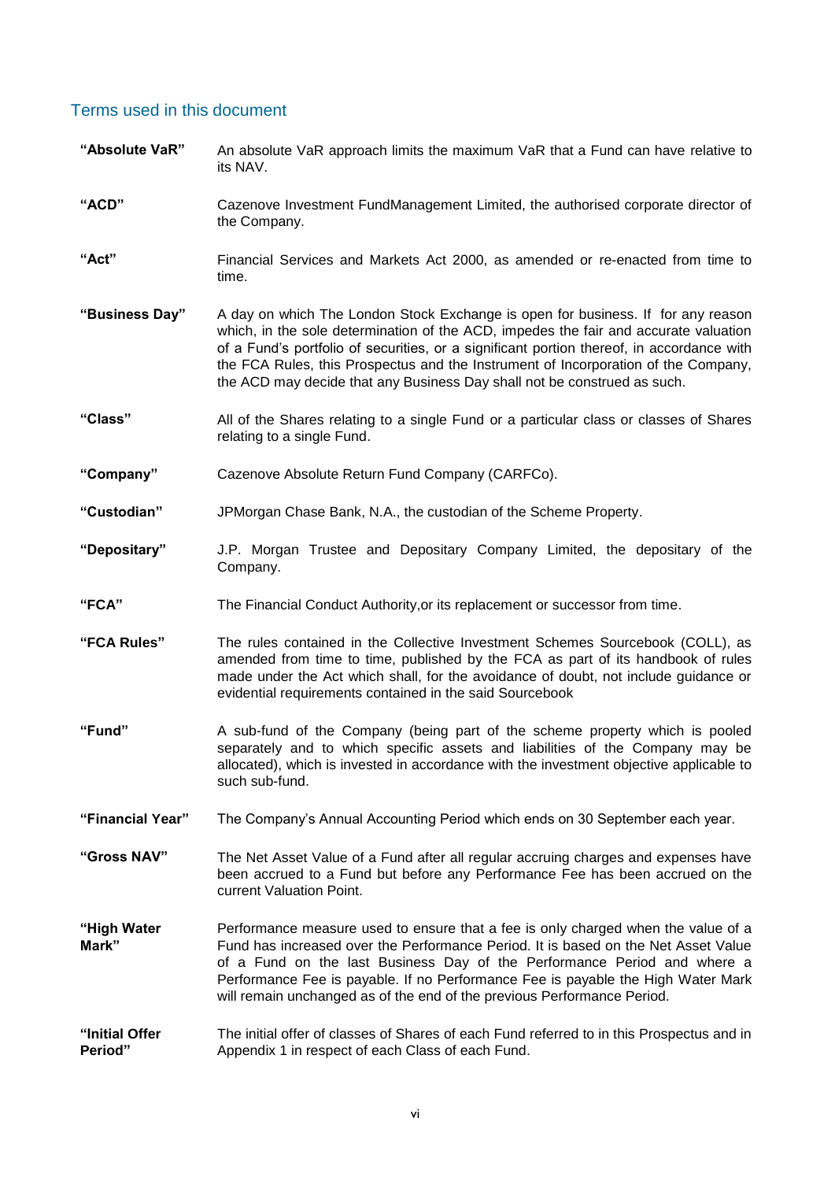## Terms used in this document

**"Absolute VaR"** An absolute VaR approach limits the maximum VaR that a Fund can have relative to its NAV.

**"ACD"** Cazenove Investment FundManagement Limited, the authorised corporate director of the Company.

**"Act"** Financial Services and Markets Act 2000, as amended or re-enacted from time to time.

**"Business Day"** A day on which The London Stock Exchange is open for business. If for any reason which, in the sole determination of the ACD, impedes the fair and accurate valuation of a Fund's portfolio of securities, or a significant portion thereof, in accordance with the FCA Rules, this Prospectus and the Instrument of Incorporation of the Company, the ACD may decide that any Business Day shall not be construed as such.

**"Class"** All of the Shares relating to a single Fund or a particular class or classes of Shares relating to a single Fund.

**"Company"** Cazenove Absolute Return Fund Company (CARFCo).

**"Custodian"** JPMorgan Chase Bank, N.A., the custodian of the Scheme Property.

**"Depositary"** J.P. Morgan Trustee and Depositary Company Limited, the depositary of the Company.

**"FCA"** The Financial Conduct Authority,or its replacement or successor from time.

**"FCA Rules"** The rules contained in the Collective Investment Schemes Sourcebook (COLL), as amended from time to time, published by the FCA as part of its handbook of rules made under the Act which shall, for the avoidance of doubt, not include guidance or evidential requirements contained in the said Sourcebook

**"Fund"** A sub-fund of the Company (being part of the scheme property which is pooled separately and to which specific assets and liabilities of the Company may be allocated), which is invested in accordance with the investment objective applicable to such sub-fund.

**"Financial Year"** The Company's Annual Accounting Period which ends on 30 September each year.

**"Gross NAV"** The Net Asset Value of a Fund after all regular accruing charges and expenses have been accrued to a Fund but before any Performance Fee has been accrued on the current Valuation Point.

**"High Water Mark"** Performance measure used to ensure that a fee is only charged when the value of a Fund has increased over the Performance Period. It is based on the Net Asset Value of a Fund on the last Business Day of the Performance Period and where a Performance Fee is payable. If no Performance Fee is payable the High Water Mark will remain unchanged as of the end of the previous Performance Period.

**"Initial Offer Period"** The initial offer of classes of Shares of each Fund referred to in this Prospectus and in Appendix 1 in respect of each Class of each Fund.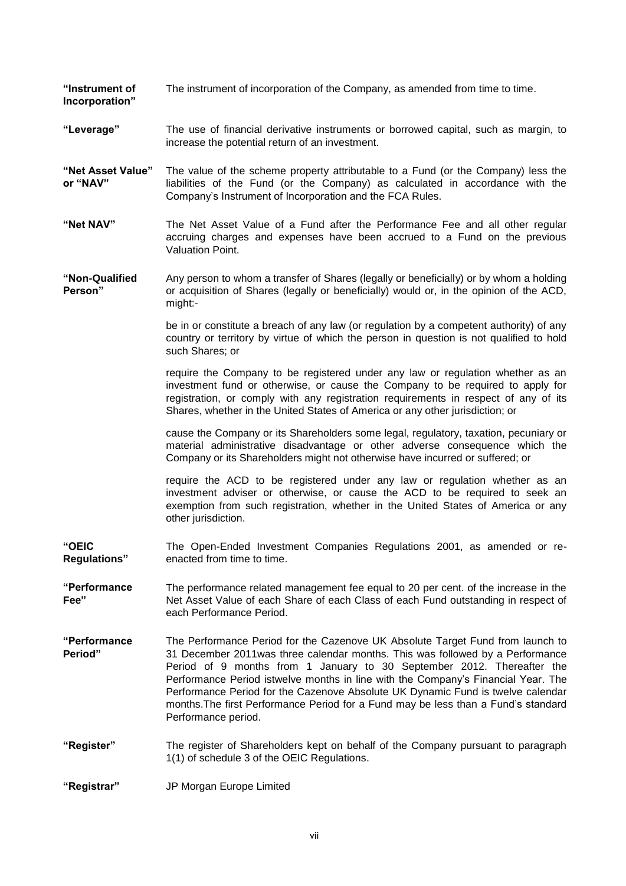**"Instrument of Incorporation"** The instrument of incorporation of the Company, as amended from time to time.

**"Leverage"** The use of financial derivative instruments or borrowed capital, such as margin, to increase the potential return of an investment.

**"Net Asset Value" or "NAV"** The value of the scheme property attributable to a Fund (or the Company) less the liabilities of the Fund (or the Company) as calculated in accordance with the Company's Instrument of Incorporation and the FCA Rules.

**"Net NAV"** The Net Asset Value of a Fund after the Performance Fee and all other regular accruing charges and expenses have been accrued to a Fund on the previous Valuation Point.

**"Non-Qualified Person"** Any person to whom a transfer of Shares (legally or beneficially) or by whom a holding or acquisition of Shares (legally or beneficially) would or, in the opinion of the ACD, might:-

be in or constitute a breach of any law (or regulation by a competent authority) of any country or territory by virtue of which the person in question is not qualified to hold such Shares; or

require the Company to be registered under any law or regulation whether as an investment fund or otherwise, or cause the Company to be required to apply for registration, or comply with any registration requirements in respect of any of its Shares, whether in the United States of America or any other jurisdiction; or

cause the Company or its Shareholders some legal, regulatory, taxation, pecuniary or material administrative disadvantage or other adverse consequence which the Company or its Shareholders might not otherwise have incurred or suffered; or

require the ACD to be registered under any law or regulation whether as an investment adviser or otherwise, or cause the ACD to be required to seek an exemption from such registration, whether in the United States of America or any other jurisdiction.

**"OEIC Regulations"** The Open-Ended Investment Companies Regulations 2001, as amended or re-enacted from time to time.

**"Performance Fee"** The performance related management fee equal to 20 per cent. of the increase in the Net Asset Value of each Share of each Class of each Fund outstanding in respect of each Performance Period.

**"Performance Period"** The Performance Period for the Cazenove UK Absolute Target Fund from launch to 31 December 2011was three calendar months. This was followed by a Performance Period of 9 months from 1 January to 30 September 2012. Thereafter the Performance Period istwelve months in line with the Company's Financial Year. The Performance Period for the Cazenove Absolute UK Dynamic Fund is twelve calendar months.The first Performance Period for a Fund may be less than a Fund's standard Performance period.

**"Register"** The register of Shareholders kept on behalf of the Company pursuant to paragraph 1(1) of schedule 3 of the OEIC Regulations.

**"Registrar"** JP Morgan Europe Limited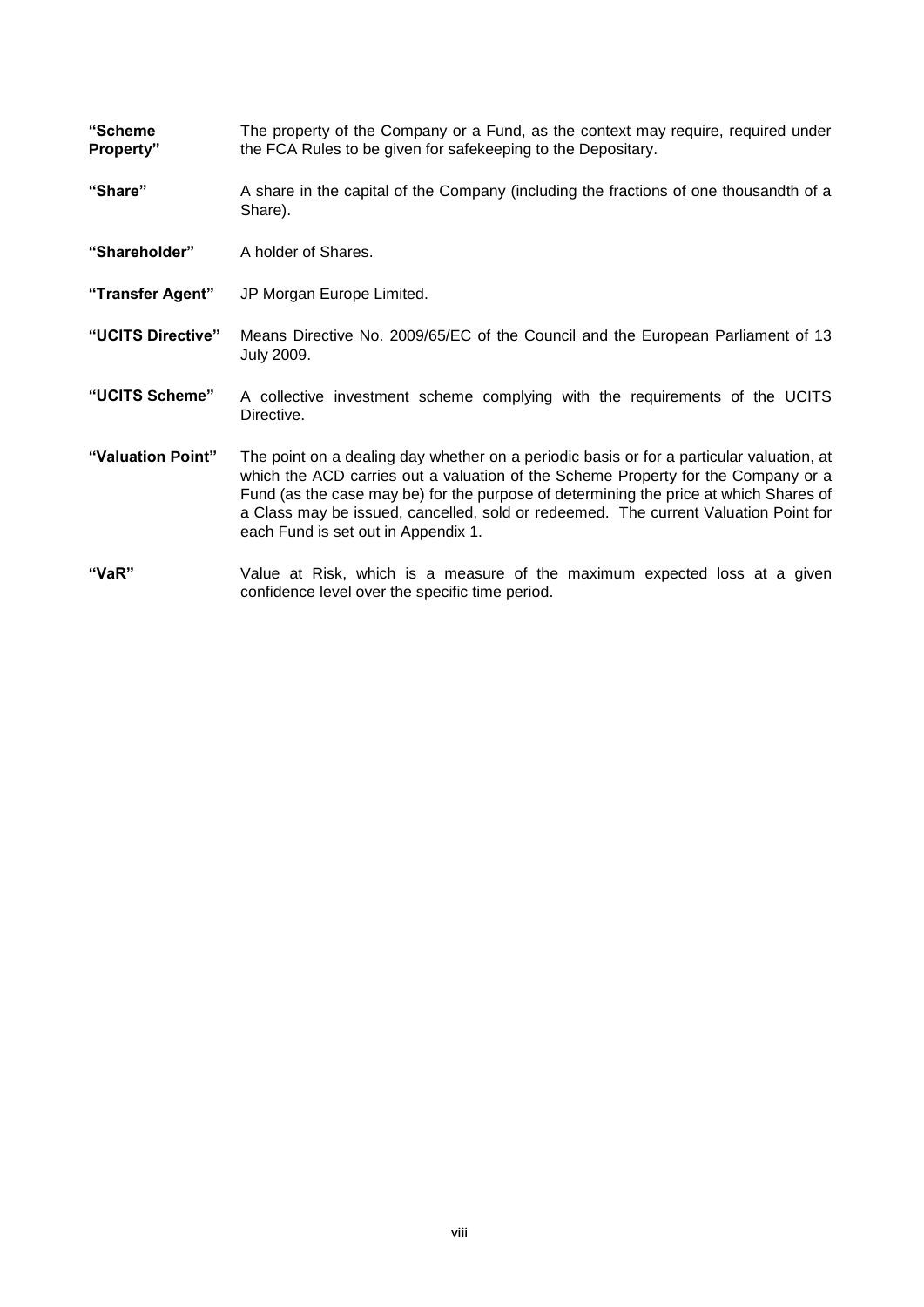**"Scheme Property"** The property of the Company or a Fund, as the context may require, required under the FCA Rules to be given for safekeeping to the Depositary.

**"Share"** A share in the capital of the Company (including the fractions of one thousandth of a Share).

**"Shareholder"** A holder of Shares.

**"Transfer Agent"** JP Morgan Europe Limited.

**"UCITS Directive"** Means Directive No. 2009/65/EC of the Council and the European Parliament of 13 July 2009.

**"UCITS Scheme"** A collective investment scheme complying with the requirements of the UCITS Directive.

**"Valuation Point"** The point on a dealing day whether on a periodic basis or for a particular valuation, at which the ACD carries out a valuation of the Scheme Property for the Company or a Fund (as the case may be) for the purpose of determining the price at which Shares of a Class may be issued, cancelled, sold or redeemed. The current Valuation Point for each Fund is set out in Appendix 1.

**"VaR"** Value at Risk, which is a measure of the maximum expected loss at a given confidence level over the specific time period.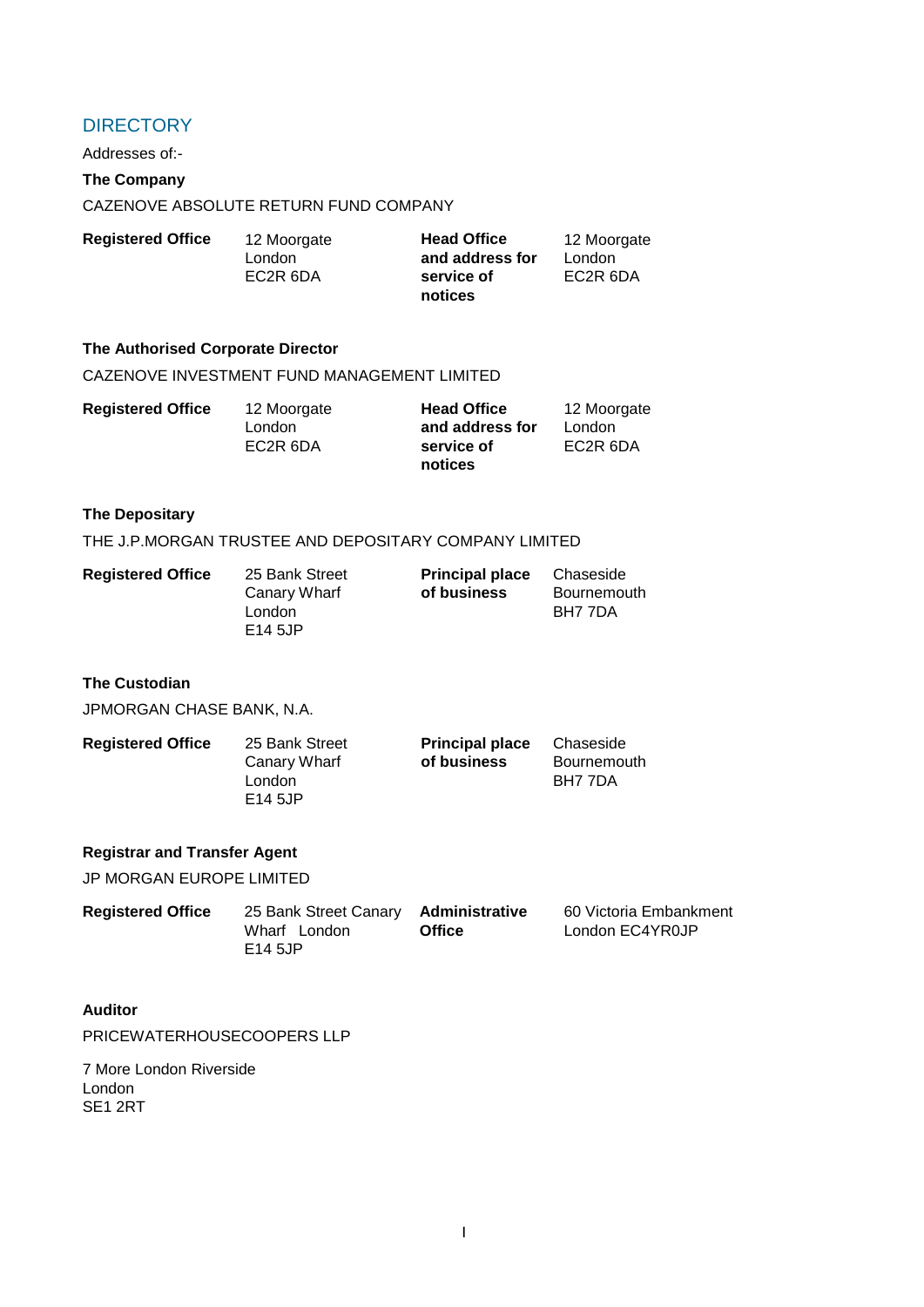# DIRECTORY

Addresses of:-

**The Company**

CAZENOVE ABSOLUTE RETURN FUND COMPANY

| | | | |
|---|---|---|---|
| **Registered Office** | 12 Moorgate<br>London<br>EC2R 6DA | **Head Office and address for service of notices** | 12 Moorgate<br>London<br>EC2R 6DA |

**The Authorised Corporate Director**

CAZENOVE INVESTMENT FUND MANAGEMENT LIMITED

| | | | |
|---|---|---|---|
| **Registered Office** | 12 Moorgate<br>London<br>EC2R 6DA | **Head Office and address for service of notices** | 12 Moorgate<br>London<br>EC2R 6DA |

**The Depositary**

THE J.P.MORGAN TRUSTEE AND DEPOSITARY COMPANY LIMITED

| | | | |
|---|---|---|---|
| **Registered Office** | 25 Bank Street<br>Canary Wharf<br>London<br>E14 5JP | **Principal place of business** | Chaseside<br>Bournemouth<br>BH7 7DA |

**The Custodian**

JPMORGAN CHASE BANK, N.A.

| | | | |
|---|---|---|---|
| **Registered Office** | 25 Bank Street<br>Canary Wharf<br>London<br>E14 5JP | **Principal place of business** | Chaseside<br>Bournemouth<br>BH7 7DA |

**Registrar and Transfer Agent**

JP MORGAN EUROPE LIMITED

| | | | |
|---|---|---|---|
| **Registered Office** | 25 Bank Street Canary Wharf London E14 5JP | **Administrative Office** | 60 Victoria Embankment London EC4YR0JP |

**Auditor**

PRICEWATERHOUSECOOPERS LLP

7 More London Riverside
London
SE1 2RT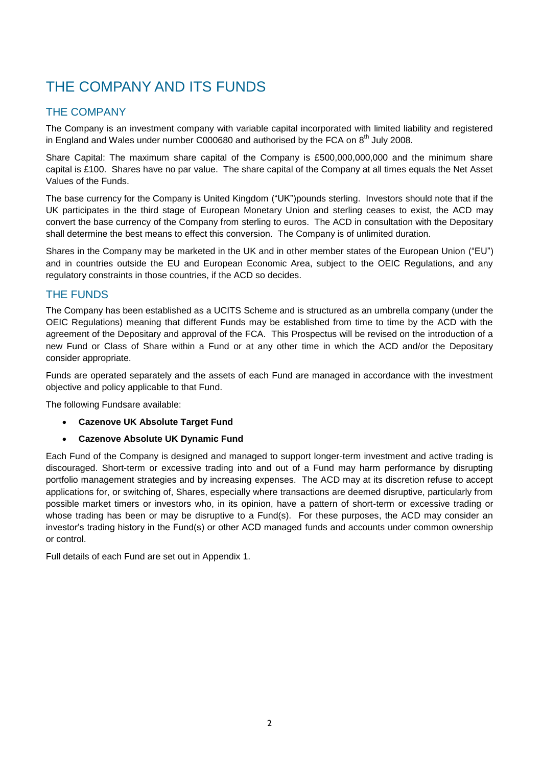# THE COMPANY AND ITS FUNDS

## THE COMPANY

The Company is an investment company with variable capital incorporated with limited liability and registered in England and Wales under number C000680 and authorised by the FCA on 8th July 2008.

Share Capital: The maximum share capital of the Company is £500,000,000,000 and the minimum share capital is £100. Shares have no par value. The share capital of the Company at all times equals the Net Asset Values of the Funds.

The base currency for the Company is United Kingdom ("UK")pounds sterling. Investors should note that if the UK participates in the third stage of European Monetary Union and sterling ceases to exist, the ACD may convert the base currency of the Company from sterling to euros. The ACD in consultation with the Depositary shall determine the best means to effect this conversion. The Company is of unlimited duration.

Shares in the Company may be marketed in the UK and in other member states of the European Union ("EU") and in countries outside the EU and European Economic Area, subject to the OEIC Regulations, and any regulatory constraints in those countries, if the ACD so decides.

## THE FUNDS

The Company has been established as a UCITS Scheme and is structured as an umbrella company (under the OEIC Regulations) meaning that different Funds may be established from time to time by the ACD with the agreement of the Depositary and approval of the FCA. This Prospectus will be revised on the introduction of a new Fund or Class of Share within a Fund or at any other time in which the ACD and/or the Depositary consider appropriate.

Funds are operated separately and the assets of each Fund are managed in accordance with the investment objective and policy applicable to that Fund.

The following Fundsare available:

- **Cazenove UK Absolute Target Fund**
- **Cazenove Absolute UK Dynamic Fund**

Each Fund of the Company is designed and managed to support longer-term investment and active trading is discouraged. Short-term or excessive trading into and out of a Fund may harm performance by disrupting portfolio management strategies and by increasing expenses. The ACD may at its discretion refuse to accept applications for, or switching of, Shares, especially where transactions are deemed disruptive, particularly from possible market timers or investors who, in its opinion, have a pattern of short-term or excessive trading or whose trading has been or may be disruptive to a Fund(s). For these purposes, the ACD may consider an investor's trading history in the Fund(s) or other ACD managed funds and accounts under common ownership or control.

Full details of each Fund are set out in Appendix 1.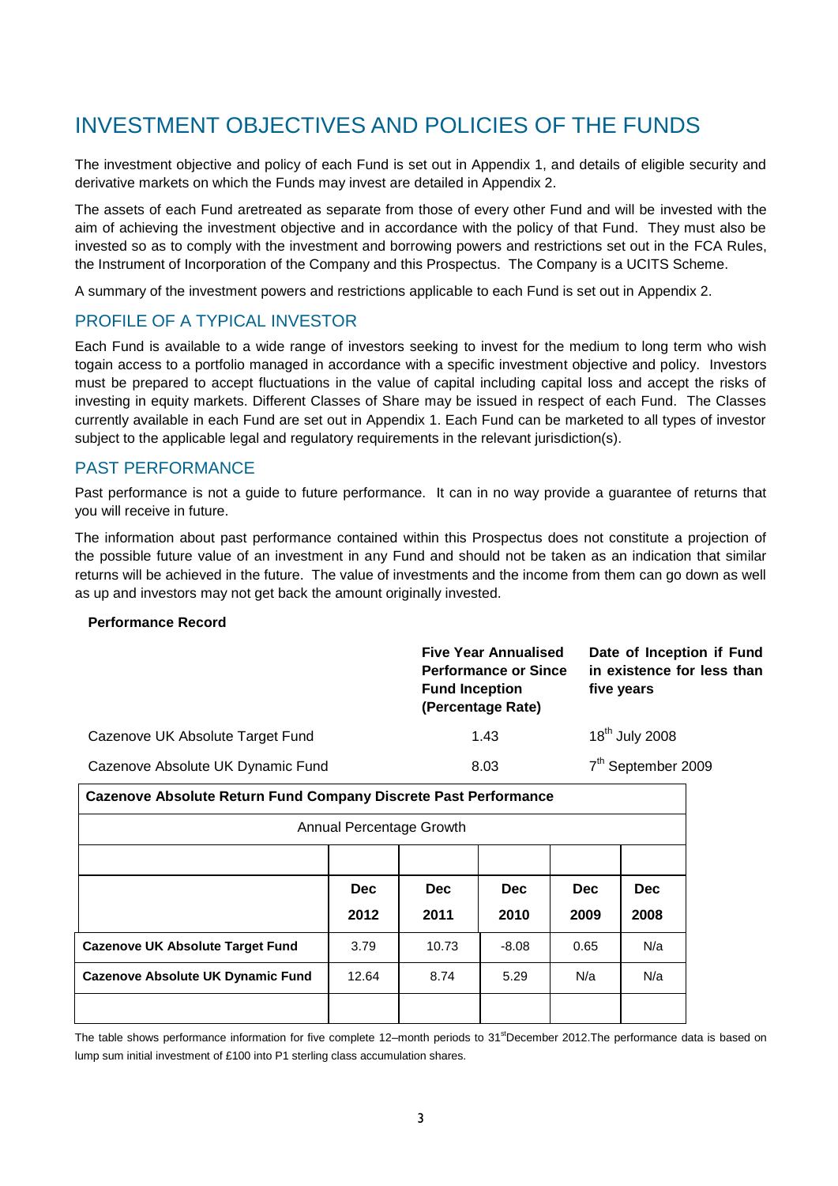# INVESTMENT OBJECTIVES AND POLICIES OF THE FUNDS

The investment objective and policy of each Fund is set out in Appendix 1, and details of eligible security and derivative markets on which the Funds may invest are detailed in Appendix 2.

The assets of each Fund aretreated as separate from those of every other Fund and will be invested with the aim of achieving the investment objective and in accordance with the policy of that Fund. They must also be invested so as to comply with the investment and borrowing powers and restrictions set out in the FCA Rules, the Instrument of Incorporation of the Company and this Prospectus. The Company is a UCITS Scheme.

A summary of the investment powers and restrictions applicable to each Fund is set out in Appendix 2.

## PROFILE OF A TYPICAL INVESTOR

Each Fund is available to a wide range of investors seeking to invest for the medium to long term who wish togain access to a portfolio managed in accordance with a specific investment objective and policy. Investors must be prepared to accept fluctuations in the value of capital including capital loss and accept the risks of investing in equity markets. Different Classes of Share may be issued in respect of each Fund. The Classes currently available in each Fund are set out in Appendix 1. Each Fund can be marketed to all types of investor subject to the applicable legal and regulatory requirements in the relevant jurisdiction(s).

## PAST PERFORMANCE

Past performance is not a guide to future performance. It can in no way provide a guarantee of returns that you will receive in future.

The information about past performance contained within this Prospectus does not constitute a projection of the possible future value of an investment in any Fund and should not be taken as an indication that similar returns will be achieved in the future. The value of investments and the income from them can go down as well as up and investors may not get back the amount originally invested.

**Performance Record**

| | **Five Year Annualised Performance or Since Fund Inception (Percentage Rate)** | **Date of Inception if Fund in existence for less than five years** |
|---|---|---|
| Cazenove UK Absolute Target Fund | 1.43 | 18th July 2008 |
| Cazenove Absolute UK Dynamic Fund | 8.03 | 7th September 2009 |

| **Cazenove Absolute Return Fund Company Discrete Past Performance** | | | | | |
|---|---|---|---|---|---|
| Annual Percentage Growth | | | | | |
| | **Dec 2012** | **Dec 2011** | **Dec 2010** | **Dec 2009** | **Dec 2008** |
| **Cazenove UK Absolute Target Fund** | 3.79 | 10.73 | -8.08 | 0.65 | N/a |
| **Cazenove Absolute UK Dynamic Fund** | 12.64 | 8.74 | 5.29 | N/a | N/a |
| | | | | | |

The table shows performance information for five complete 12–month periods to 31st December 2012.The performance data is based on lump sum initial investment of £100 into P1 sterling class accumulation shares.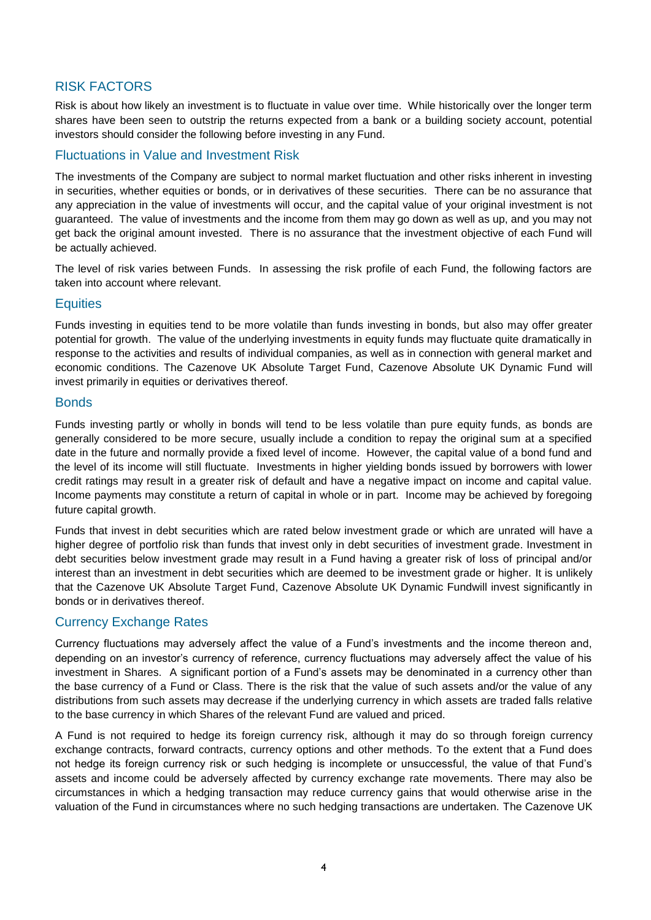## RISK FACTORS

Risk is about how likely an investment is to fluctuate in value over time. While historically over the longer term shares have been seen to outstrip the returns expected from a bank or a building society account, potential investors should consider the following before investing in any Fund.

### Fluctuations in Value and Investment Risk

The investments of the Company are subject to normal market fluctuation and other risks inherent in investing in securities, whether equities or bonds, or in derivatives of these securities. There can be no assurance that any appreciation in the value of investments will occur, and the capital value of your original investment is not guaranteed. The value of investments and the income from them may go down as well as up, and you may not get back the original amount invested. There is no assurance that the investment objective of each Fund will be actually achieved.

The level of risk varies between Funds. In assessing the risk profile of each Fund, the following factors are taken into account where relevant.

### Equities

Funds investing in equities tend to be more volatile than funds investing in bonds, but also may offer greater potential for growth. The value of the underlying investments in equity funds may fluctuate quite dramatically in response to the activities and results of individual companies, as well as in connection with general market and economic conditions. The Cazenove UK Absolute Target Fund, Cazenove Absolute UK Dynamic Fund will invest primarily in equities or derivatives thereof.

### Bonds

Funds investing partly or wholly in bonds will tend to be less volatile than pure equity funds, as bonds are generally considered to be more secure, usually include a condition to repay the original sum at a specified date in the future and normally provide a fixed level of income. However, the capital value of a bond fund and the level of its income will still fluctuate. Investments in higher yielding bonds issued by borrowers with lower credit ratings may result in a greater risk of default and have a negative impact on income and capital value. Income payments may constitute a return of capital in whole or in part. Income may be achieved by foregoing future capital growth.

Funds that invest in debt securities which are rated below investment grade or which are unrated will have a higher degree of portfolio risk than funds that invest only in debt securities of investment grade. Investment in debt securities below investment grade may result in a Fund having a greater risk of loss of principal and/or interest than an investment in debt securities which are deemed to be investment grade or higher. It is unlikely that the Cazenove UK Absolute Target Fund, Cazenove Absolute UK Dynamic Fundwill invest significantly in bonds or in derivatives thereof.

### Currency Exchange Rates

Currency fluctuations may adversely affect the value of a Fund's investments and the income thereon and, depending on an investor's currency of reference, currency fluctuations may adversely affect the value of his investment in Shares. A significant portion of a Fund's assets may be denominated in a currency other than the base currency of a Fund or Class. There is the risk that the value of such assets and/or the value of any distributions from such assets may decrease if the underlying currency in which assets are traded falls relative to the base currency in which Shares of the relevant Fund are valued and priced.

A Fund is not required to hedge its foreign currency risk, although it may do so through foreign currency exchange contracts, forward contracts, currency options and other methods. To the extent that a Fund does not hedge its foreign currency risk or such hedging is incomplete or unsuccessful, the value of that Fund's assets and income could be adversely affected by currency exchange rate movements. There may also be circumstances in which a hedging transaction may reduce currency gains that would otherwise arise in the valuation of the Fund in circumstances where no such hedging transactions are undertaken. The Cazenove UK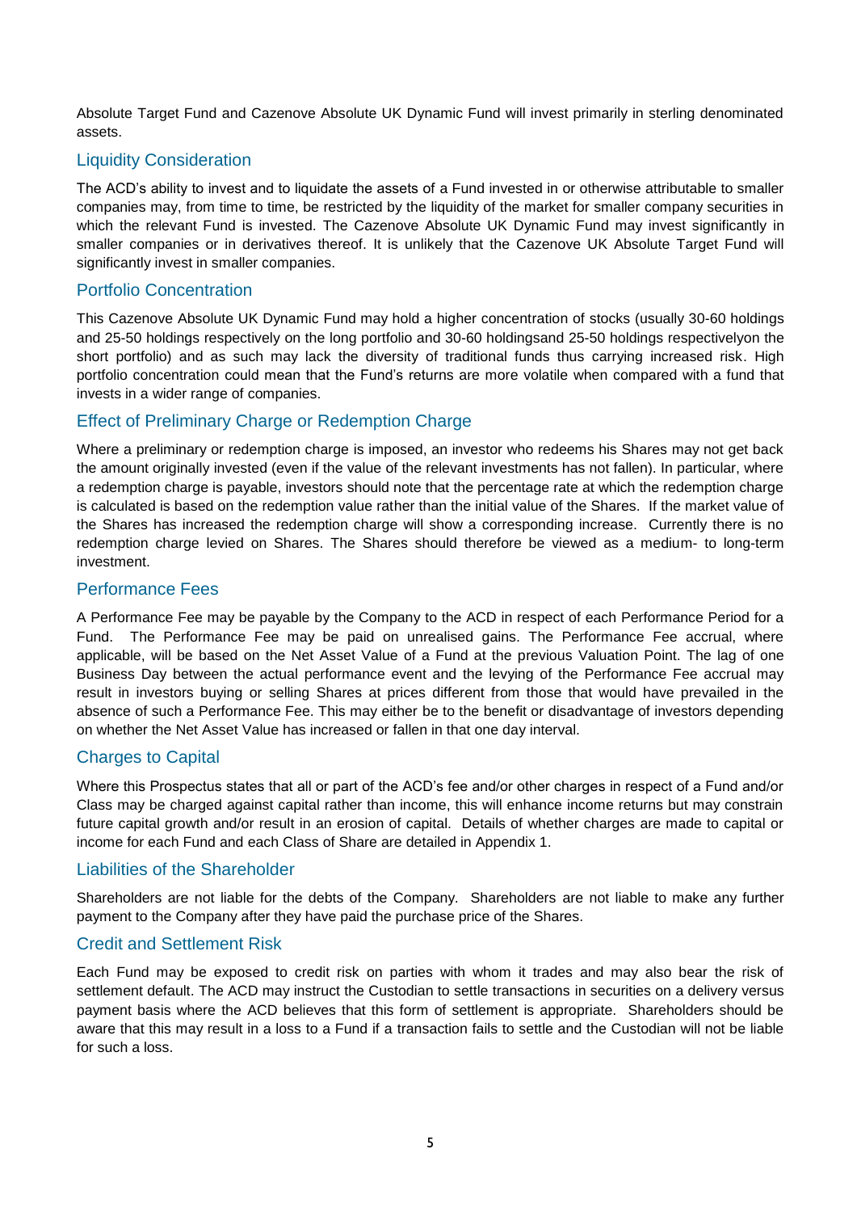Absolute Target Fund and Cazenove Absolute UK Dynamic Fund will invest primarily in sterling denominated assets.

## Liquidity Consideration

The ACD's ability to invest and to liquidate the assets of a Fund invested in or otherwise attributable to smaller companies may, from time to time, be restricted by the liquidity of the market for smaller company securities in which the relevant Fund is invested. The Cazenove Absolute UK Dynamic Fund may invest significantly in smaller companies or in derivatives thereof. It is unlikely that the Cazenove UK Absolute Target Fund will significantly invest in smaller companies.

## Portfolio Concentration

This Cazenove Absolute UK Dynamic Fund may hold a higher concentration of stocks (usually 30-60 holdings and 25-50 holdings respectively on the long portfolio and 30-60 holdingsand 25-50 holdings respectivelyon the short portfolio) and as such may lack the diversity of traditional funds thus carrying increased risk. High portfolio concentration could mean that the Fund's returns are more volatile when compared with a fund that invests in a wider range of companies.

## Effect of Preliminary Charge or Redemption Charge

Where a preliminary or redemption charge is imposed, an investor who redeems his Shares may not get back the amount originally invested (even if the value of the relevant investments has not fallen). In particular, where a redemption charge is payable, investors should note that the percentage rate at which the redemption charge is calculated is based on the redemption value rather than the initial value of the Shares. If the market value of the Shares has increased the redemption charge will show a corresponding increase. Currently there is no redemption charge levied on Shares. The Shares should therefore be viewed as a medium- to long-term investment.

## Performance Fees

A Performance Fee may be payable by the Company to the ACD in respect of each Performance Period for a Fund. The Performance Fee may be paid on unrealised gains. The Performance Fee accrual, where applicable, will be based on the Net Asset Value of a Fund at the previous Valuation Point. The lag of one Business Day between the actual performance event and the levying of the Performance Fee accrual may result in investors buying or selling Shares at prices different from those that would have prevailed in the absence of such a Performance Fee. This may either be to the benefit or disadvantage of investors depending on whether the Net Asset Value has increased or fallen in that one day interval.

## Charges to Capital

Where this Prospectus states that all or part of the ACD's fee and/or other charges in respect of a Fund and/or Class may be charged against capital rather than income, this will enhance income returns but may constrain future capital growth and/or result in an erosion of capital. Details of whether charges are made to capital or income for each Fund and each Class of Share are detailed in Appendix 1.

## Liabilities of the Shareholder

Shareholders are not liable for the debts of the Company. Shareholders are not liable to make any further payment to the Company after they have paid the purchase price of the Shares.

## Credit and Settlement Risk

Each Fund may be exposed to credit risk on parties with whom it trades and may also bear the risk of settlement default. The ACD may instruct the Custodian to settle transactions in securities on a delivery versus payment basis where the ACD believes that this form of settlement is appropriate. Shareholders should be aware that this may result in a loss to a Fund if a transaction fails to settle and the Custodian will not be liable for such a loss.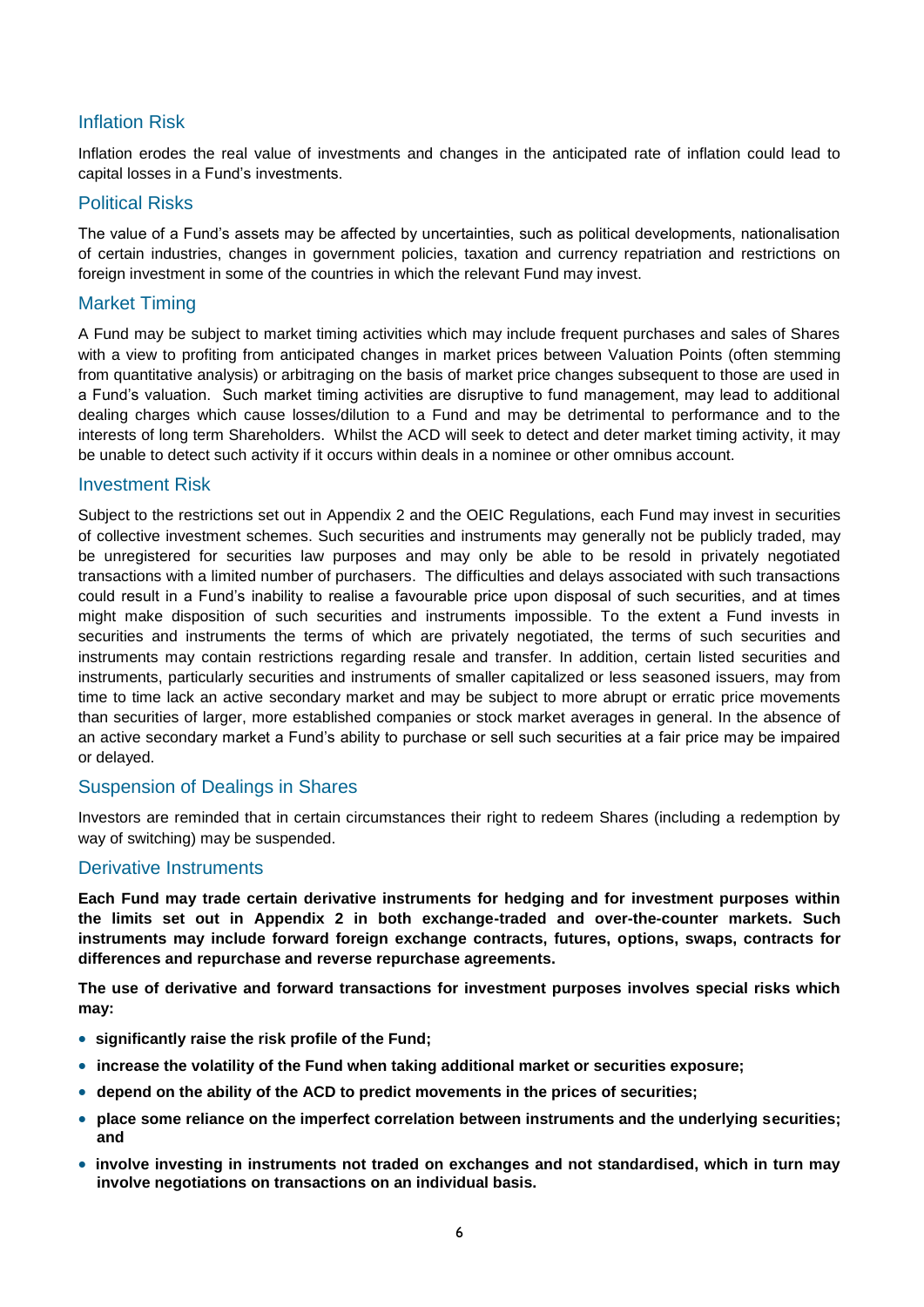## Inflation Risk

Inflation erodes the real value of investments and changes in the anticipated rate of inflation could lead to capital losses in a Fund's investments.

## Political Risks

The value of a Fund's assets may be affected by uncertainties, such as political developments, nationalisation of certain industries, changes in government policies, taxation and currency repatriation and restrictions on foreign investment in some of the countries in which the relevant Fund may invest.

## Market Timing

A Fund may be subject to market timing activities which may include frequent purchases and sales of Shares with a view to profiting from anticipated changes in market prices between Valuation Points (often stemming from quantitative analysis) or arbitraging on the basis of market price changes subsequent to those are used in a Fund's valuation. Such market timing activities are disruptive to fund management, may lead to additional dealing charges which cause losses/dilution to a Fund and may be detrimental to performance and to the interests of long term Shareholders. Whilst the ACD will seek to detect and deter market timing activity, it may be unable to detect such activity if it occurs within deals in a nominee or other omnibus account.

## Investment Risk

Subject to the restrictions set out in Appendix 2 and the OEIC Regulations, each Fund may invest in securities of collective investment schemes. Such securities and instruments may generally not be publicly traded, may be unregistered for securities law purposes and may only be able to be resold in privately negotiated transactions with a limited number of purchasers. The difficulties and delays associated with such transactions could result in a Fund's inability to realise a favourable price upon disposal of such securities, and at times might make disposition of such securities and instruments impossible. To the extent a Fund invests in securities and instruments the terms of which are privately negotiated, the terms of such securities and instruments may contain restrictions regarding resale and transfer. In addition, certain listed securities and instruments, particularly securities and instruments of smaller capitalized or less seasoned issuers, may from time to time lack an active secondary market and may be subject to more abrupt or erratic price movements than securities of larger, more established companies or stock market averages in general. In the absence of an active secondary market a Fund's ability to purchase or sell such securities at a fair price may be impaired or delayed.

## Suspension of Dealings in Shares

Investors are reminded that in certain circumstances their right to redeem Shares (including a redemption by way of switching) may be suspended.

## Derivative Instruments

**Each Fund may trade certain derivative instruments for hedging and for investment purposes within the limits set out in Appendix 2 in both exchange-traded and over-the-counter markets. Such instruments may include forward foreign exchange contracts, futures, options, swaps, contracts for differences and repurchase and reverse repurchase agreements.**

**The use of derivative and forward transactions for investment purposes involves special risks which may:**

- **significantly raise the risk profile of the Fund;**
- **increase the volatility of the Fund when taking additional market or securities exposure;**
- **depend on the ability of the ACD to predict movements in the prices of securities;**
- **place some reliance on the imperfect correlation between instruments and the underlying securities; and**
- **involve investing in instruments not traded on exchanges and not standardised, which in turn may involve negotiations on transactions on an individual basis.**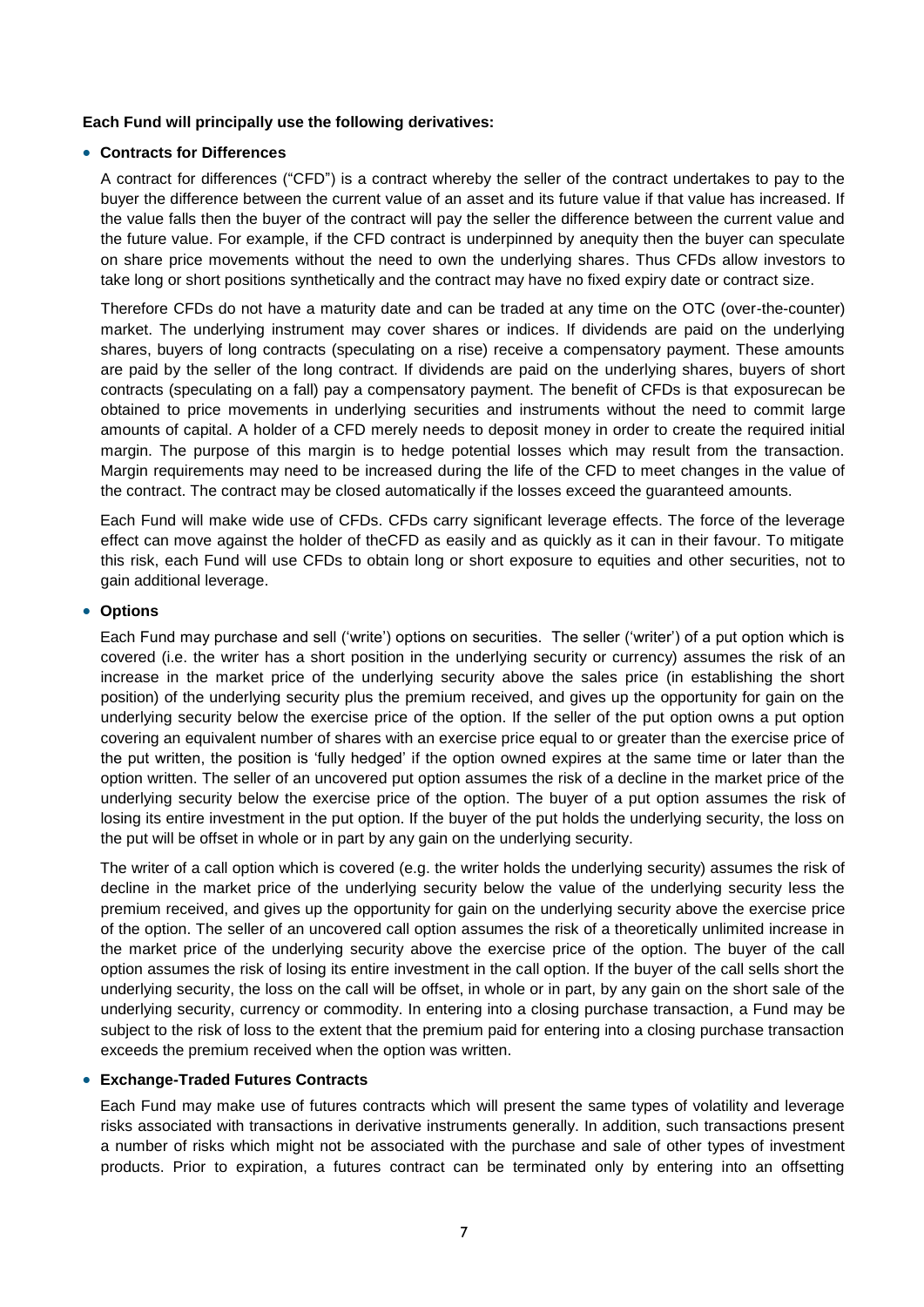**Each Fund will principally use the following derivatives:**

- **Contracts for Differences**

  A contract for differences ("CFD") is a contract whereby the seller of the contract undertakes to pay to the buyer the difference between the current value of an asset and its future value if that value has increased. If the value falls then the buyer of the contract will pay the seller the difference between the current value and the future value. For example, if the CFD contract is underpinned by anequity then the buyer can speculate on share price movements without the need to own the underlying shares. Thus CFDs allow investors to take long or short positions synthetically and the contract may have no fixed expiry date or contract size.

  Therefore CFDs do not have a maturity date and can be traded at any time on the OTC (over-the-counter) market. The underlying instrument may cover shares or indices. If dividends are paid on the underlying shares, buyers of long contracts (speculating on a rise) receive a compensatory payment. These amounts are paid by the seller of the long contract. If dividends are paid on the underlying shares, buyers of short contracts (speculating on a fall) pay a compensatory payment. The benefit of CFDs is that exposurecan be obtained to price movements in underlying securities and instruments without the need to commit large amounts of capital. A holder of a CFD merely needs to deposit money in order to create the required initial margin. The purpose of this margin is to hedge potential losses which may result from the transaction. Margin requirements may need to be increased during the life of the CFD to meet changes in the value of the contract. The contract may be closed automatically if the losses exceed the guaranteed amounts.

  Each Fund will make wide use of CFDs. CFDs carry significant leverage effects. The force of the leverage effect can move against the holder of theCFD as easily and as quickly as it can in their favour. To mitigate this risk, each Fund will use CFDs to obtain long or short exposure to equities and other securities, not to gain additional leverage.

- **Options**

  Each Fund may purchase and sell ('write') options on securities. The seller ('writer') of a put option which is covered (i.e. the writer has a short position in the underlying security or currency) assumes the risk of an increase in the market price of the underlying security above the sales price (in establishing the short position) of the underlying security plus the premium received, and gives up the opportunity for gain on the underlying security below the exercise price of the option. If the seller of the put option owns a put option covering an equivalent number of shares with an exercise price equal to or greater than the exercise price of the put written, the position is 'fully hedged' if the option owned expires at the same time or later than the option written. The seller of an uncovered put option assumes the risk of a decline in the market price of the underlying security below the exercise price of the option. The buyer of a put option assumes the risk of losing its entire investment in the put option. If the buyer of the put holds the underlying security, the loss on the put will be offset in whole or in part by any gain on the underlying security.

  The writer of a call option which is covered (e.g. the writer holds the underlying security) assumes the risk of decline in the market price of the underlying security below the value of the underlying security less the premium received, and gives up the opportunity for gain on the underlying security above the exercise price of the option. The seller of an uncovered call option assumes the risk of a theoretically unlimited increase in the market price of the underlying security above the exercise price of the option. The buyer of the call option assumes the risk of losing its entire investment in the call option. If the buyer of the call sells short the underlying security, the loss on the call will be offset, in whole or in part, by any gain on the short sale of the underlying security, currency or commodity. In entering into a closing purchase transaction, a Fund may be subject to the risk of loss to the extent that the premium paid for entering into a closing purchase transaction exceeds the premium received when the option was written.

- **Exchange-Traded Futures Contracts**

  Each Fund may make use of futures contracts which will present the same types of volatility and leverage risks associated with transactions in derivative instruments generally. In addition, such transactions present a number of risks which might not be associated with the purchase and sale of other types of investment products. Prior to expiration, a futures contract can be terminated only by entering into an offsetting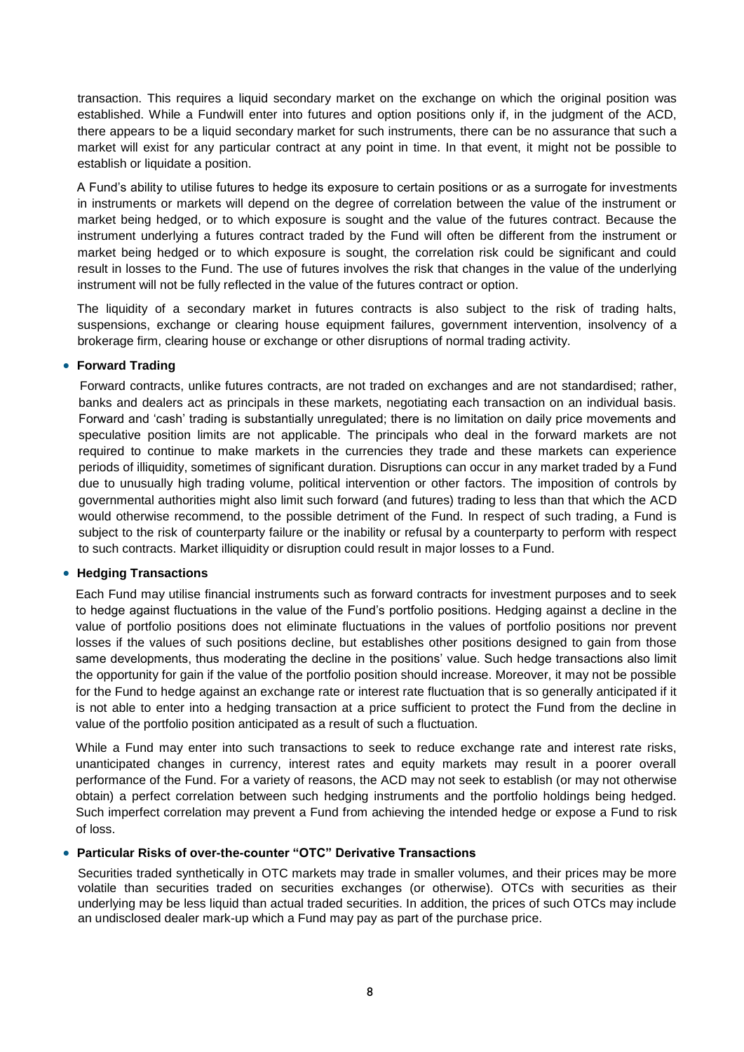transaction. This requires a liquid secondary market on the exchange on which the original position was established. While a Fundwill enter into futures and option positions only if, in the judgment of the ACD, there appears to be a liquid secondary market for such instruments, there can be no assurance that such a market will exist for any particular contract at any point in time. In that event, it might not be possible to establish or liquidate a position.

A Fund's ability to utilise futures to hedge its exposure to certain positions or as a surrogate for investments in instruments or markets will depend on the degree of correlation between the value of the instrument or market being hedged, or to which exposure is sought and the value of the futures contract. Because the instrument underlying a futures contract traded by the Fund will often be different from the instrument or market being hedged or to which exposure is sought, the correlation risk could be significant and could result in losses to the Fund. The use of futures involves the risk that changes in the value of the underlying instrument will not be fully reflected in the value of the futures contract or option.

The liquidity of a secondary market in futures contracts is also subject to the risk of trading halts, suspensions, exchange or clearing house equipment failures, government intervention, insolvency of a brokerage firm, clearing house or exchange or other disruptions of normal trading activity.

- **Forward Trading**

  Forward contracts, unlike futures contracts, are not traded on exchanges and are not standardised; rather, banks and dealers act as principals in these markets, negotiating each transaction on an individual basis. Forward and 'cash' trading is substantially unregulated; there is no limitation on daily price movements and speculative position limits are not applicable. The principals who deal in the forward markets are not required to continue to make markets in the currencies they trade and these markets can experience periods of illiquidity, sometimes of significant duration. Disruptions can occur in any market traded by a Fund due to unusually high trading volume, political intervention or other factors. The imposition of controls by governmental authorities might also limit such forward (and futures) trading to less than that which the ACD would otherwise recommend, to the possible detriment of the Fund. In respect of such trading, a Fund is subject to the risk of counterparty failure or the inability or refusal by a counterparty to perform with respect to such contracts. Market illiquidity or disruption could result in major losses to a Fund.

- **Hedging Transactions**

  Each Fund may utilise financial instruments such as forward contracts for investment purposes and to seek to hedge against fluctuations in the value of the Fund's portfolio positions. Hedging against a decline in the value of portfolio positions does not eliminate fluctuations in the values of portfolio positions nor prevent losses if the values of such positions decline, but establishes other positions designed to gain from those same developments, thus moderating the decline in the positions' value. Such hedge transactions also limit the opportunity for gain if the value of the portfolio position should increase. Moreover, it may not be possible for the Fund to hedge against an exchange rate or interest rate fluctuation that is so generally anticipated if it is not able to enter into a hedging transaction at a price sufficient to protect the Fund from the decline in value of the portfolio position anticipated as a result of such a fluctuation.

  While a Fund may enter into such transactions to seek to reduce exchange rate and interest rate risks, unanticipated changes in currency, interest rates and equity markets may result in a poorer overall performance of the Fund. For a variety of reasons, the ACD may not seek to establish (or may not otherwise obtain) a perfect correlation between such hedging instruments and the portfolio holdings being hedged. Such imperfect correlation may prevent a Fund from achieving the intended hedge or expose a Fund to risk of loss.

- **Particular Risks of over-the-counter "OTC" Derivative Transactions**

  Securities traded synthetically in OTC markets may trade in smaller volumes, and their prices may be more volatile than securities traded on securities exchanges (or otherwise). OTCs with securities as their underlying may be less liquid than actual traded securities. In addition, the prices of such OTCs may include an undisclosed dealer mark-up which a Fund may pay as part of the purchase price.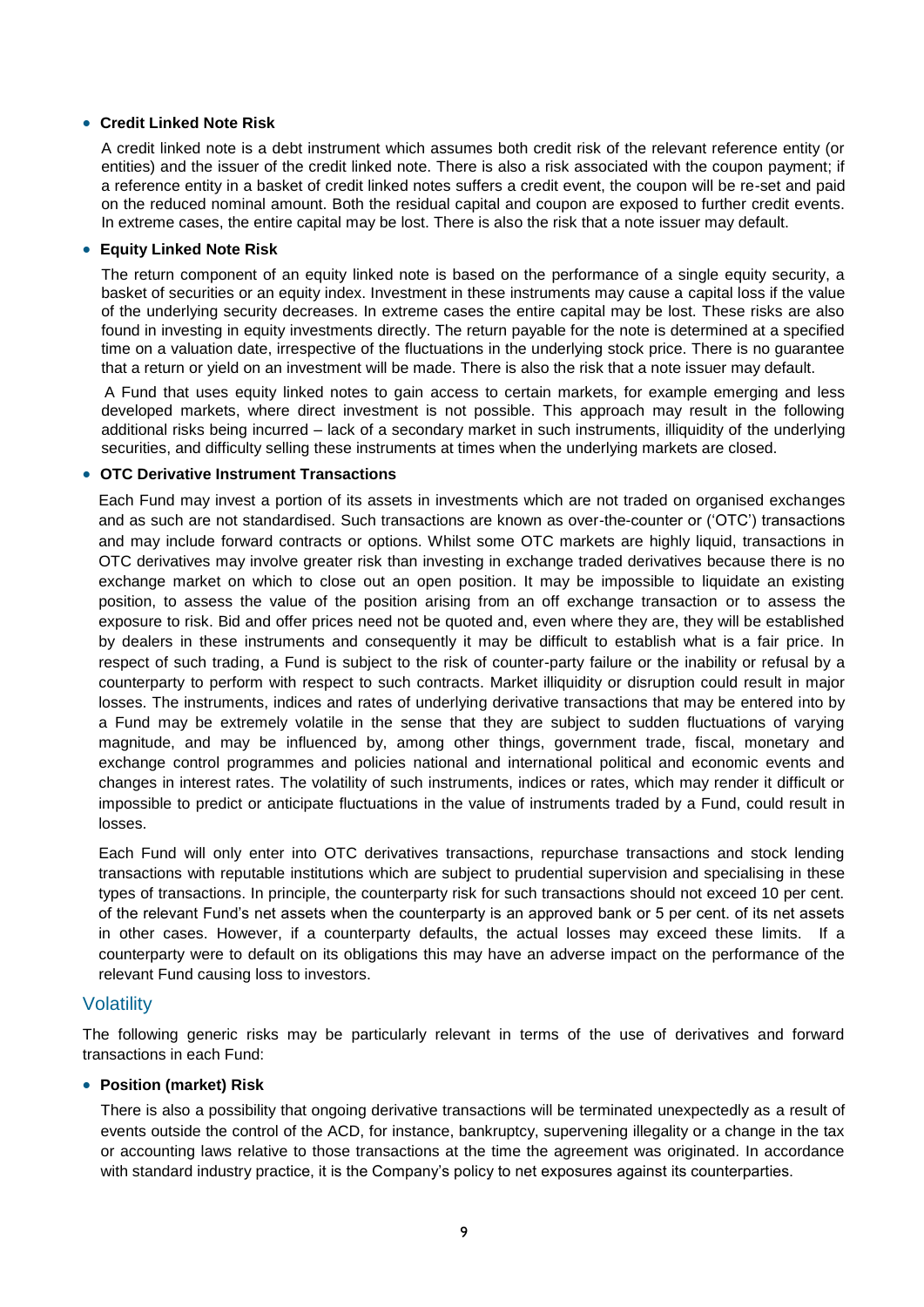- **Credit Linked Note Risk**

  A credit linked note is a debt instrument which assumes both credit risk of the relevant reference entity (or entities) and the issuer of the credit linked note. There is also a risk associated with the coupon payment; if a reference entity in a basket of credit linked notes suffers a credit event, the coupon will be re-set and paid on the reduced nominal amount. Both the residual capital and coupon are exposed to further credit events. In extreme cases, the entire capital may be lost. There is also the risk that a note issuer may default.

- **Equity Linked Note Risk**

  The return component of an equity linked note is based on the performance of a single equity security, a basket of securities or an equity index. Investment in these instruments may cause a capital loss if the value of the underlying security decreases. In extreme cases the entire capital may be lost. These risks are also found in investing in equity investments directly. The return payable for the note is determined at a specified time on a valuation date, irrespective of the fluctuations in the underlying stock price. There is no guarantee that a return or yield on an investment will be made. There is also the risk that a note issuer may default.

  A Fund that uses equity linked notes to gain access to certain markets, for example emerging and less developed markets, where direct investment is not possible. This approach may result in the following additional risks being incurred – lack of a secondary market in such instruments, illiquidity of the underlying securities, and difficulty selling these instruments at times when the underlying markets are closed.

- **OTC Derivative Instrument Transactions**

  Each Fund may invest a portion of its assets in investments which are not traded on organised exchanges and as such are not standardised. Such transactions are known as over-the-counter or ('OTC') transactions and may include forward contracts or options. Whilst some OTC markets are highly liquid, transactions in OTC derivatives may involve greater risk than investing in exchange traded derivatives because there is no exchange market on which to close out an open position. It may be impossible to liquidate an existing position, to assess the value of the position arising from an off exchange transaction or to assess the exposure to risk. Bid and offer prices need not be quoted and, even where they are, they will be established by dealers in these instruments and consequently it may be difficult to establish what is a fair price. In respect of such trading, a Fund is subject to the risk of counter-party failure or the inability or refusal by a counterparty to perform with respect to such contracts. Market illiquidity or disruption could result in major losses. The instruments, indices and rates of underlying derivative transactions that may be entered into by a Fund may be extremely volatile in the sense that they are subject to sudden fluctuations of varying magnitude, and may be influenced by, among other things, government trade, fiscal, monetary and exchange control programmes and policies national and international political and economic events and changes in interest rates. The volatility of such instruments, indices or rates, which may render it difficult or impossible to predict or anticipate fluctuations in the value of instruments traded by a Fund, could result in losses.

  Each Fund will only enter into OTC derivatives transactions, repurchase transactions and stock lending transactions with reputable institutions which are subject to prudential supervision and specialising in these types of transactions. In principle, the counterparty risk for such transactions should not exceed 10 per cent. of the relevant Fund's net assets when the counterparty is an approved bank or 5 per cent. of its net assets in other cases. However, if a counterparty defaults, the actual losses may exceed these limits. If a counterparty were to default on its obligations this may have an adverse impact on the performance of the relevant Fund causing loss to investors.

## Volatility

The following generic risks may be particularly relevant in terms of the use of derivatives and forward transactions in each Fund:

- **Position (market) Risk**

  There is also a possibility that ongoing derivative transactions will be terminated unexpectedly as a result of events outside the control of the ACD, for instance, bankruptcy, supervening illegality or a change in the tax or accounting laws relative to those transactions at the time the agreement was originated. In accordance with standard industry practice, it is the Company's policy to net exposures against its counterparties.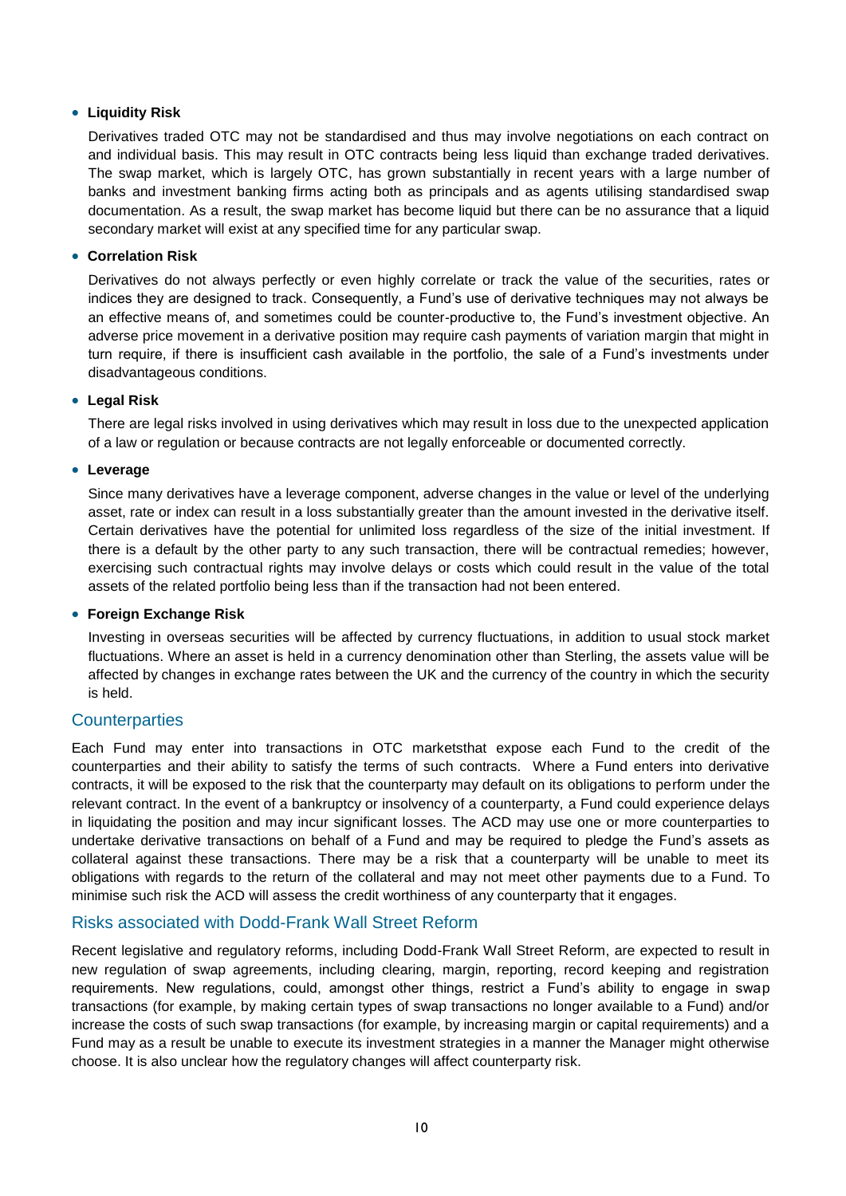- **Liquidity Risk**

  Derivatives traded OTC may not be standardised and thus may involve negotiations on each contract on and individual basis. This may result in OTC contracts being less liquid than exchange traded derivatives. The swap market, which is largely OTC, has grown substantially in recent years with a large number of banks and investment banking firms acting both as principals and as agents utilising standardised swap documentation. As a result, the swap market has become liquid but there can be no assurance that a liquid secondary market will exist at any specified time for any particular swap.

- **Correlation Risk**

  Derivatives do not always perfectly or even highly correlate or track the value of the securities, rates or indices they are designed to track. Consequently, a Fund's use of derivative techniques may not always be an effective means of, and sometimes could be counter-productive to, the Fund's investment objective. An adverse price movement in a derivative position may require cash payments of variation margin that might in turn require, if there is insufficient cash available in the portfolio, the sale of a Fund's investments under disadvantageous conditions.

- **Legal Risk**

  There are legal risks involved in using derivatives which may result in loss due to the unexpected application of a law or regulation or because contracts are not legally enforceable or documented correctly.

- **Leverage**

  Since many derivatives have a leverage component, adverse changes in the value or level of the underlying asset, rate or index can result in a loss substantially greater than the amount invested in the derivative itself. Certain derivatives have the potential for unlimited loss regardless of the size of the initial investment. If there is a default by the other party to any such transaction, there will be contractual remedies; however, exercising such contractual rights may involve delays or costs which could result in the value of the total assets of the related portfolio being less than if the transaction had not been entered.

- **Foreign Exchange Risk**

  Investing in overseas securities will be affected by currency fluctuations, in addition to usual stock market fluctuations. Where an asset is held in a currency denomination other than Sterling, the assets value will be affected by changes in exchange rates between the UK and the currency of the country in which the security is held.

## Counterparties

Each Fund may enter into transactions in OTC marketsthat expose each Fund to the credit of the counterparties and their ability to satisfy the terms of such contracts. Where a Fund enters into derivative contracts, it will be exposed to the risk that the counterparty may default on its obligations to perform under the relevant contract. In the event of a bankruptcy or insolvency of a counterparty, a Fund could experience delays in liquidating the position and may incur significant losses. The ACD may use one or more counterparties to undertake derivative transactions on behalf of a Fund and may be required to pledge the Fund's assets as collateral against these transactions. There may be a risk that a counterparty will be unable to meet its obligations with regards to the return of the collateral and may not meet other payments due to a Fund. To minimise such risk the ACD will assess the credit worthiness of any counterparty that it engages.

## Risks associated with Dodd-Frank Wall Street Reform

Recent legislative and regulatory reforms, including Dodd-Frank Wall Street Reform, are expected to result in new regulation of swap agreements, including clearing, margin, reporting, record keeping and registration requirements. New regulations, could, amongst other things, restrict a Fund's ability to engage in swap transactions (for example, by making certain types of swap transactions no longer available to a Fund) and/or increase the costs of such swap transactions (for example, by increasing margin or capital requirements) and a Fund may as a result be unable to execute its investment strategies in a manner the Manager might otherwise choose. It is also unclear how the regulatory changes will affect counterparty risk.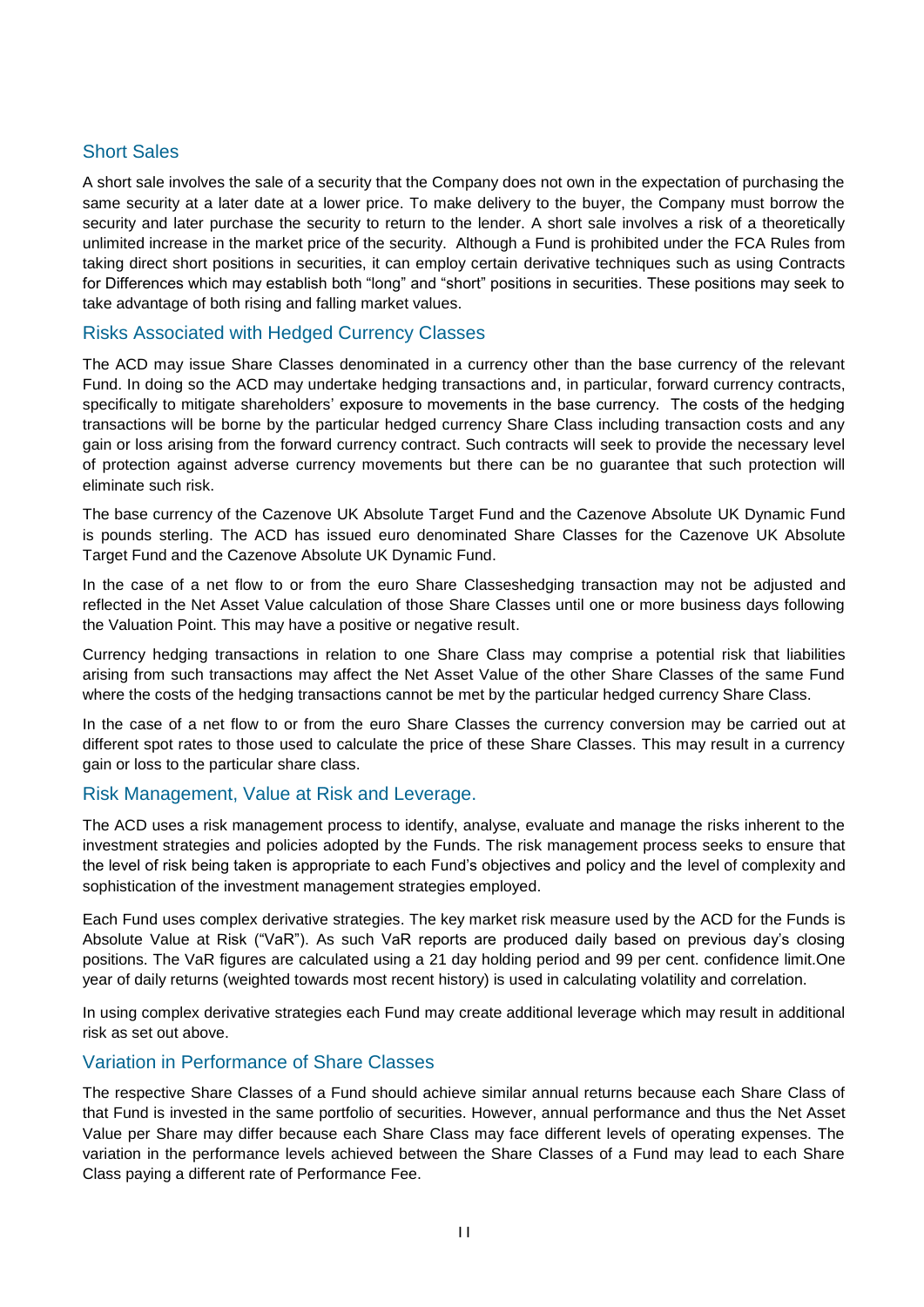## Short Sales

A short sale involves the sale of a security that the Company does not own in the expectation of purchasing the same security at a later date at a lower price. To make delivery to the buyer, the Company must borrow the security and later purchase the security to return to the lender. A short sale involves a risk of a theoretically unlimited increase in the market price of the security. Although a Fund is prohibited under the FCA Rules from taking direct short positions in securities, it can employ certain derivative techniques such as using Contracts for Differences which may establish both "long" and "short" positions in securities. These positions may seek to take advantage of both rising and falling market values.

## Risks Associated with Hedged Currency Classes

The ACD may issue Share Classes denominated in a currency other than the base currency of the relevant Fund. In doing so the ACD may undertake hedging transactions and, in particular, forward currency contracts, specifically to mitigate shareholders' exposure to movements in the base currency. The costs of the hedging transactions will be borne by the particular hedged currency Share Class including transaction costs and any gain or loss arising from the forward currency contract. Such contracts will seek to provide the necessary level of protection against adverse currency movements but there can be no guarantee that such protection will eliminate such risk.

The base currency of the Cazenove UK Absolute Target Fund and the Cazenove Absolute UK Dynamic Fund is pounds sterling. The ACD has issued euro denominated Share Classes for the Cazenove UK Absolute Target Fund and the Cazenove Absolute UK Dynamic Fund.

In the case of a net flow to or from the euro Share Classeshedging transaction may not be adjusted and reflected in the Net Asset Value calculation of those Share Classes until one or more business days following the Valuation Point. This may have a positive or negative result.

Currency hedging transactions in relation to one Share Class may comprise a potential risk that liabilities arising from such transactions may affect the Net Asset Value of the other Share Classes of the same Fund where the costs of the hedging transactions cannot be met by the particular hedged currency Share Class.

In the case of a net flow to or from the euro Share Classes the currency conversion may be carried out at different spot rates to those used to calculate the price of these Share Classes. This may result in a currency gain or loss to the particular share class.

## Risk Management, Value at Risk and Leverage.

The ACD uses a risk management process to identify, analyse, evaluate and manage the risks inherent to the investment strategies and policies adopted by the Funds. The risk management process seeks to ensure that the level of risk being taken is appropriate to each Fund's objectives and policy and the level of complexity and sophistication of the investment management strategies employed.

Each Fund uses complex derivative strategies. The key market risk measure used by the ACD for the Funds is Absolute Value at Risk ("VaR"). As such VaR reports are produced daily based on previous day's closing positions. The VaR figures are calculated using a 21 day holding period and 99 per cent. confidence limit.One year of daily returns (weighted towards most recent history) is used in calculating volatility and correlation.

In using complex derivative strategies each Fund may create additional leverage which may result in additional risk as set out above.

## Variation in Performance of Share Classes

The respective Share Classes of a Fund should achieve similar annual returns because each Share Class of that Fund is invested in the same portfolio of securities. However, annual performance and thus the Net Asset Value per Share may differ because each Share Class may face different levels of operating expenses. The variation in the performance levels achieved between the Share Classes of a Fund may lead to each Share Class paying a different rate of Performance Fee.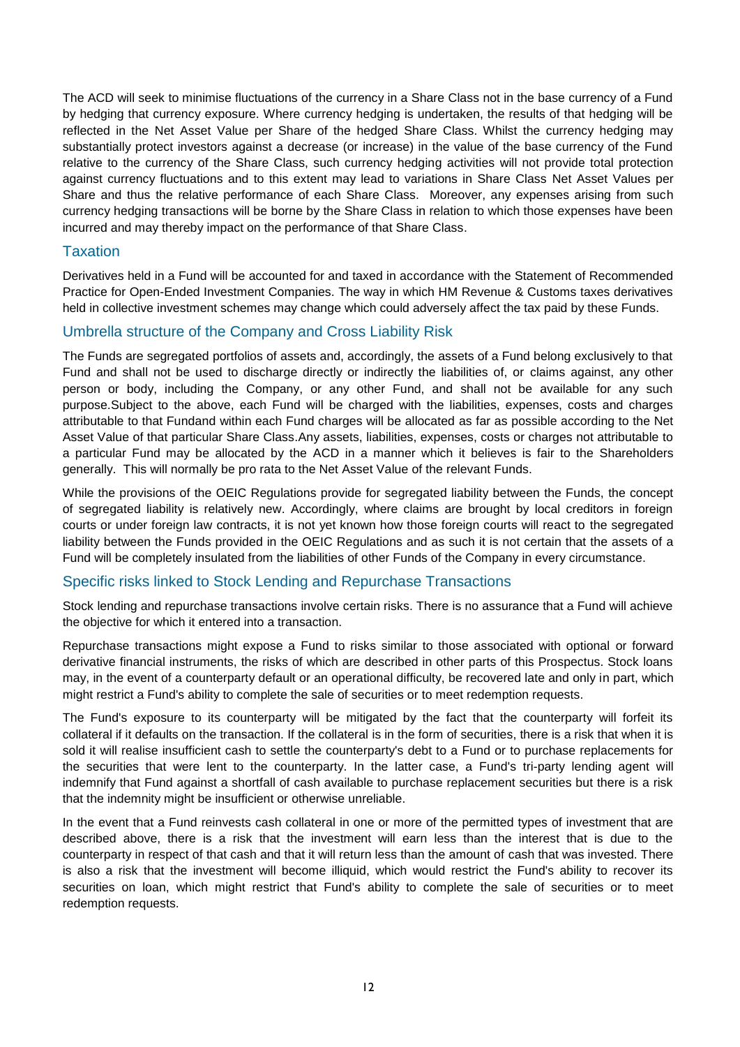The ACD will seek to minimise fluctuations of the currency in a Share Class not in the base currency of a Fund by hedging that currency exposure. Where currency hedging is undertaken, the results of that hedging will be reflected in the Net Asset Value per Share of the hedged Share Class. Whilst the currency hedging may substantially protect investors against a decrease (or increase) in the value of the base currency of the Fund relative to the currency of the Share Class, such currency hedging activities will not provide total protection against currency fluctuations and to this extent may lead to variations in Share Class Net Asset Values per Share and thus the relative performance of each Share Class. Moreover, any expenses arising from such currency hedging transactions will be borne by the Share Class in relation to which those expenses have been incurred and may thereby impact on the performance of that Share Class.

## Taxation

Derivatives held in a Fund will be accounted for and taxed in accordance with the Statement of Recommended Practice for Open-Ended Investment Companies. The way in which HM Revenue & Customs taxes derivatives held in collective investment schemes may change which could adversely affect the tax paid by these Funds.

## Umbrella structure of the Company and Cross Liability Risk

The Funds are segregated portfolios of assets and, accordingly, the assets of a Fund belong exclusively to that Fund and shall not be used to discharge directly or indirectly the liabilities of, or claims against, any other person or body, including the Company, or any other Fund, and shall not be available for any such purpose.Subject to the above, each Fund will be charged with the liabilities, expenses, costs and charges attributable to that Fundand within each Fund charges will be allocated as far as possible according to the Net Asset Value of that particular Share Class.Any assets, liabilities, expenses, costs or charges not attributable to a particular Fund may be allocated by the ACD in a manner which it believes is fair to the Shareholders generally. This will normally be pro rata to the Net Asset Value of the relevant Funds.

While the provisions of the OEIC Regulations provide for segregated liability between the Funds, the concept of segregated liability is relatively new. Accordingly, where claims are brought by local creditors in foreign courts or under foreign law contracts, it is not yet known how those foreign courts will react to the segregated liability between the Funds provided in the OEIC Regulations and as such it is not certain that the assets of a Fund will be completely insulated from the liabilities of other Funds of the Company in every circumstance.

## Specific risks linked to Stock Lending and Repurchase Transactions

Stock lending and repurchase transactions involve certain risks. There is no assurance that a Fund will achieve the objective for which it entered into a transaction.

Repurchase transactions might expose a Fund to risks similar to those associated with optional or forward derivative financial instruments, the risks of which are described in other parts of this Prospectus. Stock loans may, in the event of a counterparty default or an operational difficulty, be recovered late and only in part, which might restrict a Fund's ability to complete the sale of securities or to meet redemption requests.

The Fund's exposure to its counterparty will be mitigated by the fact that the counterparty will forfeit its collateral if it defaults on the transaction. If the collateral is in the form of securities, there is a risk that when it is sold it will realise insufficient cash to settle the counterparty's debt to a Fund or to purchase replacements for the securities that were lent to the counterparty. In the latter case, a Fund's tri-party lending agent will indemnify that Fund against a shortfall of cash available to purchase replacement securities but there is a risk that the indemnity might be insufficient or otherwise unreliable.

In the event that a Fund reinvests cash collateral in one or more of the permitted types of investment that are described above, there is a risk that the investment will earn less than the interest that is due to the counterparty in respect of that cash and that it will return less than the amount of cash that was invested. There is also a risk that the investment will become illiquid, which would restrict the Fund's ability to recover its securities on loan, which might restrict that Fund's ability to complete the sale of securities or to meet redemption requests.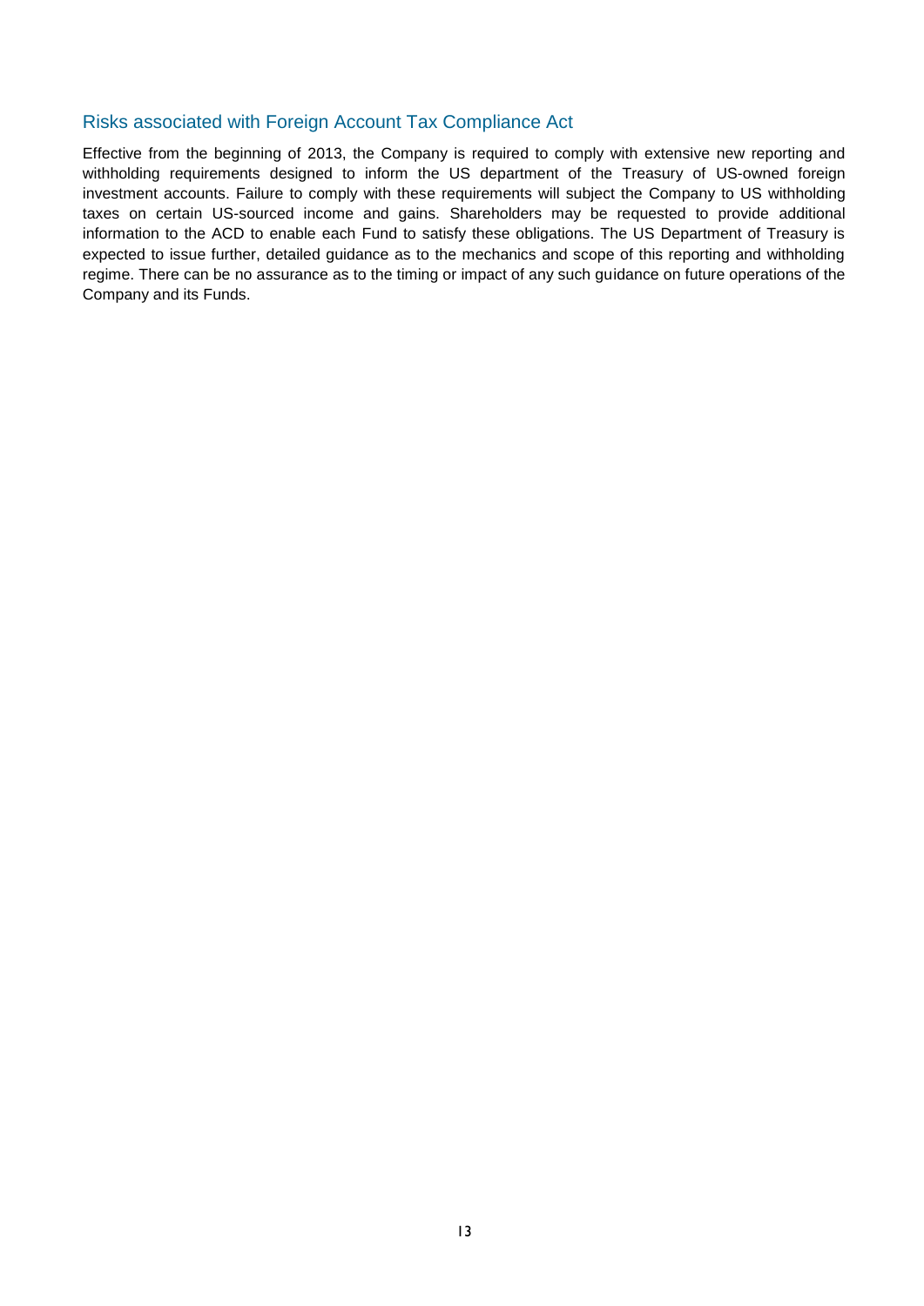## Risks associated with Foreign Account Tax Compliance Act

Effective from the beginning of 2013, the Company is required to comply with extensive new reporting and withholding requirements designed to inform the US department of the Treasury of US-owned foreign investment accounts. Failure to comply with these requirements will subject the Company to US withholding taxes on certain US-sourced income and gains. Shareholders may be requested to provide additional information to the ACD to enable each Fund to satisfy these obligations. The US Department of Treasury is expected to issue further, detailed guidance as to the mechanics and scope of this reporting and withholding regime. There can be no assurance as to the timing or impact of any such guidance on future operations of the Company and its Funds.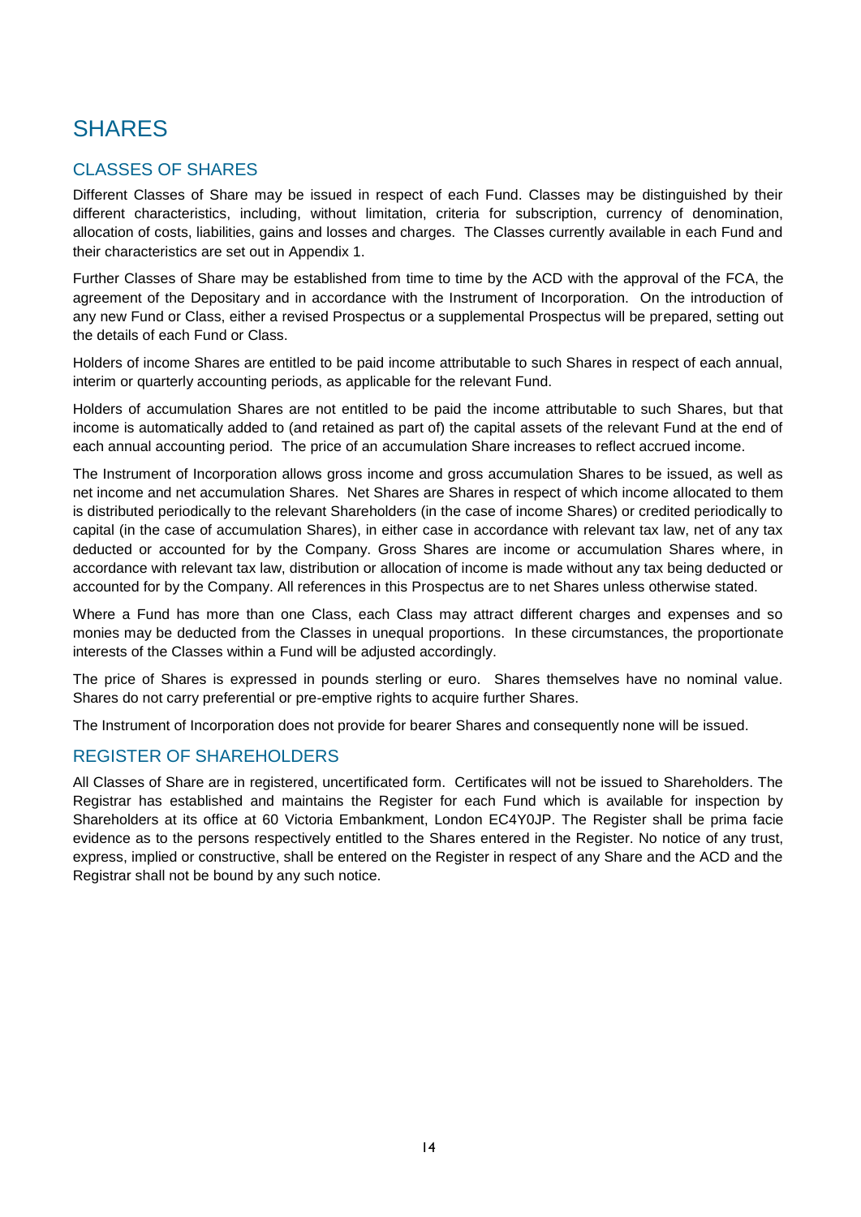# SHARES

## CLASSES OF SHARES

Different Classes of Share may be issued in respect of each Fund. Classes may be distinguished by their different characteristics, including, without limitation, criteria for subscription, currency of denomination, allocation of costs, liabilities, gains and losses and charges. The Classes currently available in each Fund and their characteristics are set out in Appendix 1.

Further Classes of Share may be established from time to time by the ACD with the approval of the FCA, the agreement of the Depositary and in accordance with the Instrument of Incorporation. On the introduction of any new Fund or Class, either a revised Prospectus or a supplemental Prospectus will be prepared, setting out the details of each Fund or Class.

Holders of income Shares are entitled to be paid income attributable to such Shares in respect of each annual, interim or quarterly accounting periods, as applicable for the relevant Fund.

Holders of accumulation Shares are not entitled to be paid the income attributable to such Shares, but that income is automatically added to (and retained as part of) the capital assets of the relevant Fund at the end of each annual accounting period. The price of an accumulation Share increases to reflect accrued income.

The Instrument of Incorporation allows gross income and gross accumulation Shares to be issued, as well as net income and net accumulation Shares. Net Shares are Shares in respect of which income allocated to them is distributed periodically to the relevant Shareholders (in the case of income Shares) or credited periodically to capital (in the case of accumulation Shares), in either case in accordance with relevant tax law, net of any tax deducted or accounted for by the Company. Gross Shares are income or accumulation Shares where, in accordance with relevant tax law, distribution or allocation of income is made without any tax being deducted or accounted for by the Company. All references in this Prospectus are to net Shares unless otherwise stated.

Where a Fund has more than one Class, each Class may attract different charges and expenses and so monies may be deducted from the Classes in unequal proportions. In these circumstances, the proportionate interests of the Classes within a Fund will be adjusted accordingly.

The price of Shares is expressed in pounds sterling or euro. Shares themselves have no nominal value. Shares do not carry preferential or pre-emptive rights to acquire further Shares.

The Instrument of Incorporation does not provide for bearer Shares and consequently none will be issued.

## REGISTER OF SHAREHOLDERS

All Classes of Share are in registered, uncertificated form. Certificates will not be issued to Shareholders. The Registrar has established and maintains the Register for each Fund which is available for inspection by Shareholders at its office at 60 Victoria Embankment, London EC4Y0JP. The Register shall be prima facie evidence as to the persons respectively entitled to the Shares entered in the Register. No notice of any trust, express, implied or constructive, shall be entered on the Register in respect of any Share and the ACD and the Registrar shall not be bound by any such notice.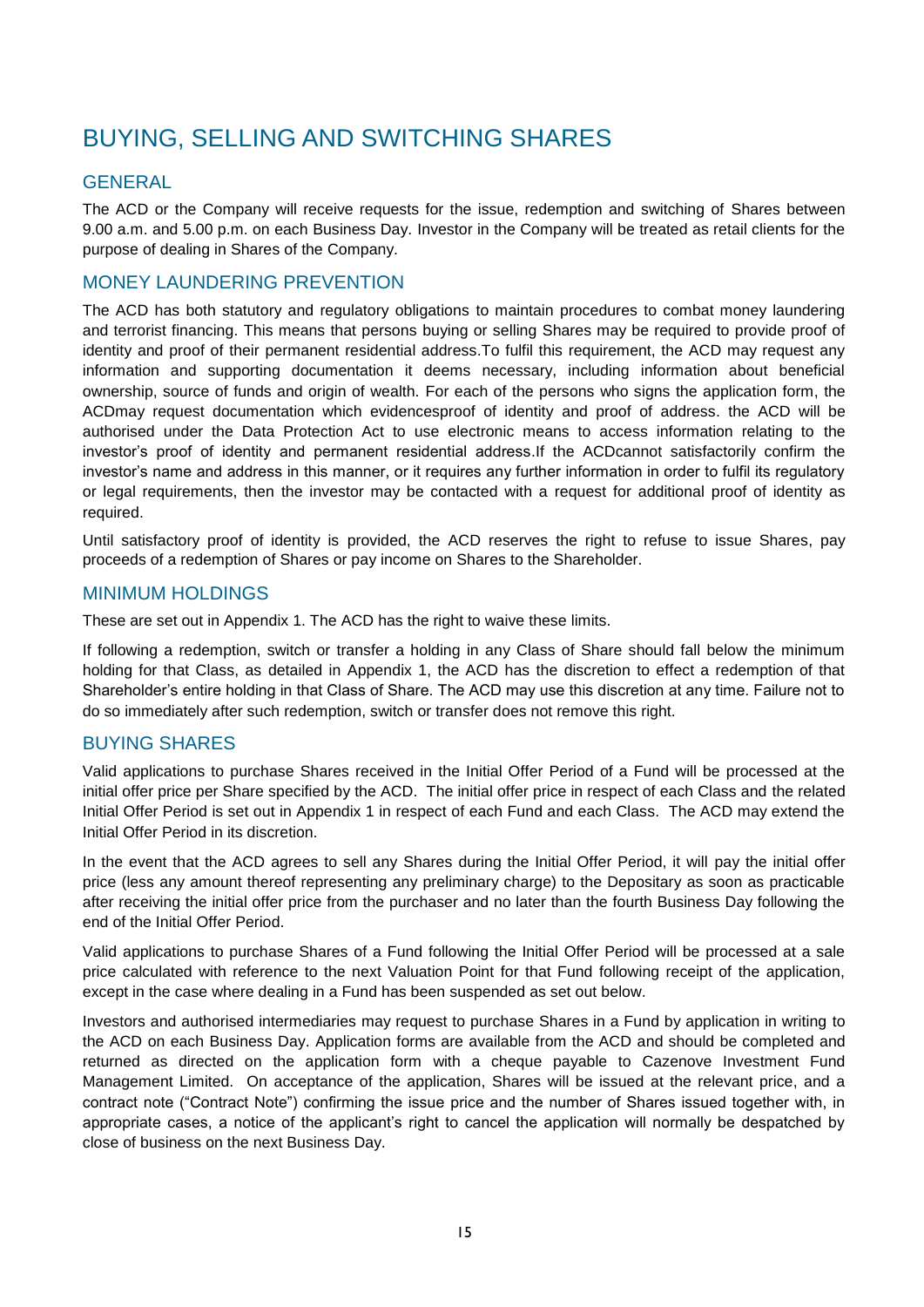# BUYING, SELLING AND SWITCHING SHARES

## GENERAL

The ACD or the Company will receive requests for the issue, redemption and switching of Shares between 9.00 a.m. and 5.00 p.m. on each Business Day. Investor in the Company will be treated as retail clients for the purpose of dealing in Shares of the Company.

## MONEY LAUNDERING PREVENTION

The ACD has both statutory and regulatory obligations to maintain procedures to combat money laundering and terrorist financing. This means that persons buying or selling Shares may be required to provide proof of identity and proof of their permanent residential address.To fulfil this requirement, the ACD may request any information and supporting documentation it deems necessary, including information about beneficial ownership, source of funds and origin of wealth. For each of the persons who signs the application form, the ACDmay request documentation which evidencesproof of identity and proof of address. the ACD will be authorised under the Data Protection Act to use electronic means to access information relating to the investor's proof of identity and permanent residential address.If the ACDcannot satisfactorily confirm the investor's name and address in this manner, or it requires any further information in order to fulfil its regulatory or legal requirements, then the investor may be contacted with a request for additional proof of identity as required.

Until satisfactory proof of identity is provided, the ACD reserves the right to refuse to issue Shares, pay proceeds of a redemption of Shares or pay income on Shares to the Shareholder.

## MINIMUM HOLDINGS

These are set out in Appendix 1. The ACD has the right to waive these limits.

If following a redemption, switch or transfer a holding in any Class of Share should fall below the minimum holding for that Class, as detailed in Appendix 1, the ACD has the discretion to effect a redemption of that Shareholder's entire holding in that Class of Share. The ACD may use this discretion at any time. Failure not to do so immediately after such redemption, switch or transfer does not remove this right.

## BUYING SHARES

Valid applications to purchase Shares received in the Initial Offer Period of a Fund will be processed at the initial offer price per Share specified by the ACD. The initial offer price in respect of each Class and the related Initial Offer Period is set out in Appendix 1 in respect of each Fund and each Class. The ACD may extend the Initial Offer Period in its discretion.

In the event that the ACD agrees to sell any Shares during the Initial Offer Period, it will pay the initial offer price (less any amount thereof representing any preliminary charge) to the Depositary as soon as practicable after receiving the initial offer price from the purchaser and no later than the fourth Business Day following the end of the Initial Offer Period.

Valid applications to purchase Shares of a Fund following the Initial Offer Period will be processed at a sale price calculated with reference to the next Valuation Point for that Fund following receipt of the application, except in the case where dealing in a Fund has been suspended as set out below.

Investors and authorised intermediaries may request to purchase Shares in a Fund by application in writing to the ACD on each Business Day. Application forms are available from the ACD and should be completed and returned as directed on the application form with a cheque payable to Cazenove Investment Fund Management Limited. On acceptance of the application, Shares will be issued at the relevant price, and a contract note ("Contract Note") confirming the issue price and the number of Shares issued together with, in appropriate cases, a notice of the applicant's right to cancel the application will normally be despatched by close of business on the next Business Day.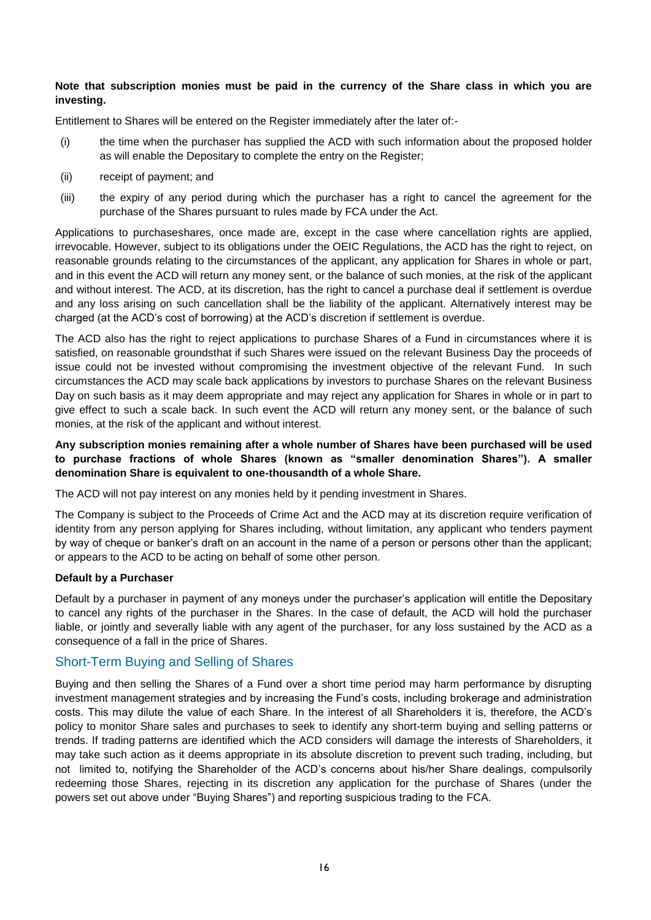**Note that subscription monies must be paid in the currency of the Share class in which you are investing.**

Entitlement to Shares will be entered on the Register immediately after the later of:-

(i) the time when the purchaser has supplied the ACD with such information about the proposed holder as will enable the Depositary to complete the entry on the Register;

(ii) receipt of payment; and

(iii) the expiry of any period during which the purchaser has a right to cancel the agreement for the purchase of the Shares pursuant to rules made by FCA under the Act.

Applications to purchaseshares, once made are, except in the case where cancellation rights are applied, irrevocable. However, subject to its obligations under the OEIC Regulations, the ACD has the right to reject, on reasonable grounds relating to the circumstances of the applicant, any application for Shares in whole or part, and in this event the ACD will return any money sent, or the balance of such monies, at the risk of the applicant and without interest. The ACD, at its discretion, has the right to cancel a purchase deal if settlement is overdue and any loss arising on such cancellation shall be the liability of the applicant. Alternatively interest may be charged (at the ACD's cost of borrowing) at the ACD's discretion if settlement is overdue.

The ACD also has the right to reject applications to purchase Shares of a Fund in circumstances where it is satisfied, on reasonable groundsthat if such Shares were issued on the relevant Business Day the proceeds of issue could not be invested without compromising the investment objective of the relevant Fund. In such circumstances the ACD may scale back applications by investors to purchase Shares on the relevant Business Day on such basis as it may deem appropriate and may reject any application for Shares in whole or in part to give effect to such a scale back. In such event the ACD will return any money sent, or the balance of such monies, at the risk of the applicant and without interest.

**Any subscription monies remaining after a whole number of Shares have been purchased will be used to purchase fractions of whole Shares (known as "smaller denomination Shares"). A smaller denomination Share is equivalent to one-thousandth of a whole Share.**

The ACD will not pay interest on any monies held by it pending investment in Shares.

The Company is subject to the Proceeds of Crime Act and the ACD may at its discretion require verification of identity from any person applying for Shares including, without limitation, any applicant who tenders payment by way of cheque or banker's draft on an account in the name of a person or persons other than the applicant; or appears to the ACD to be acting on behalf of some other person.

**Default by a Purchaser**

Default by a purchaser in payment of any moneys under the purchaser's application will entitle the Depositary to cancel any rights of the purchaser in the Shares. In the case of default, the ACD will hold the purchaser liable, or jointly and severally liable with any agent of the purchaser, for any loss sustained by the ACD as a consequence of a fall in the price of Shares.

## Short-Term Buying and Selling of Shares

Buying and then selling the Shares of a Fund over a short time period may harm performance by disrupting investment management strategies and by increasing the Fund's costs, including brokerage and administration costs. This may dilute the value of each Share. In the interest of all Shareholders it is, therefore, the ACD's policy to monitor Share sales and purchases to seek to identify any short-term buying and selling patterns or trends. If trading patterns are identified which the ACD considers will damage the interests of Shareholders, it may take such action as it deems appropriate in its absolute discretion to prevent such trading, including, but not limited to, notifying the Shareholder of the ACD's concerns about his/her Share dealings, compulsorily redeeming those Shares, rejecting in its discretion any application for the purchase of Shares (under the powers set out above under "Buying Shares") and reporting suspicious trading to the FCA.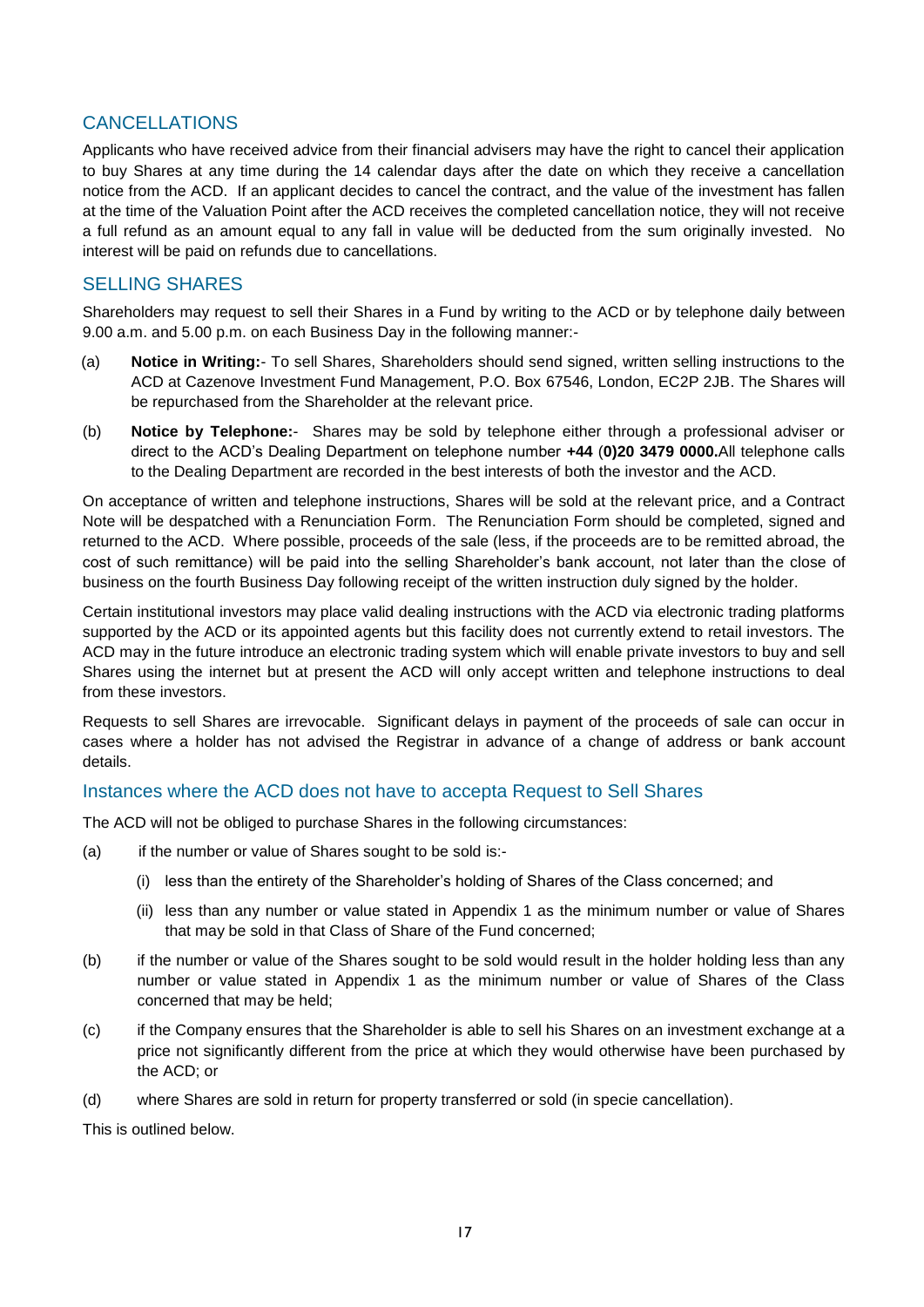## CANCELLATIONS

Applicants who have received advice from their financial advisers may have the right to cancel their application to buy Shares at any time during the 14 calendar days after the date on which they receive a cancellation notice from the ACD. If an applicant decides to cancel the contract, and the value of the investment has fallen at the time of the Valuation Point after the ACD receives the completed cancellation notice, they will not receive a full refund as an amount equal to any fall in value will be deducted from the sum originally invested. No interest will be paid on refunds due to cancellations.

## SELLING SHARES

Shareholders may request to sell their Shares in a Fund by writing to the ACD or by telephone daily between 9.00 a.m. and 5.00 p.m. on each Business Day in the following manner:-

(a) **Notice in Writing:**- To sell Shares, Shareholders should send signed, written selling instructions to the ACD at Cazenove Investment Fund Management, P.O. Box 67546, London, EC2P 2JB. The Shares will be repurchased from the Shareholder at the relevant price.

(b) **Notice by Telephone:**- Shares may be sold by telephone either through a professional adviser or direct to the ACD's Dealing Department on telephone number **+44** (**0)20 3479 0000.**All telephone calls to the Dealing Department are recorded in the best interests of both the investor and the ACD.

On acceptance of written and telephone instructions, Shares will be sold at the relevant price, and a Contract Note will be despatched with a Renunciation Form. The Renunciation Form should be completed, signed and returned to the ACD. Where possible, proceeds of the sale (less, if the proceeds are to be remitted abroad, the cost of such remittance) will be paid into the selling Shareholder's bank account, not later than the close of business on the fourth Business Day following receipt of the written instruction duly signed by the holder.

Certain institutional investors may place valid dealing instructions with the ACD via electronic trading platforms supported by the ACD or its appointed agents but this facility does not currently extend to retail investors. The ACD may in the future introduce an electronic trading system which will enable private investors to buy and sell Shares using the internet but at present the ACD will only accept written and telephone instructions to deal from these investors.

Requests to sell Shares are irrevocable. Significant delays in payment of the proceeds of sale can occur in cases where a holder has not advised the Registrar in advance of a change of address or bank account details.

### Instances where the ACD does not have to accepta Request to Sell Shares

The ACD will not be obliged to purchase Shares in the following circumstances:

(a) if the number or value of Shares sought to be sold is:-

  (i) less than the entirety of the Shareholder's holding of Shares of the Class concerned; and

  (ii) less than any number or value stated in Appendix 1 as the minimum number or value of Shares that may be sold in that Class of Share of the Fund concerned;

(b) if the number or value of the Shares sought to be sold would result in the holder holding less than any number or value stated in Appendix 1 as the minimum number or value of Shares of the Class concerned that may be held;

(c) if the Company ensures that the Shareholder is able to sell his Shares on an investment exchange at a price not significantly different from the price at which they would otherwise have been purchased by the ACD; or

(d) where Shares are sold in return for property transferred or sold (in specie cancellation).

This is outlined below.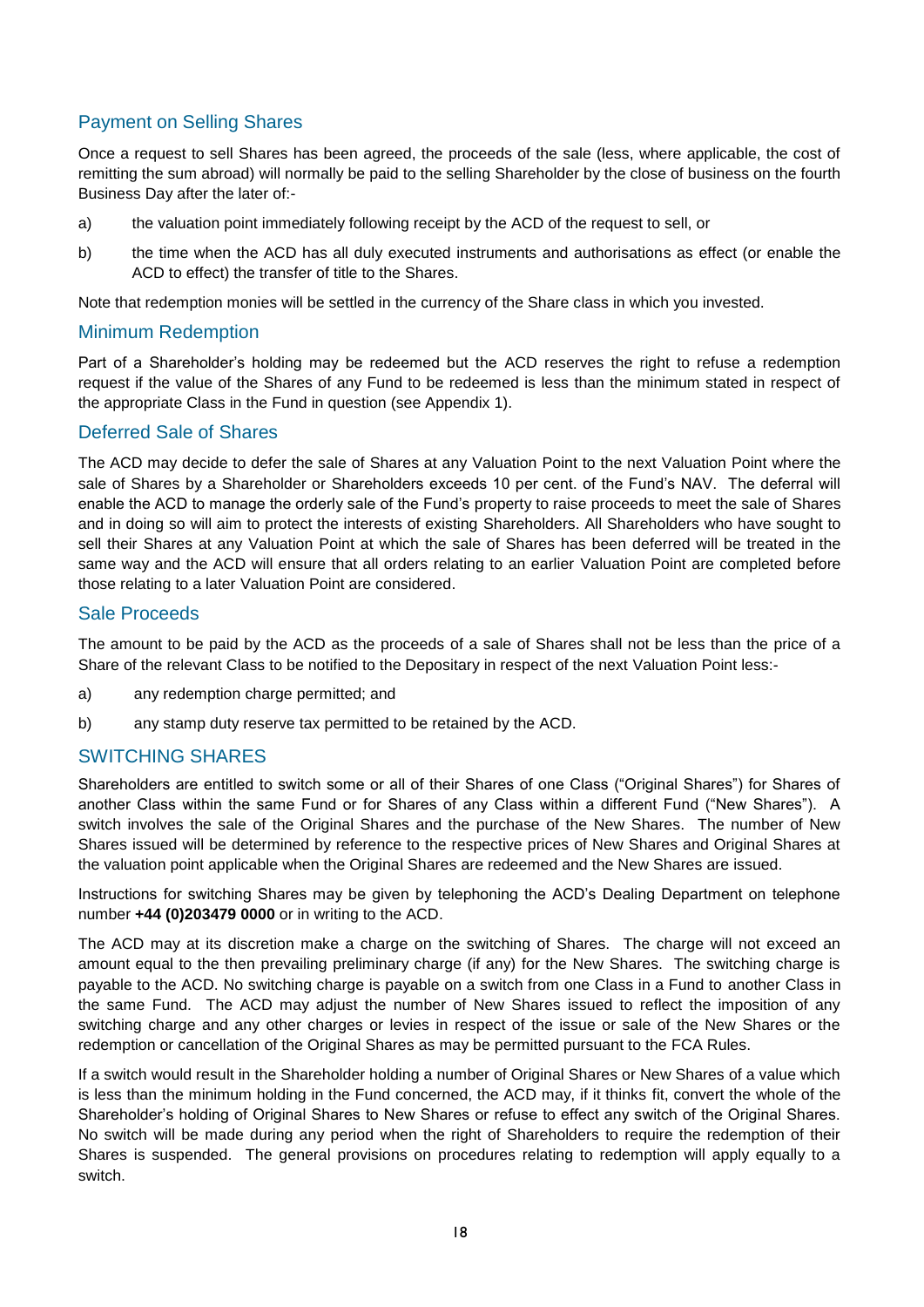## Payment on Selling Shares

Once a request to sell Shares has been agreed, the proceeds of the sale (less, where applicable, the cost of remitting the sum abroad) will normally be paid to the selling Shareholder by the close of business on the fourth Business Day after the later of:-

a) the valuation point immediately following receipt by the ACD of the request to sell, or

b) the time when the ACD has all duly executed instruments and authorisations as effect (or enable the ACD to effect) the transfer of title to the Shares.

Note that redemption monies will be settled in the currency of the Share class in which you invested.

## Minimum Redemption

Part of a Shareholder's holding may be redeemed but the ACD reserves the right to refuse a redemption request if the value of the Shares of any Fund to be redeemed is less than the minimum stated in respect of the appropriate Class in the Fund in question (see Appendix 1).

## Deferred Sale of Shares

The ACD may decide to defer the sale of Shares at any Valuation Point to the next Valuation Point where the sale of Shares by a Shareholder or Shareholders exceeds 10 per cent. of the Fund's NAV. The deferral will enable the ACD to manage the orderly sale of the Fund's property to raise proceeds to meet the sale of Shares and in doing so will aim to protect the interests of existing Shareholders. All Shareholders who have sought to sell their Shares at any Valuation Point at which the sale of Shares has been deferred will be treated in the same way and the ACD will ensure that all orders relating to an earlier Valuation Point are completed before those relating to a later Valuation Point are considered.

## Sale Proceeds

The amount to be paid by the ACD as the proceeds of a sale of Shares shall not be less than the price of a Share of the relevant Class to be notified to the Depositary in respect of the next Valuation Point less:-

a) any redemption charge permitted; and

b) any stamp duty reserve tax permitted to be retained by the ACD.

# SWITCHING SHARES

Shareholders are entitled to switch some or all of their Shares of one Class ("Original Shares") for Shares of another Class within the same Fund or for Shares of any Class within a different Fund ("New Shares"). A switch involves the sale of the Original Shares and the purchase of the New Shares. The number of New Shares issued will be determined by reference to the respective prices of New Shares and Original Shares at the valuation point applicable when the Original Shares are redeemed and the New Shares are issued.

Instructions for switching Shares may be given by telephoning the ACD's Dealing Department on telephone number **+44 (0)203479 0000** or in writing to the ACD.

The ACD may at its discretion make a charge on the switching of Shares. The charge will not exceed an amount equal to the then prevailing preliminary charge (if any) for the New Shares. The switching charge is payable to the ACD. No switching charge is payable on a switch from one Class in a Fund to another Class in the same Fund. The ACD may adjust the number of New Shares issued to reflect the imposition of any switching charge and any other charges or levies in respect of the issue or sale of the New Shares or the redemption or cancellation of the Original Shares as may be permitted pursuant to the FCA Rules.

If a switch would result in the Shareholder holding a number of Original Shares or New Shares of a value which is less than the minimum holding in the Fund concerned, the ACD may, if it thinks fit, convert the whole of the Shareholder's holding of Original Shares to New Shares or refuse to effect any switch of the Original Shares. No switch will be made during any period when the right of Shareholders to require the redemption of their Shares is suspended. The general provisions on procedures relating to redemption will apply equally to a switch.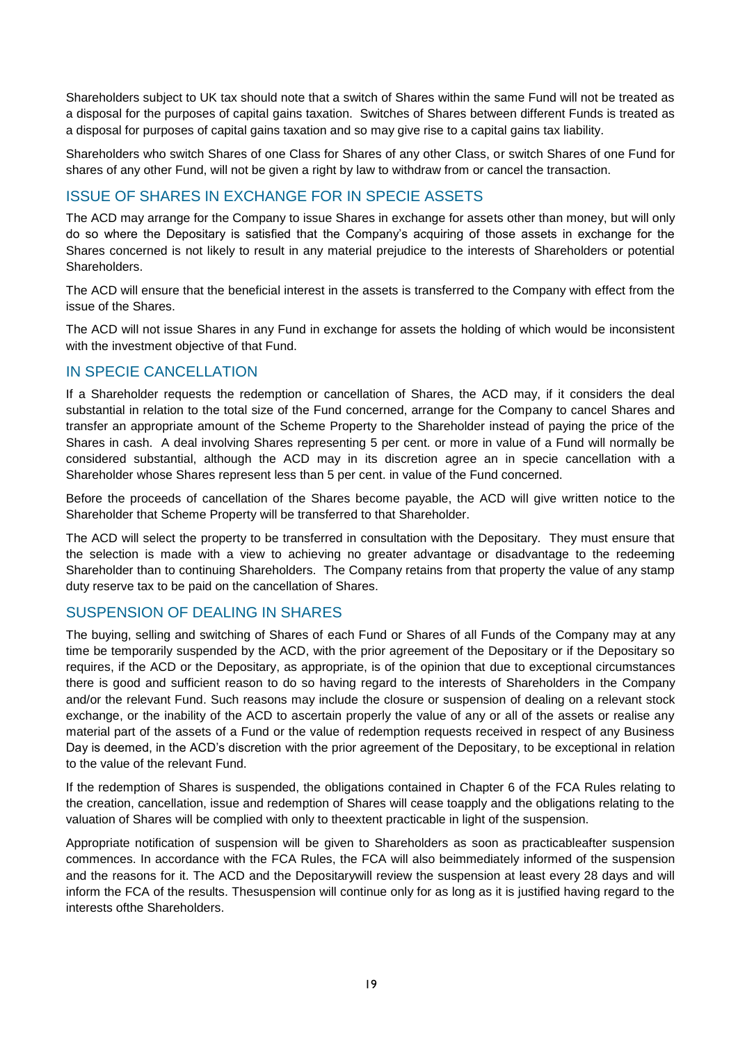Shareholders subject to UK tax should note that a switch of Shares within the same Fund will not be treated as a disposal for the purposes of capital gains taxation. Switches of Shares between different Funds is treated as a disposal for purposes of capital gains taxation and so may give rise to a capital gains tax liability.

Shareholders who switch Shares of one Class for Shares of any other Class, or switch Shares of one Fund for shares of any other Fund, will not be given a right by law to withdraw from or cancel the transaction.

## ISSUE OF SHARES IN EXCHANGE FOR IN SPECIE ASSETS

The ACD may arrange for the Company to issue Shares in exchange for assets other than money, but will only do so where the Depositary is satisfied that the Company's acquiring of those assets in exchange for the Shares concerned is not likely to result in any material prejudice to the interests of Shareholders or potential Shareholders.

The ACD will ensure that the beneficial interest in the assets is transferred to the Company with effect from the issue of the Shares.

The ACD will not issue Shares in any Fund in exchange for assets the holding of which would be inconsistent with the investment objective of that Fund.

## IN SPECIE CANCELLATION

If a Shareholder requests the redemption or cancellation of Shares, the ACD may, if it considers the deal substantial in relation to the total size of the Fund concerned, arrange for the Company to cancel Shares and transfer an appropriate amount of the Scheme Property to the Shareholder instead of paying the price of the Shares in cash. A deal involving Shares representing 5 per cent. or more in value of a Fund will normally be considered substantial, although the ACD may in its discretion agree an in specie cancellation with a Shareholder whose Shares represent less than 5 per cent. in value of the Fund concerned.

Before the proceeds of cancellation of the Shares become payable, the ACD will give written notice to the Shareholder that Scheme Property will be transferred to that Shareholder.

The ACD will select the property to be transferred in consultation with the Depositary. They must ensure that the selection is made with a view to achieving no greater advantage or disadvantage to the redeeming Shareholder than to continuing Shareholders. The Company retains from that property the value of any stamp duty reserve tax to be paid on the cancellation of Shares.

## SUSPENSION OF DEALING IN SHARES

The buying, selling and switching of Shares of each Fund or Shares of all Funds of the Company may at any time be temporarily suspended by the ACD, with the prior agreement of the Depositary or if the Depositary so requires, if the ACD or the Depositary, as appropriate, is of the opinion that due to exceptional circumstances there is good and sufficient reason to do so having regard to the interests of Shareholders in the Company and/or the relevant Fund. Such reasons may include the closure or suspension of dealing on a relevant stock exchange, or the inability of the ACD to ascertain properly the value of any or all of the assets or realise any material part of the assets of a Fund or the value of redemption requests received in respect of any Business Day is deemed, in the ACD's discretion with the prior agreement of the Depositary, to be exceptional in relation to the value of the relevant Fund.

If the redemption of Shares is suspended, the obligations contained in Chapter 6 of the FCA Rules relating to the creation, cancellation, issue and redemption of Shares will cease toapply and the obligations relating to the valuation of Shares will be complied with only to theextent practicable in light of the suspension.

Appropriate notification of suspension will be given to Shareholders as soon as practicableafter suspension commences. In accordance with the FCA Rules, the FCA will also beimmediately informed of the suspension and the reasons for it. The ACD and the Depositarywill review the suspension at least every 28 days and will inform the FCA of the results. Thesuspension will continue only for as long as it is justified having regard to the interests ofthe Shareholders.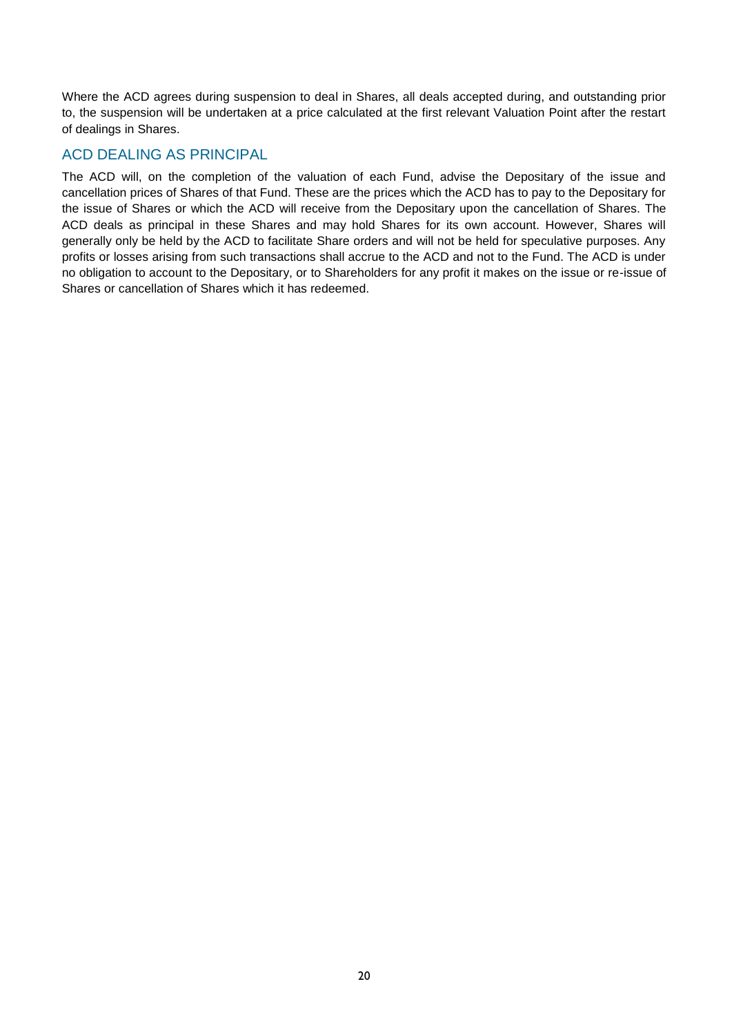Where the ACD agrees during suspension to deal in Shares, all deals accepted during, and outstanding prior to, the suspension will be undertaken at a price calculated at the first relevant Valuation Point after the restart of dealings in Shares.

## ACD DEALING AS PRINCIPAL

The ACD will, on the completion of the valuation of each Fund, advise the Depositary of the issue and cancellation prices of Shares of that Fund. These are the prices which the ACD has to pay to the Depositary for the issue of Shares or which the ACD will receive from the Depositary upon the cancellation of Shares. The ACD deals as principal in these Shares and may hold Shares for its own account. However, Shares will generally only be held by the ACD to facilitate Share orders and will not be held for speculative purposes. Any profits or losses arising from such transactions shall accrue to the ACD and not to the Fund. The ACD is under no obligation to account to the Depositary, or to Shareholders for any profit it makes on the issue or re-issue of Shares or cancellation of Shares which it has redeemed.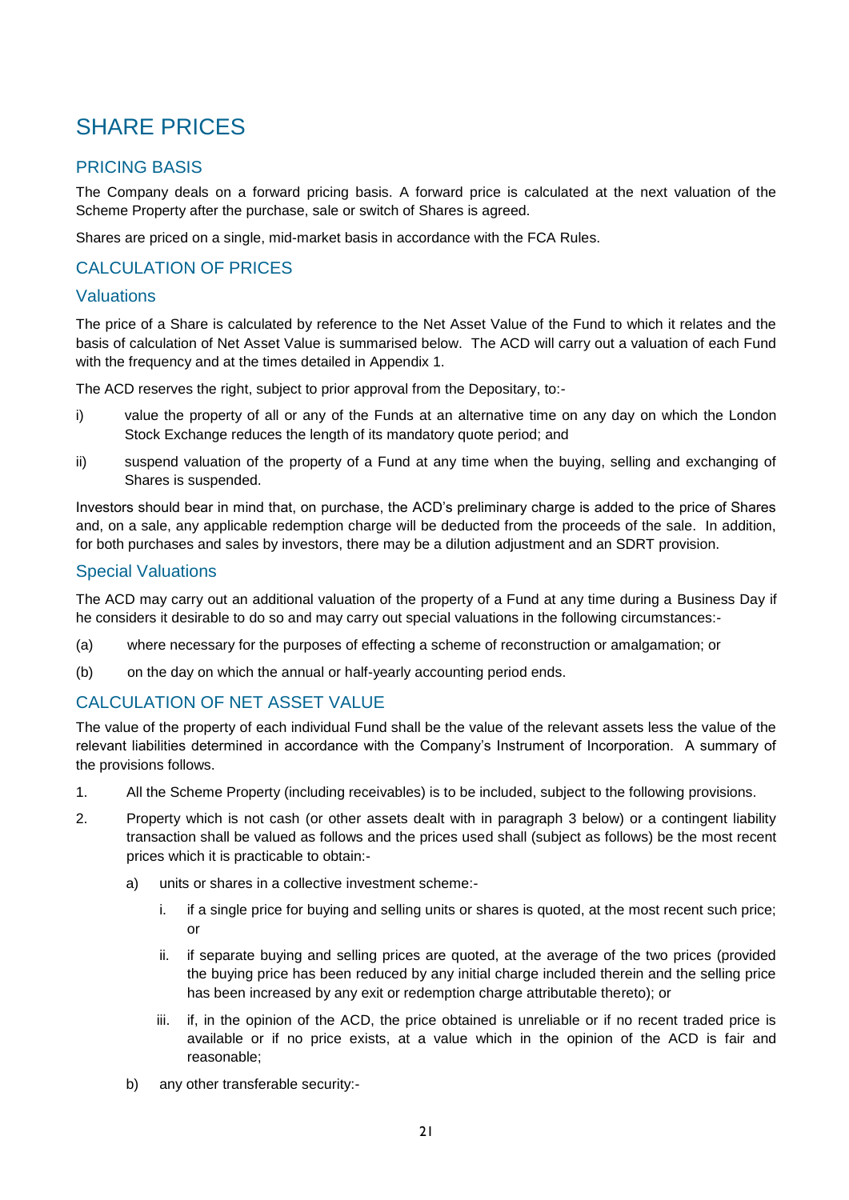# SHARE PRICES

## PRICING BASIS

The Company deals on a forward pricing basis. A forward price is calculated at the next valuation of the Scheme Property after the purchase, sale or switch of Shares is agreed.

Shares are priced on a single, mid-market basis in accordance with the FCA Rules.

## CALCULATION OF PRICES

### Valuations

The price of a Share is calculated by reference to the Net Asset Value of the Fund to which it relates and the basis of calculation of Net Asset Value is summarised below. The ACD will carry out a valuation of each Fund with the frequency and at the times detailed in Appendix 1.

The ACD reserves the right, subject to prior approval from the Depositary, to:-

i) value the property of all or any of the Funds at an alternative time on any day on which the London Stock Exchange reduces the length of its mandatory quote period; and

ii) suspend valuation of the property of a Fund at any time when the buying, selling and exchanging of Shares is suspended.

Investors should bear in mind that, on purchase, the ACD's preliminary charge is added to the price of Shares and, on a sale, any applicable redemption charge will be deducted from the proceeds of the sale. In addition, for both purchases and sales by investors, there may be a dilution adjustment and an SDRT provision.

### Special Valuations

The ACD may carry out an additional valuation of the property of a Fund at any time during a Business Day if he considers it desirable to do so and may carry out special valuations in the following circumstances:-

(a) where necessary for the purposes of effecting a scheme of reconstruction or amalgamation; or

(b) on the day on which the annual or half-yearly accounting period ends.

## CALCULATION OF NET ASSET VALUE

The value of the property of each individual Fund shall be the value of the relevant assets less the value of the relevant liabilities determined in accordance with the Company's Instrument of Incorporation. A summary of the provisions follows.

1. All the Scheme Property (including receivables) is to be included, subject to the following provisions.

2. Property which is not cash (or other assets dealt with in paragraph 3 below) or a contingent liability transaction shall be valued as follows and the prices used shall (subject as follows) be the most recent prices which it is practicable to obtain:-

   a) units or shares in a collective investment scheme:-

      i. if a single price for buying and selling units or shares is quoted, at the most recent such price; or

      ii. if separate buying and selling prices are quoted, at the average of the two prices (provided the buying price has been reduced by any initial charge included therein and the selling price has been increased by any exit or redemption charge attributable thereto); or

      iii. if, in the opinion of the ACD, the price obtained is unreliable or if no recent traded price is available or if no price exists, at a value which in the opinion of the ACD is fair and reasonable;

   b) any other transferable security:-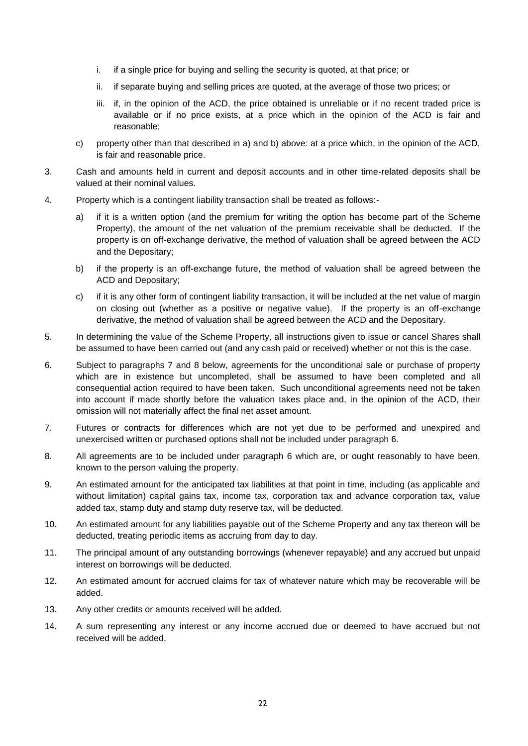i. if a single price for buying and selling the security is quoted, at that price; or

   ii. if separate buying and selling prices are quoted, at the average of those two prices; or

   iii. if, in the opinion of the ACD, the price obtained is unreliable or if no recent traded price is available or if no price exists, at a price which in the opinion of the ACD is fair and reasonable;

c) property other than that described in a) and b) above: at a price which, in the opinion of the ACD, is fair and reasonable price.

3. Cash and amounts held in current and deposit accounts and in other time-related deposits shall be valued at their nominal values.

4. Property which is a contingent liability transaction shall be treated as follows:-

   a) if it is a written option (and the premium for writing the option has become part of the Scheme Property), the amount of the net valuation of the premium receivable shall be deducted. If the property is on off-exchange derivative, the method of valuation shall be agreed between the ACD and the Depositary;

   b) if the property is an off-exchange future, the method of valuation shall be agreed between the ACD and Depositary;

   c) if it is any other form of contingent liability transaction, it will be included at the net value of margin on closing out (whether as a positive or negative value). If the property is an off-exchange derivative, the method of valuation shall be agreed between the ACD and the Depositary.

5. In determining the value of the Scheme Property, all instructions given to issue or cancel Shares shall be assumed to have been carried out (and any cash paid or received) whether or not this is the case.

6. Subject to paragraphs 7 and 8 below, agreements for the unconditional sale or purchase of property which are in existence but uncompleted, shall be assumed to have been completed and all consequential action required to have been taken. Such unconditional agreements need not be taken into account if made shortly before the valuation takes place and, in the opinion of the ACD, their omission will not materially affect the final net asset amount.

7. Futures or contracts for differences which are not yet due to be performed and unexpired and unexercised written or purchased options shall not be included under paragraph 6.

8. All agreements are to be included under paragraph 6 which are, or ought reasonably to have been, known to the person valuing the property.

9. An estimated amount for the anticipated tax liabilities at that point in time, including (as applicable and without limitation) capital gains tax, income tax, corporation tax and advance corporation tax, value added tax, stamp duty and stamp duty reserve tax, will be deducted.

10. An estimated amount for any liabilities payable out of the Scheme Property and any tax thereon will be deducted, treating periodic items as accruing from day to day.

11. The principal amount of any outstanding borrowings (whenever repayable) and any accrued but unpaid interest on borrowings will be deducted.

12. An estimated amount for accrued claims for tax of whatever nature which may be recoverable will be added.

13. Any other credits or amounts received will be added.

14. A sum representing any interest or any income accrued due or deemed to have accrued but not received will be added.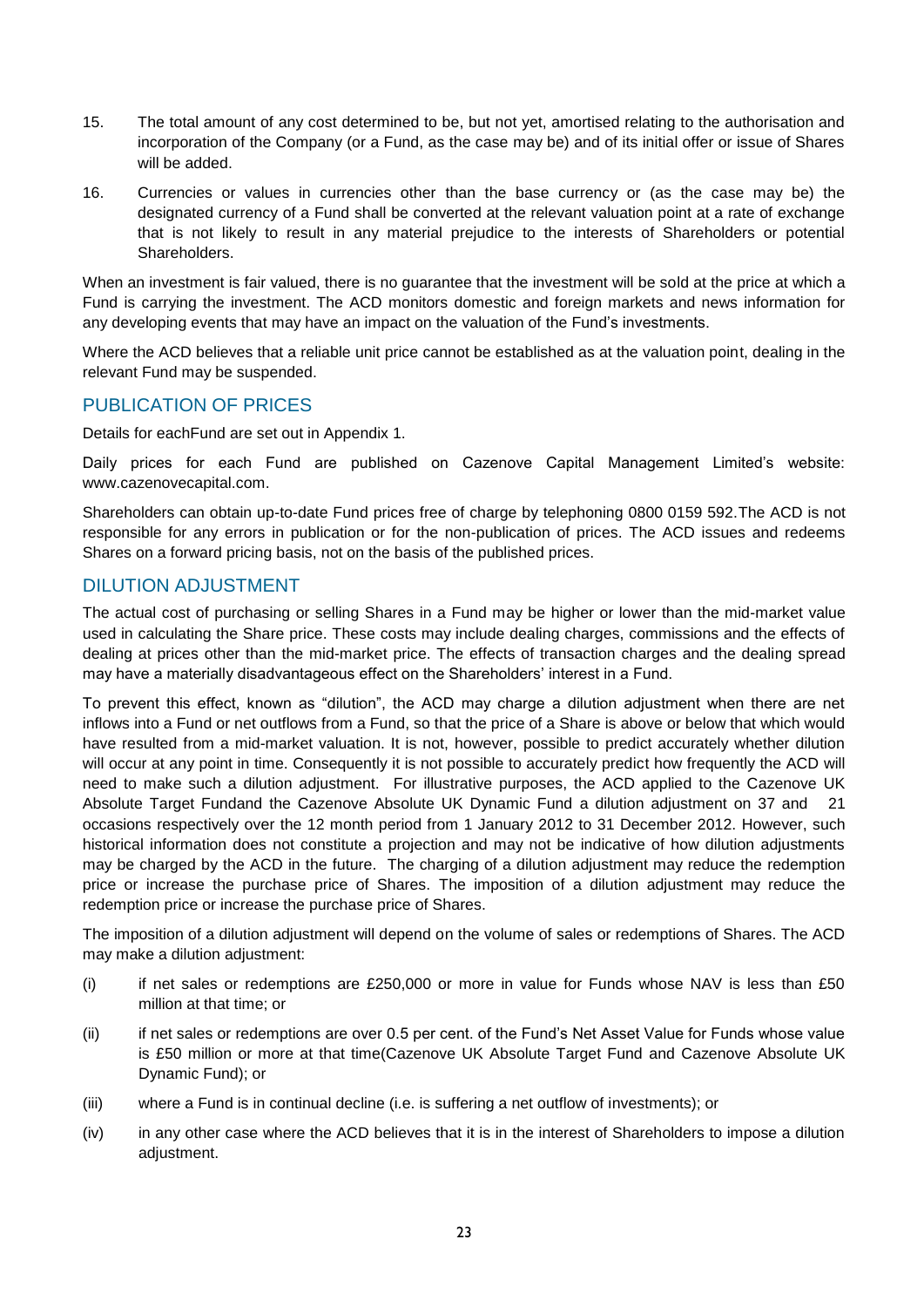15. The total amount of any cost determined to be, but not yet, amortised relating to the authorisation and incorporation of the Company (or a Fund, as the case may be) and of its initial offer or issue of Shares will be added.

16. Currencies or values in currencies other than the base currency or (as the case may be) the designated currency of a Fund shall be converted at the relevant valuation point at a rate of exchange that is not likely to result in any material prejudice to the interests of Shareholders or potential Shareholders.

When an investment is fair valued, there is no guarantee that the investment will be sold at the price at which a Fund is carrying the investment. The ACD monitors domestic and foreign markets and news information for any developing events that may have an impact on the valuation of the Fund's investments.

Where the ACD believes that a reliable unit price cannot be established as at the valuation point, dealing in the relevant Fund may be suspended.

## PUBLICATION OF PRICES

Details for eachFund are set out in Appendix 1.

Daily prices for each Fund are published on Cazenove Capital Management Limited's website: www.cazenovecapital.com.

Shareholders can obtain up-to-date Fund prices free of charge by telephoning 0800 0159 592.The ACD is not responsible for any errors in publication or for the non-publication of prices. The ACD issues and redeems Shares on a forward pricing basis, not on the basis of the published prices.

## DILUTION ADJUSTMENT

The actual cost of purchasing or selling Shares in a Fund may be higher or lower than the mid-market value used in calculating the Share price. These costs may include dealing charges, commissions and the effects of dealing at prices other than the mid-market price. The effects of transaction charges and the dealing spread may have a materially disadvantageous effect on the Shareholders' interest in a Fund.

To prevent this effect, known as "dilution", the ACD may charge a dilution adjustment when there are net inflows into a Fund or net outflows from a Fund, so that the price of a Share is above or below that which would have resulted from a mid-market valuation. It is not, however, possible to predict accurately whether dilution will occur at any point in time. Consequently it is not possible to accurately predict how frequently the ACD will need to make such a dilution adjustment. For illustrative purposes, the ACD applied to the Cazenove UK Absolute Target Fundand the Cazenove Absolute UK Dynamic Fund a dilution adjustment on 37 and 21 occasions respectively over the 12 month period from 1 January 2012 to 31 December 2012. However, such historical information does not constitute a projection and may not be indicative of how dilution adjustments may be charged by the ACD in the future. The charging of a dilution adjustment may reduce the redemption price or increase the purchase price of Shares. The imposition of a dilution adjustment may reduce the redemption price or increase the purchase price of Shares.

The imposition of a dilution adjustment will depend on the volume of sales or redemptions of Shares. The ACD may make a dilution adjustment:

(i) if net sales or redemptions are £250,000 or more in value for Funds whose NAV is less than £50 million at that time; or

(ii) if net sales or redemptions are over 0.5 per cent. of the Fund's Net Asset Value for Funds whose value is £50 million or more at that time(Cazenove UK Absolute Target Fund and Cazenove Absolute UK Dynamic Fund); or

(iii) where a Fund is in continual decline (i.e. is suffering a net outflow of investments); or

(iv) in any other case where the ACD believes that it is in the interest of Shareholders to impose a dilution adjustment.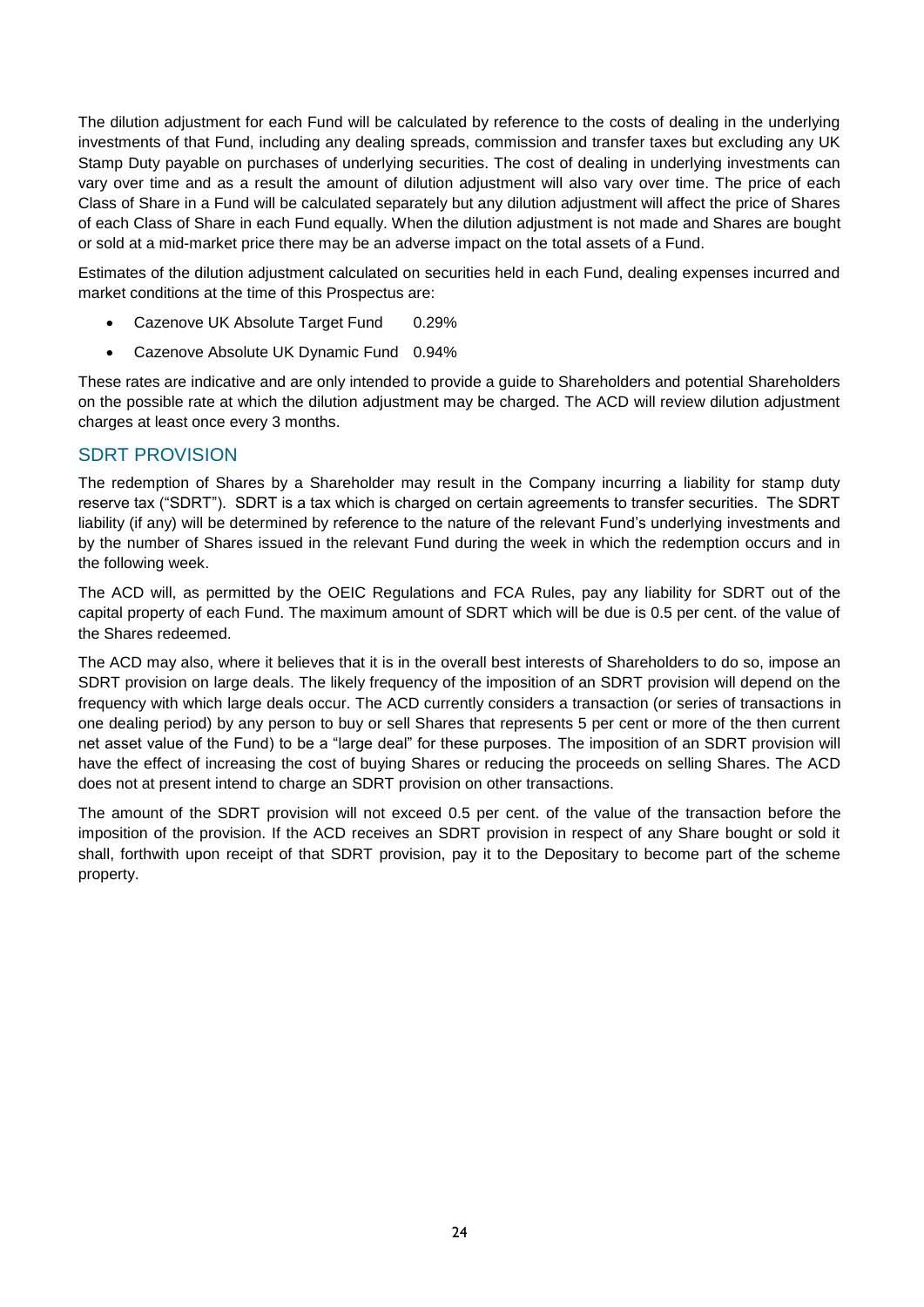The dilution adjustment for each Fund will be calculated by reference to the costs of dealing in the underlying investments of that Fund, including any dealing spreads, commission and transfer taxes but excluding any UK Stamp Duty payable on purchases of underlying securities. The cost of dealing in underlying investments can vary over time and as a result the amount of dilution adjustment will also vary over time. The price of each Class of Share in a Fund will be calculated separately but any dilution adjustment will affect the price of Shares of each Class of Share in each Fund equally. When the dilution adjustment is not made and Shares are bought or sold at a mid-market price there may be an adverse impact on the total assets of a Fund.

Estimates of the dilution adjustment calculated on securities held in each Fund, dealing expenses incurred and market conditions at the time of this Prospectus are:

- Cazenove UK Absolute Target Fund 0.29%
- Cazenove Absolute UK Dynamic Fund 0.94%

These rates are indicative and are only intended to provide a guide to Shareholders and potential Shareholders on the possible rate at which the dilution adjustment may be charged. The ACD will review dilution adjustment charges at least once every 3 months.

## SDRT PROVISION

The redemption of Shares by a Shareholder may result in the Company incurring a liability for stamp duty reserve tax ("SDRT"). SDRT is a tax which is charged on certain agreements to transfer securities. The SDRT liability (if any) will be determined by reference to the nature of the relevant Fund's underlying investments and by the number of Shares issued in the relevant Fund during the week in which the redemption occurs and in the following week.

The ACD will, as permitted by the OEIC Regulations and FCA Rules, pay any liability for SDRT out of the capital property of each Fund. The maximum amount of SDRT which will be due is 0.5 per cent. of the value of the Shares redeemed.

The ACD may also, where it believes that it is in the overall best interests of Shareholders to do so, impose an SDRT provision on large deals. The likely frequency of the imposition of an SDRT provision will depend on the frequency with which large deals occur. The ACD currently considers a transaction (or series of transactions in one dealing period) by any person to buy or sell Shares that represents 5 per cent or more of the then current net asset value of the Fund) to be a "large deal" for these purposes. The imposition of an SDRT provision will have the effect of increasing the cost of buying Shares or reducing the proceeds on selling Shares. The ACD does not at present intend to charge an SDRT provision on other transactions.

The amount of the SDRT provision will not exceed 0.5 per cent. of the value of the transaction before the imposition of the provision. If the ACD receives an SDRT provision in respect of any Share bought or sold it shall, forthwith upon receipt of that SDRT provision, pay it to the Depositary to become part of the scheme property.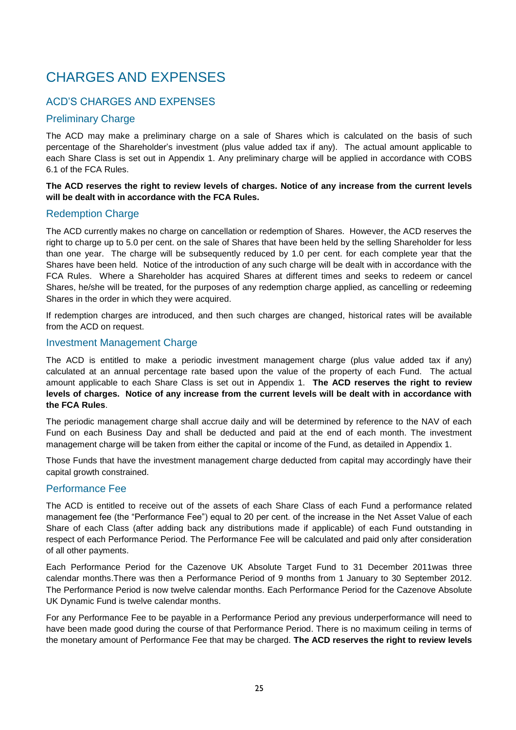# CHARGES AND EXPENSES

## ACD'S CHARGES AND EXPENSES

### Preliminary Charge

The ACD may make a preliminary charge on a sale of Shares which is calculated on the basis of such percentage of the Shareholder's investment (plus value added tax if any). The actual amount applicable to each Share Class is set out in Appendix 1. Any preliminary charge will be applied in accordance with COBS 6.1 of the FCA Rules.

**The ACD reserves the right to review levels of charges. Notice of any increase from the current levels will be dealt with in accordance with the FCA Rules.**

### Redemption Charge

The ACD currently makes no charge on cancellation or redemption of Shares. However, the ACD reserves the right to charge up to 5.0 per cent. on the sale of Shares that have been held by the selling Shareholder for less than one year. The charge will be subsequently reduced by 1.0 per cent. for each complete year that the Shares have been held. Notice of the introduction of any such charge will be dealt with in accordance with the FCA Rules. Where a Shareholder has acquired Shares at different times and seeks to redeem or cancel Shares, he/she will be treated, for the purposes of any redemption charge applied, as cancelling or redeeming Shares in the order in which they were acquired.

If redemption charges are introduced, and then such charges are changed, historical rates will be available from the ACD on request.

### Investment Management Charge

The ACD is entitled to make a periodic investment management charge (plus value added tax if any) calculated at an annual percentage rate based upon the value of the property of each Fund. The actual amount applicable to each Share Class is set out in Appendix 1. **The ACD reserves the right to review levels of charges. Notice of any increase from the current levels will be dealt with in accordance with the FCA Rules**.

The periodic management charge shall accrue daily and will be determined by reference to the NAV of each Fund on each Business Day and shall be deducted and paid at the end of each month. The investment management charge will be taken from either the capital or income of the Fund, as detailed in Appendix 1.

Those Funds that have the investment management charge deducted from capital may accordingly have their capital growth constrained.

### Performance Fee

The ACD is entitled to receive out of the assets of each Share Class of each Fund a performance related management fee (the "Performance Fee") equal to 20 per cent. of the increase in the Net Asset Value of each Share of each Class (after adding back any distributions made if applicable) of each Fund outstanding in respect of each Performance Period. The Performance Fee will be calculated and paid only after consideration of all other payments.

Each Performance Period for the Cazenove UK Absolute Target Fund to 31 December 2011was three calendar months.There was then a Performance Period of 9 months from 1 January to 30 September 2012. The Performance Period is now twelve calendar months. Each Performance Period for the Cazenove Absolute UK Dynamic Fund is twelve calendar months.

For any Performance Fee to be payable in a Performance Period any previous underperformance will need to have been made good during the course of that Performance Period. There is no maximum ceiling in terms of the monetary amount of Performance Fee that may be charged. **The ACD reserves the right to review levels**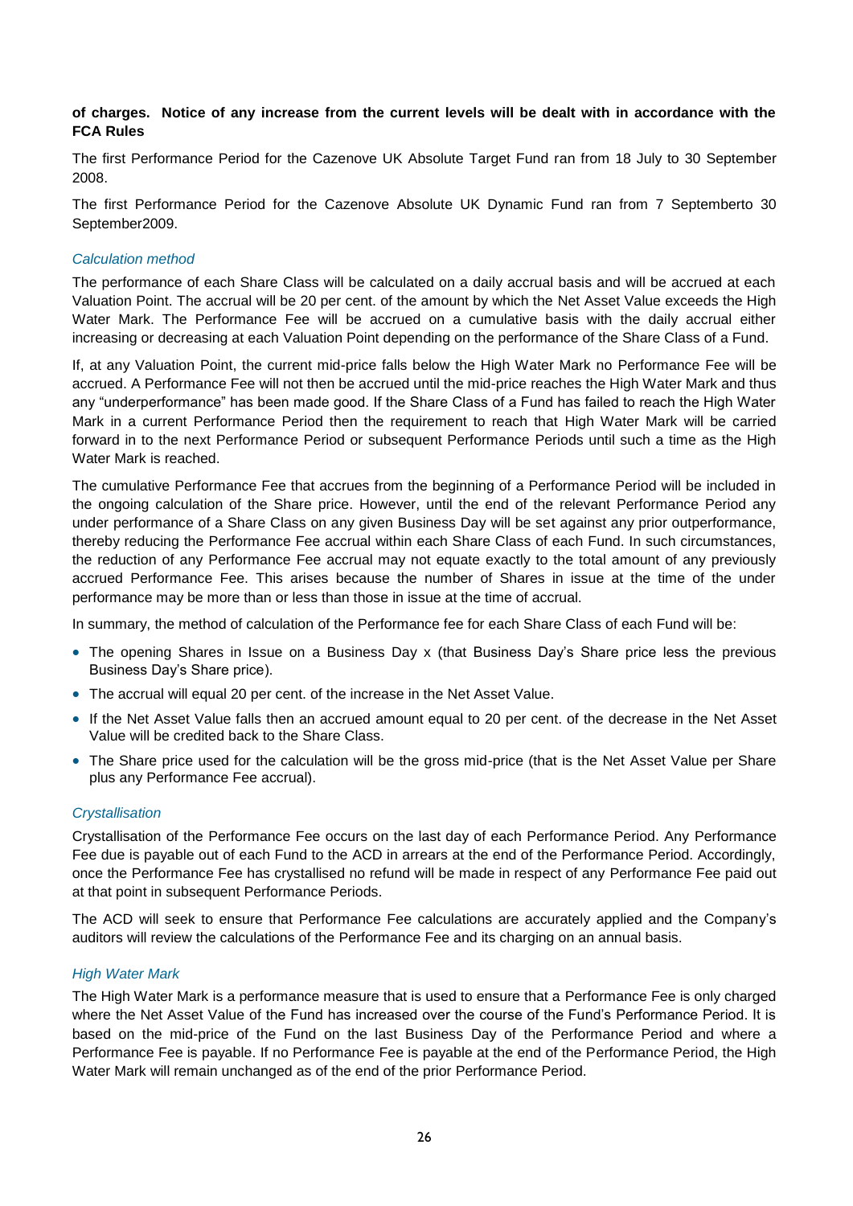**of charges. Notice of any increase from the current levels will be dealt with in accordance with the FCA Rules**

The first Performance Period for the Cazenove UK Absolute Target Fund ran from 18 July to 30 September 2008.

The first Performance Period for the Cazenove Absolute UK Dynamic Fund ran from 7 Septemberto 30 September2009.

*Calculation method*

The performance of each Share Class will be calculated on a daily accrual basis and will be accrued at each Valuation Point. The accrual will be 20 per cent. of the amount by which the Net Asset Value exceeds the High Water Mark. The Performance Fee will be accrued on a cumulative basis with the daily accrual either increasing or decreasing at each Valuation Point depending on the performance of the Share Class of a Fund.

If, at any Valuation Point, the current mid-price falls below the High Water Mark no Performance Fee will be accrued. A Performance Fee will not then be accrued until the mid-price reaches the High Water Mark and thus any "underperformance" has been made good. If the Share Class of a Fund has failed to reach the High Water Mark in a current Performance Period then the requirement to reach that High Water Mark will be carried forward in to the next Performance Period or subsequent Performance Periods until such a time as the High Water Mark is reached.

The cumulative Performance Fee that accrues from the beginning of a Performance Period will be included in the ongoing calculation of the Share price. However, until the end of the relevant Performance Period any under performance of a Share Class on any given Business Day will be set against any prior outperformance, thereby reducing the Performance Fee accrual within each Share Class of each Fund. In such circumstances, the reduction of any Performance Fee accrual may not equate exactly to the total amount of any previously accrued Performance Fee. This arises because the number of Shares in issue at the time of the under performance may be more than or less than those in issue at the time of accrual.

In summary, the method of calculation of the Performance fee for each Share Class of each Fund will be:

- The opening Shares in Issue on a Business Day x (that Business Day's Share price less the previous Business Day's Share price).
- The accrual will equal 20 per cent. of the increase in the Net Asset Value.
- If the Net Asset Value falls then an accrued amount equal to 20 per cent. of the decrease in the Net Asset Value will be credited back to the Share Class.
- The Share price used for the calculation will be the gross mid-price (that is the Net Asset Value per Share plus any Performance Fee accrual).

*Crystallisation*

Crystallisation of the Performance Fee occurs on the last day of each Performance Period. Any Performance Fee due is payable out of each Fund to the ACD in arrears at the end of the Performance Period. Accordingly, once the Performance Fee has crystallised no refund will be made in respect of any Performance Fee paid out at that point in subsequent Performance Periods.

The ACD will seek to ensure that Performance Fee calculations are accurately applied and the Company's auditors will review the calculations of the Performance Fee and its charging on an annual basis.

*High Water Mark*

The High Water Mark is a performance measure that is used to ensure that a Performance Fee is only charged where the Net Asset Value of the Fund has increased over the course of the Fund's Performance Period. It is based on the mid-price of the Fund on the last Business Day of the Performance Period and where a Performance Fee is payable. If no Performance Fee is payable at the end of the Performance Period, the High Water Mark will remain unchanged as of the end of the prior Performance Period.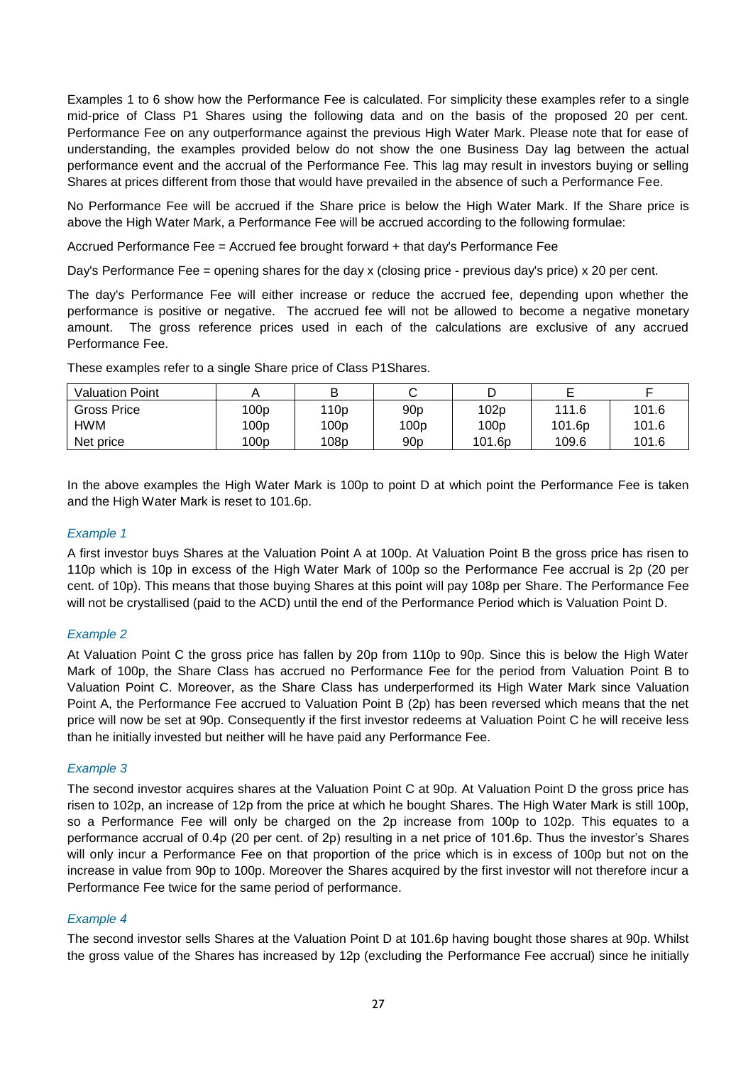Examples 1 to 6 show how the Performance Fee is calculated. For simplicity these examples refer to a single mid-price of Class P1 Shares using the following data and on the basis of the proposed 20 per cent. Performance Fee on any outperformance against the previous High Water Mark. Please note that for ease of understanding, the examples provided below do not show the one Business Day lag between the actual performance event and the accrual of the Performance Fee. This lag may result in investors buying or selling Shares at prices different from those that would have prevailed in the absence of such a Performance Fee.

No Performance Fee will be accrued if the Share price is below the High Water Mark. If the Share price is above the High Water Mark, a Performance Fee will be accrued according to the following formulae:

Accrued Performance Fee = Accrued fee brought forward + that day's Performance Fee

Day's Performance Fee = opening shares for the day x (closing price - previous day's price) x 20 per cent.

The day's Performance Fee will either increase or reduce the accrued fee, depending upon whether the performance is positive or negative. The accrued fee will not be allowed to become a negative monetary amount. The gross reference prices used in each of the calculations are exclusive of any accrued Performance Fee.

These examples refer to a single Share price of Class P1Shares.

| Valuation Point | A | B | C | D | E | F |
|---|---|---|---|---|---|---|
| Gross Price | 100p | 110p | 90p | 102p | 111.6 | 101.6 |
| HWM | 100p | 100p | 100p | 100p | 101.6p | 101.6 |
| Net price | 100p | 108p | 90p | 101.6p | 109.6 | 101.6 |

In the above examples the High Water Mark is 100p to point D at which point the Performance Fee is taken and the High Water Mark is reset to 101.6p.

*Example 1*

A first investor buys Shares at the Valuation Point A at 100p. At Valuation Point B the gross price has risen to 110p which is 10p in excess of the High Water Mark of 100p so the Performance Fee accrual is 2p (20 per cent. of 10p). This means that those buying Shares at this point will pay 108p per Share. The Performance Fee will not be crystallised (paid to the ACD) until the end of the Performance Period which is Valuation Point D.

*Example 2*

At Valuation Point C the gross price has fallen by 20p from 110p to 90p. Since this is below the High Water Mark of 100p, the Share Class has accrued no Performance Fee for the period from Valuation Point B to Valuation Point C. Moreover, as the Share Class has underperformed its High Water Mark since Valuation Point A, the Performance Fee accrued to Valuation Point B (2p) has been reversed which means that the net price will now be set at 90p. Consequently if the first investor redeems at Valuation Point C he will receive less than he initially invested but neither will he have paid any Performance Fee.

*Example 3*

The second investor acquires shares at the Valuation Point C at 90p. At Valuation Point D the gross price has risen to 102p, an increase of 12p from the price at which he bought Shares. The High Water Mark is still 100p, so a Performance Fee will only be charged on the 2p increase from 100p to 102p. This equates to a performance accrual of 0.4p (20 per cent. of 2p) resulting in a net price of 101.6p. Thus the investor's Shares will only incur a Performance Fee on that proportion of the price which is in excess of 100p but not on the increase in value from 90p to 100p. Moreover the Shares acquired by the first investor will not therefore incur a Performance Fee twice for the same period of performance.

*Example 4*

The second investor sells Shares at the Valuation Point D at 101.6p having bought those shares at 90p. Whilst the gross value of the Shares has increased by 12p (excluding the Performance Fee accrual) since he initially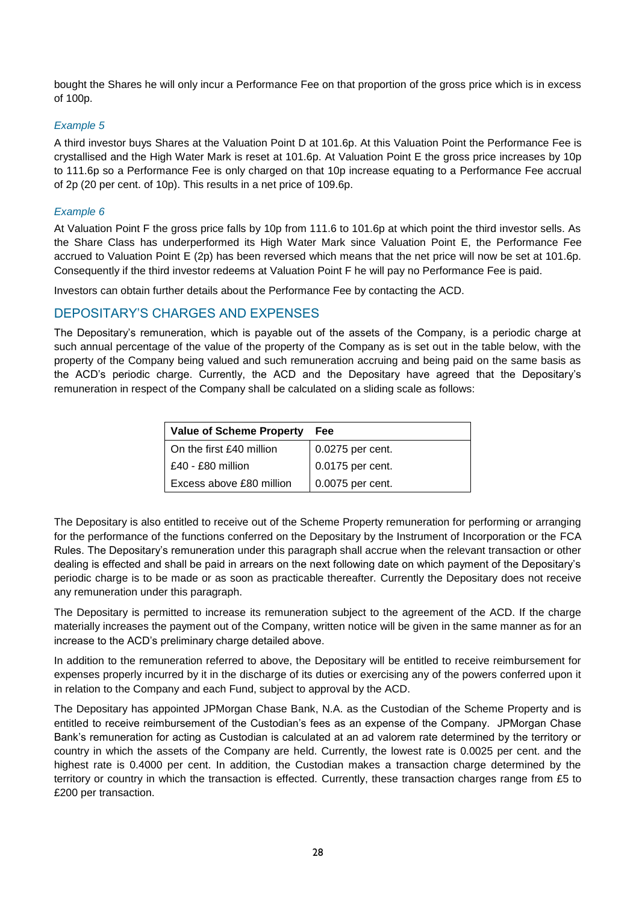bought the Shares he will only incur a Performance Fee on that proportion of the gross price which is in excess of 100p.

*Example 5*

A third investor buys Shares at the Valuation Point D at 101.6p. At this Valuation Point the Performance Fee is crystallised and the High Water Mark is reset at 101.6p. At Valuation Point E the gross price increases by 10p to 111.6p so a Performance Fee is only charged on that 10p increase equating to a Performance Fee accrual of 2p (20 per cent. of 10p). This results in a net price of 109.6p.

*Example 6*

At Valuation Point F the gross price falls by 10p from 111.6 to 101.6p at which point the third investor sells. As the Share Class has underperformed its High Water Mark since Valuation Point E, the Performance Fee accrued to Valuation Point E (2p) has been reversed which means that the net price will now be set at 101.6p. Consequently if the third investor redeems at Valuation Point F he will pay no Performance Fee is paid.

Investors can obtain further details about the Performance Fee by contacting the ACD.

## DEPOSITARY'S CHARGES AND EXPENSES

The Depositary's remuneration, which is payable out of the assets of the Company, is a periodic charge at such annual percentage of the value of the property of the Company as is set out in the table below, with the property of the Company being valued and such remuneration accruing and being paid on the same basis as the ACD's periodic charge. Currently, the ACD and the Depositary have agreed that the Depositary's remuneration in respect of the Company shall be calculated on a sliding scale as follows:

| Value of Scheme Property | Fee |
|---|---|
| On the first £40 million | 0.0275 per cent. |
| £40 - £80 million | 0.0175 per cent. |
| Excess above £80 million | 0.0075 per cent. |

The Depositary is also entitled to receive out of the Scheme Property remuneration for performing or arranging for the performance of the functions conferred on the Depositary by the Instrument of Incorporation or the FCA Rules. The Depositary's remuneration under this paragraph shall accrue when the relevant transaction or other dealing is effected and shall be paid in arrears on the next following date on which payment of the Depositary's periodic charge is to be made or as soon as practicable thereafter. Currently the Depositary does not receive any remuneration under this paragraph.

The Depositary is permitted to increase its remuneration subject to the agreement of the ACD. If the charge materially increases the payment out of the Company, written notice will be given in the same manner as for an increase to the ACD's preliminary charge detailed above.

In addition to the remuneration referred to above, the Depositary will be entitled to receive reimbursement for expenses properly incurred by it in the discharge of its duties or exercising any of the powers conferred upon it in relation to the Company and each Fund, subject to approval by the ACD.

The Depositary has appointed JPMorgan Chase Bank, N.A. as the Custodian of the Scheme Property and is entitled to receive reimbursement of the Custodian's fees as an expense of the Company. JPMorgan Chase Bank's remuneration for acting as Custodian is calculated at an ad valorem rate determined by the territory or country in which the assets of the Company are held. Currently, the lowest rate is 0.0025 per cent. and the highest rate is 0.4000 per cent. In addition, the Custodian makes a transaction charge determined by the territory or country in which the transaction is effected. Currently, these transaction charges range from £5 to £200 per transaction.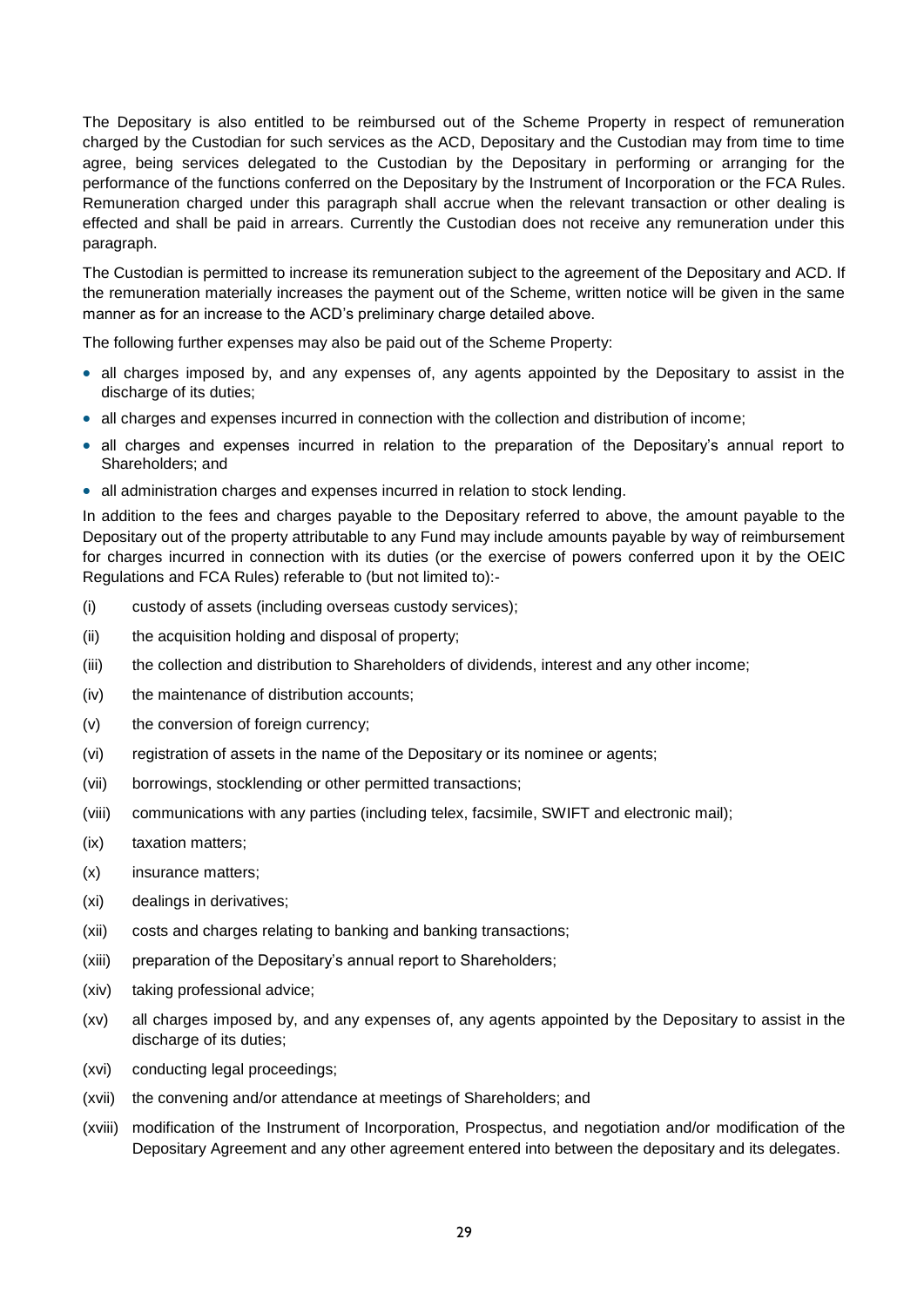The Depositary is also entitled to be reimbursed out of the Scheme Property in respect of remuneration charged by the Custodian for such services as the ACD, Depositary and the Custodian may from time to time agree, being services delegated to the Custodian by the Depositary in performing or arranging for the performance of the functions conferred on the Depositary by the Instrument of Incorporation or the FCA Rules. Remuneration charged under this paragraph shall accrue when the relevant transaction or other dealing is effected and shall be paid in arrears. Currently the Custodian does not receive any remuneration under this paragraph.

The Custodian is permitted to increase its remuneration subject to the agreement of the Depositary and ACD. If the remuneration materially increases the payment out of the Scheme, written notice will be given in the same manner as for an increase to the ACD's preliminary charge detailed above.

The following further expenses may also be paid out of the Scheme Property:

- all charges imposed by, and any expenses of, any agents appointed by the Depositary to assist in the discharge of its duties;
- all charges and expenses incurred in connection with the collection and distribution of income;
- all charges and expenses incurred in relation to the preparation of the Depositary's annual report to Shareholders; and
- all administration charges and expenses incurred in relation to stock lending.

In addition to the fees and charges payable to the Depositary referred to above, the amount payable to the Depositary out of the property attributable to any Fund may include amounts payable by way of reimbursement for charges incurred in connection with its duties (or the exercise of powers conferred upon it by the OEIC Regulations and FCA Rules) referable to (but not limited to):-

(i) custody of assets (including overseas custody services);

(ii) the acquisition holding and disposal of property;

(iii) the collection and distribution to Shareholders of dividends, interest and any other income;

(iv) the maintenance of distribution accounts;

(v) the conversion of foreign currency;

(vi) registration of assets in the name of the Depositary or its nominee or agents;

(vii) borrowings, stocklending or other permitted transactions;

(viii) communications with any parties (including telex, facsimile, SWIFT and electronic mail);

(ix) taxation matters;

(x) insurance matters;

(xi) dealings in derivatives;

(xii) costs and charges relating to banking and banking transactions;

(xiii) preparation of the Depositary's annual report to Shareholders;

(xiv) taking professional advice;

(xv) all charges imposed by, and any expenses of, any agents appointed by the Depositary to assist in the discharge of its duties;

(xvi) conducting legal proceedings;

(xvii) the convening and/or attendance at meetings of Shareholders; and

(xviii) modification of the Instrument of Incorporation, Prospectus, and negotiation and/or modification of the Depositary Agreement and any other agreement entered into between the depositary and its delegates.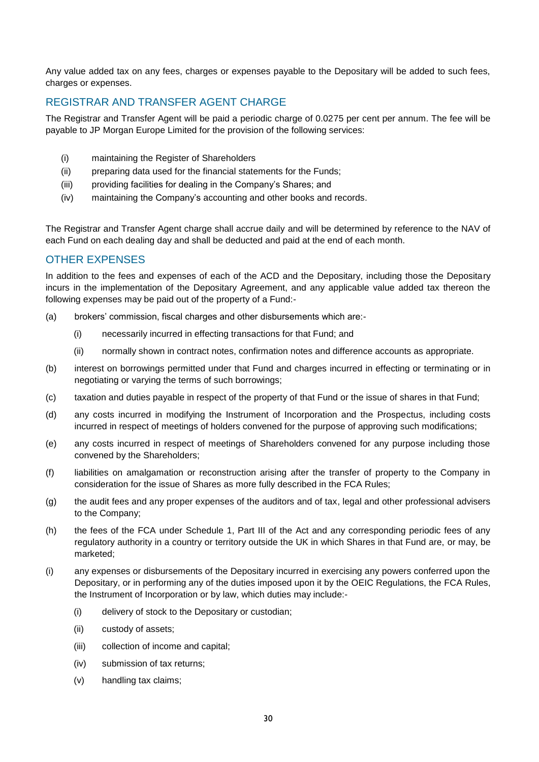Any value added tax on any fees, charges or expenses payable to the Depositary will be added to such fees, charges or expenses.

## REGISTRAR AND TRANSFER AGENT CHARGE

The Registrar and Transfer Agent will be paid a periodic charge of 0.0275 per cent per annum. The fee will be payable to JP Morgan Europe Limited for the provision of the following services:

(i) maintaining the Register of Shareholders

(ii) preparing data used for the financial statements for the Funds;

(iii) providing facilities for dealing in the Company's Shares; and

(iv) maintaining the Company's accounting and other books and records.

The Registrar and Transfer Agent charge shall accrue daily and will be determined by reference to the NAV of each Fund on each dealing day and shall be deducted and paid at the end of each month.

## OTHER EXPENSES

In addition to the fees and expenses of each of the ACD and the Depositary, including those the Depositary incurs in the implementation of the Depositary Agreement, and any applicable value added tax thereon the following expenses may be paid out of the property of a Fund:-

(a) brokers' commission, fiscal charges and other disbursements which are:-

   (i) necessarily incurred in effecting transactions for that Fund; and

   (ii) normally shown in contract notes, confirmation notes and difference accounts as appropriate.

(b) interest on borrowings permitted under that Fund and charges incurred in effecting or terminating or in negotiating or varying the terms of such borrowings;

(c) taxation and duties payable in respect of the property of that Fund or the issue of shares in that Fund;

(d) any costs incurred in modifying the Instrument of Incorporation and the Prospectus, including costs incurred in respect of meetings of holders convened for the purpose of approving such modifications;

(e) any costs incurred in respect of meetings of Shareholders convened for any purpose including those convened by the Shareholders;

(f) liabilities on amalgamation or reconstruction arising after the transfer of property to the Company in consideration for the issue of Shares as more fully described in the FCA Rules;

(g) the audit fees and any proper expenses of the auditors and of tax, legal and other professional advisers to the Company;

(h) the fees of the FCA under Schedule 1, Part III of the Act and any corresponding periodic fees of any regulatory authority in a country or territory outside the UK in which Shares in that Fund are, or may, be marketed;

(i) any expenses or disbursements of the Depositary incurred in exercising any powers conferred upon the Depositary, or in performing any of the duties imposed upon it by the OEIC Regulations, the FCA Rules, the Instrument of Incorporation or by law, which duties may include:-

   (i) delivery of stock to the Depositary or custodian;

   (ii) custody of assets;

   (iii) collection of income and capital;

   (iv) submission of tax returns;

   (v) handling tax claims;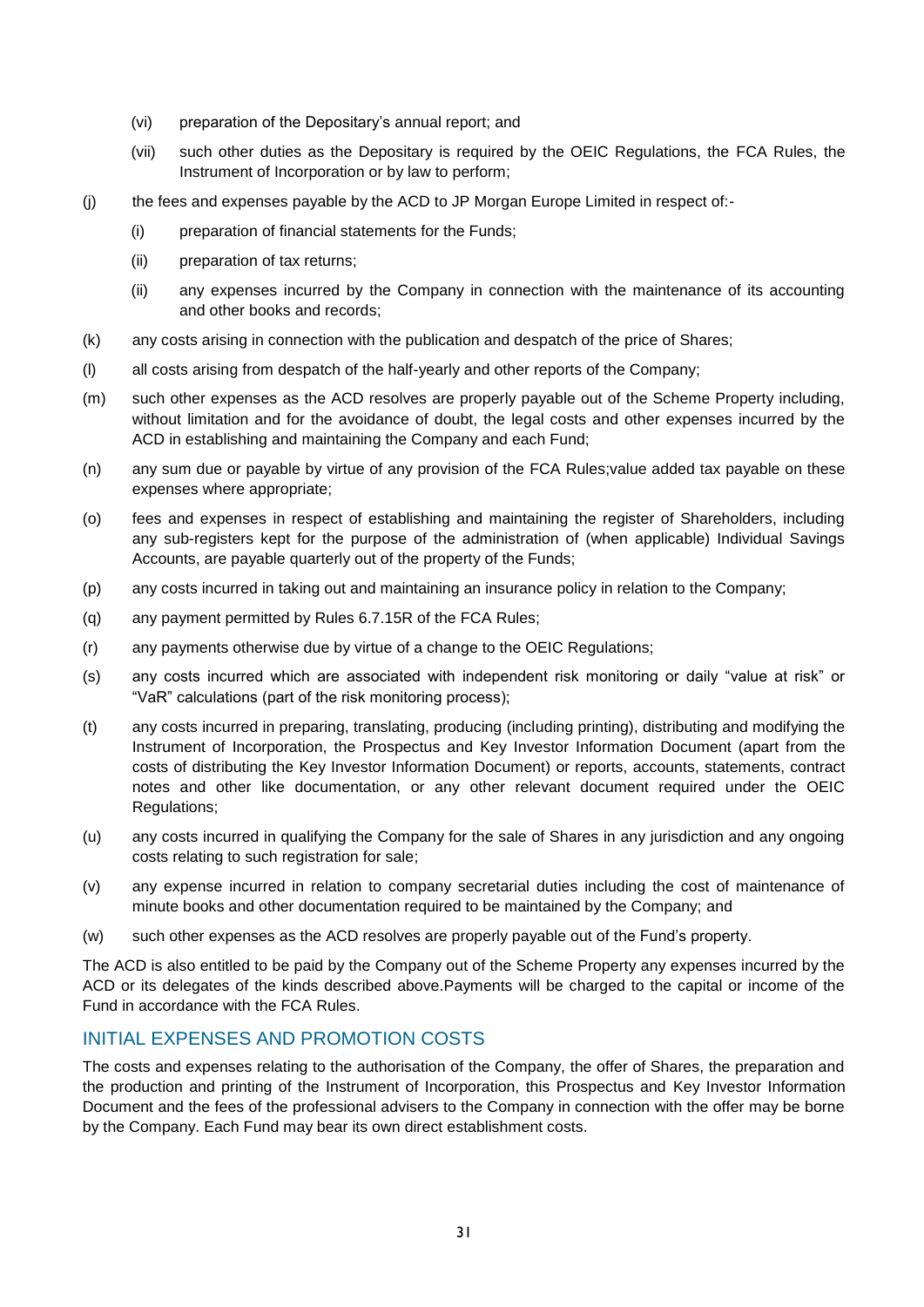(vi) preparation of the Depositary's annual report; and

(vii) such other duties as the Depositary is required by the OEIC Regulations, the FCA Rules, the Instrument of Incorporation or by law to perform;

(j) the fees and expenses payable by the ACD to JP Morgan Europe Limited in respect of:-

(i) preparation of financial statements for the Funds;

(ii) preparation of tax returns;

(ii) any expenses incurred by the Company in connection with the maintenance of its accounting and other books and records;

(k) any costs arising in connection with the publication and despatch of the price of Shares;

(l) all costs arising from despatch of the half-yearly and other reports of the Company;

(m) such other expenses as the ACD resolves are properly payable out of the Scheme Property including, without limitation and for the avoidance of doubt, the legal costs and other expenses incurred by the ACD in establishing and maintaining the Company and each Fund;

(n) any sum due or payable by virtue of any provision of the FCA Rules;value added tax payable on these expenses where appropriate;

(o) fees and expenses in respect of establishing and maintaining the register of Shareholders, including any sub-registers kept for the purpose of the administration of (when applicable) Individual Savings Accounts, are payable quarterly out of the property of the Funds;

(p) any costs incurred in taking out and maintaining an insurance policy in relation to the Company;

(q) any payment permitted by Rules 6.7.15R of the FCA Rules;

(r) any payments otherwise due by virtue of a change to the OEIC Regulations;

(s) any costs incurred which are associated with independent risk monitoring or daily "value at risk" or "VaR" calculations (part of the risk monitoring process);

(t) any costs incurred in preparing, translating, producing (including printing), distributing and modifying the Instrument of Incorporation, the Prospectus and Key Investor Information Document (apart from the costs of distributing the Key Investor Information Document) or reports, accounts, statements, contract notes and other like documentation, or any other relevant document required under the OEIC Regulations;

(u) any costs incurred in qualifying the Company for the sale of Shares in any jurisdiction and any ongoing costs relating to such registration for sale;

(v) any expense incurred in relation to company secretarial duties including the cost of maintenance of minute books and other documentation required to be maintained by the Company; and

(w) such other expenses as the ACD resolves are properly payable out of the Fund's property.

The ACD is also entitled to be paid by the Company out of the Scheme Property any expenses incurred by the ACD or its delegates of the kinds described above.Payments will be charged to the capital or income of the Fund in accordance with the FCA Rules.

## INITIAL EXPENSES AND PROMOTION COSTS

The costs and expenses relating to the authorisation of the Company, the offer of Shares, the preparation and the production and printing of the Instrument of Incorporation, this Prospectus and Key Investor Information Document and the fees of the professional advisers to the Company in connection with the offer may be borne by the Company. Each Fund may bear its own direct establishment costs.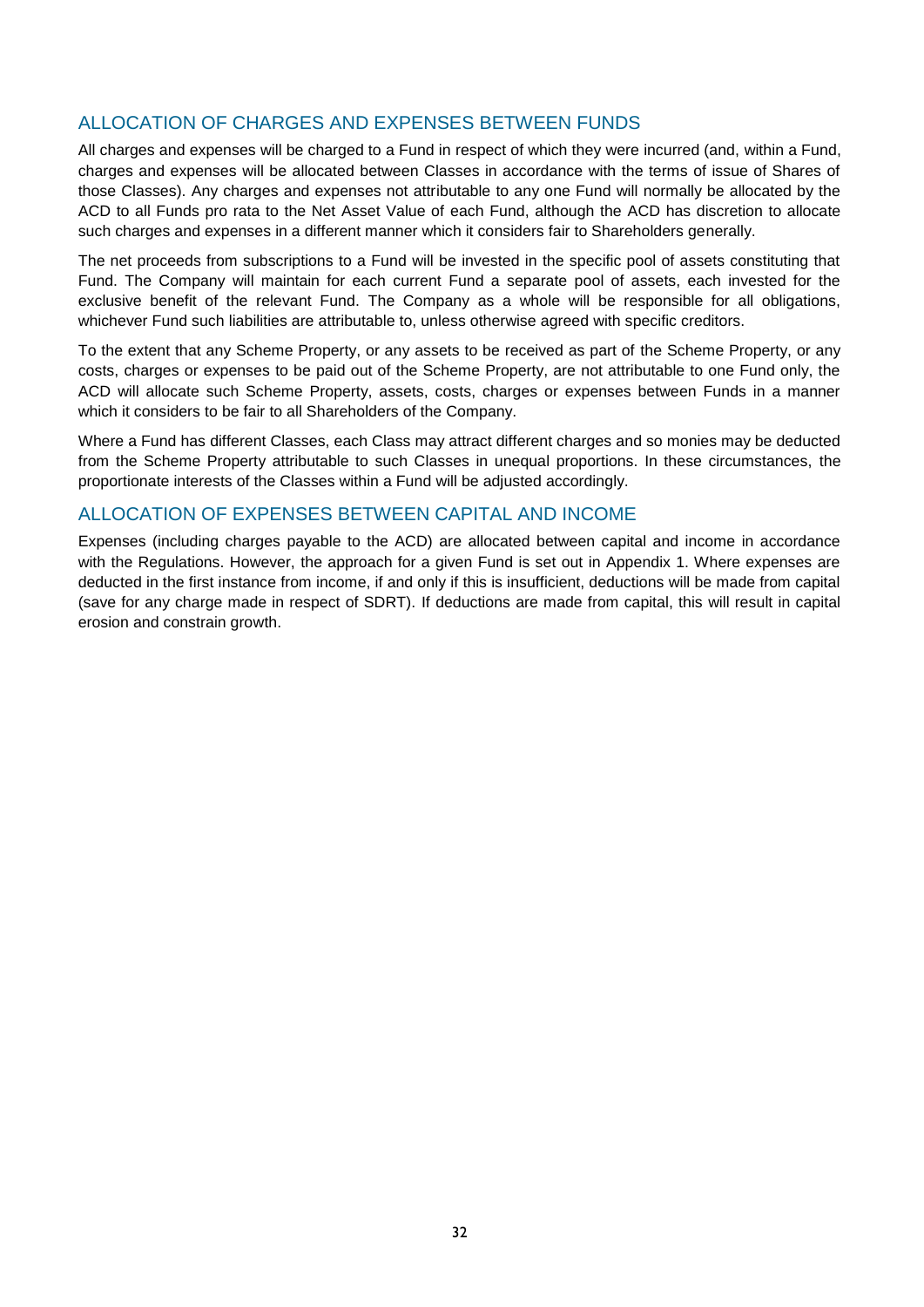## ALLOCATION OF CHARGES AND EXPENSES BETWEEN FUNDS

All charges and expenses will be charged to a Fund in respect of which they were incurred (and, within a Fund, charges and expenses will be allocated between Classes in accordance with the terms of issue of Shares of those Classes). Any charges and expenses not attributable to any one Fund will normally be allocated by the ACD to all Funds pro rata to the Net Asset Value of each Fund, although the ACD has discretion to allocate such charges and expenses in a different manner which it considers fair to Shareholders generally.

The net proceeds from subscriptions to a Fund will be invested in the specific pool of assets constituting that Fund. The Company will maintain for each current Fund a separate pool of assets, each invested for the exclusive benefit of the relevant Fund. The Company as a whole will be responsible for all obligations, whichever Fund such liabilities are attributable to, unless otherwise agreed with specific creditors.

To the extent that any Scheme Property, or any assets to be received as part of the Scheme Property, or any costs, charges or expenses to be paid out of the Scheme Property, are not attributable to one Fund only, the ACD will allocate such Scheme Property, assets, costs, charges or expenses between Funds in a manner which it considers to be fair to all Shareholders of the Company.

Where a Fund has different Classes, each Class may attract different charges and so monies may be deducted from the Scheme Property attributable to such Classes in unequal proportions. In these circumstances, the proportionate interests of the Classes within a Fund will be adjusted accordingly.

## ALLOCATION OF EXPENSES BETWEEN CAPITAL AND INCOME

Expenses (including charges payable to the ACD) are allocated between capital and income in accordance with the Regulations. However, the approach for a given Fund is set out in Appendix 1. Where expenses are deducted in the first instance from income, if and only if this is insufficient, deductions will be made from capital (save for any charge made in respect of SDRT). If deductions are made from capital, this will result in capital erosion and constrain growth.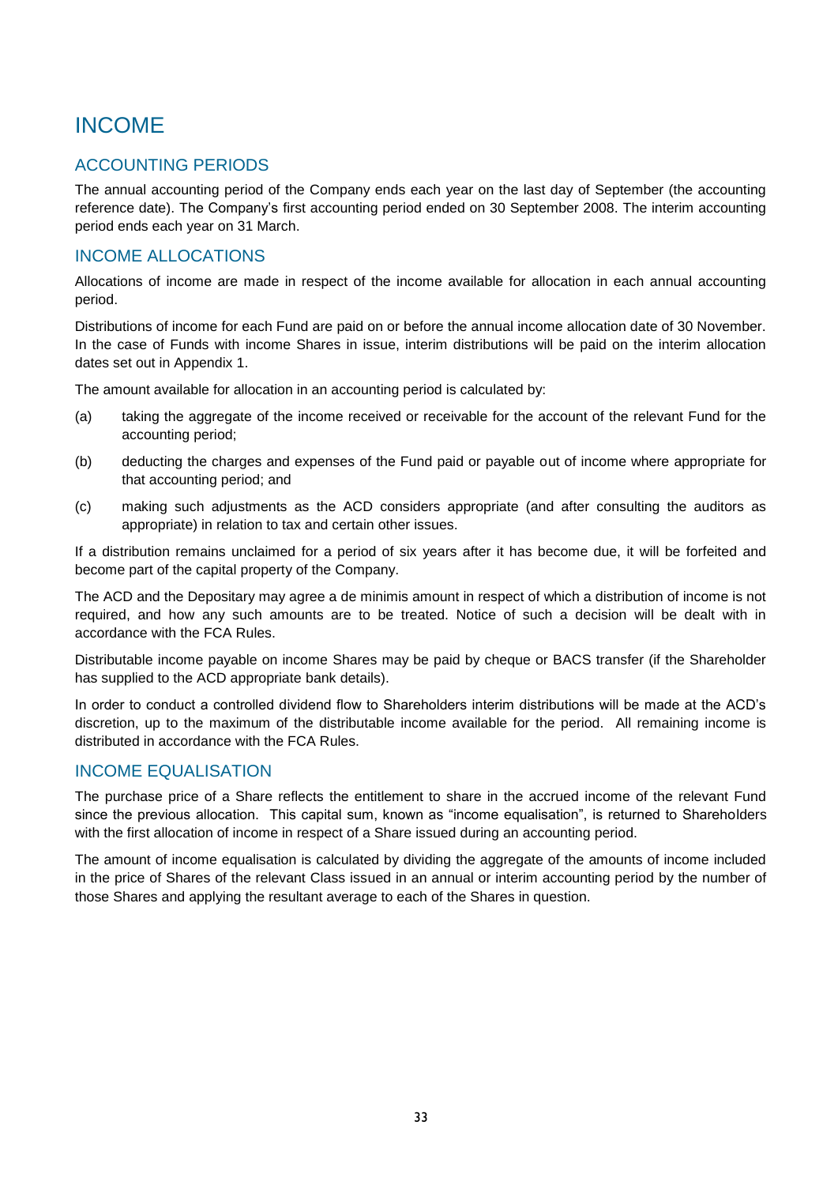# INCOME

## ACCOUNTING PERIODS

The annual accounting period of the Company ends each year on the last day of September (the accounting reference date). The Company's first accounting period ended on 30 September 2008. The interim accounting period ends each year on 31 March.

## INCOME ALLOCATIONS

Allocations of income are made in respect of the income available for allocation in each annual accounting period.

Distributions of income for each Fund are paid on or before the annual income allocation date of 30 November. In the case of Funds with income Shares in issue, interim distributions will be paid on the interim allocation dates set out in Appendix 1.

The amount available for allocation in an accounting period is calculated by:

(a) taking the aggregate of the income received or receivable for the account of the relevant Fund for the accounting period;

(b) deducting the charges and expenses of the Fund paid or payable out of income where appropriate for that accounting period; and

(c) making such adjustments as the ACD considers appropriate (and after consulting the auditors as appropriate) in relation to tax and certain other issues.

If a distribution remains unclaimed for a period of six years after it has become due, it will be forfeited and become part of the capital property of the Company.

The ACD and the Depositary may agree a de minimis amount in respect of which a distribution of income is not required, and how any such amounts are to be treated. Notice of such a decision will be dealt with in accordance with the FCA Rules.

Distributable income payable on income Shares may be paid by cheque or BACS transfer (if the Shareholder has supplied to the ACD appropriate bank details).

In order to conduct a controlled dividend flow to Shareholders interim distributions will be made at the ACD's discretion, up to the maximum of the distributable income available for the period. All remaining income is distributed in accordance with the FCA Rules.

## INCOME EQUALISATION

The purchase price of a Share reflects the entitlement to share in the accrued income of the relevant Fund since the previous allocation. This capital sum, known as "income equalisation", is returned to Shareholders with the first allocation of income in respect of a Share issued during an accounting period.

The amount of income equalisation is calculated by dividing the aggregate of the amounts of income included in the price of Shares of the relevant Class issued in an annual or interim accounting period by the number of those Shares and applying the resultant average to each of the Shares in question.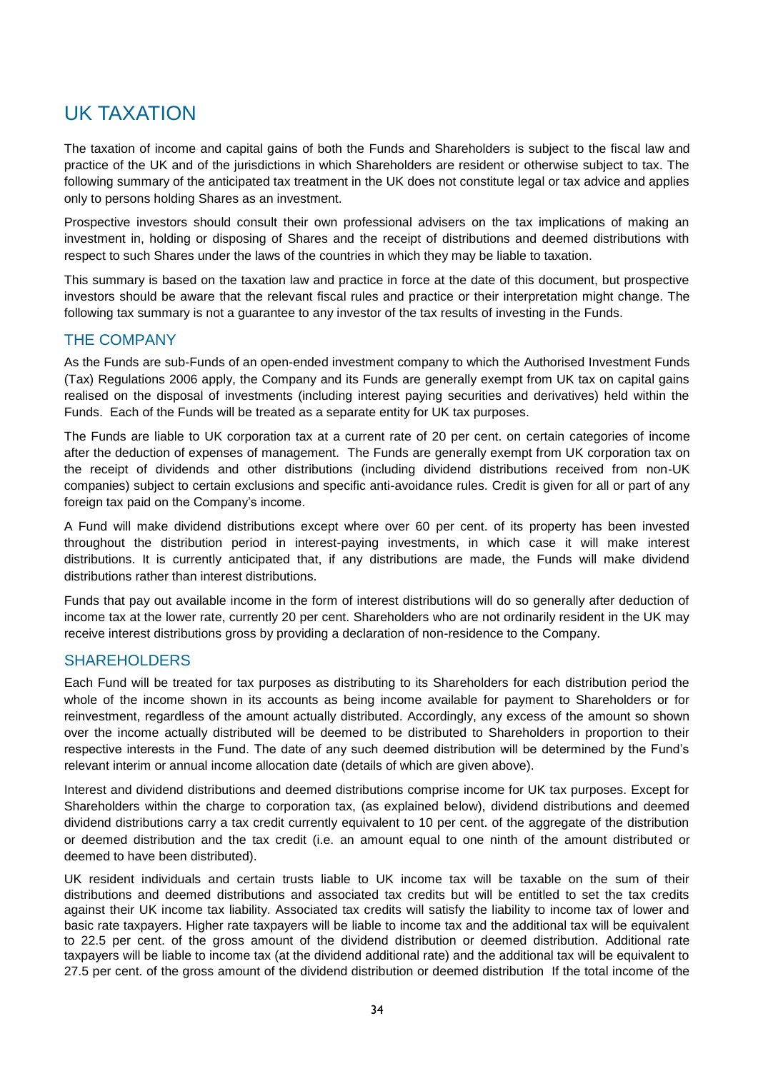# UK TAXATION

The taxation of income and capital gains of both the Funds and Shareholders is subject to the fiscal law and practice of the UK and of the jurisdictions in which Shareholders are resident or otherwise subject to tax. The following summary of the anticipated tax treatment in the UK does not constitute legal or tax advice and applies only to persons holding Shares as an investment.

Prospective investors should consult their own professional advisers on the tax implications of making an investment in, holding or disposing of Shares and the receipt of distributions and deemed distributions with respect to such Shares under the laws of the countries in which they may be liable to taxation.

This summary is based on the taxation law and practice in force at the date of this document, but prospective investors should be aware that the relevant fiscal rules and practice or their interpretation might change. The following tax summary is not a guarantee to any investor of the tax results of investing in the Funds.

## THE COMPANY

As the Funds are sub-Funds of an open-ended investment company to which the Authorised Investment Funds (Tax) Regulations 2006 apply, the Company and its Funds are generally exempt from UK tax on capital gains realised on the disposal of investments (including interest paying securities and derivatives) held within the Funds. Each of the Funds will be treated as a separate entity for UK tax purposes.

The Funds are liable to UK corporation tax at a current rate of 20 per cent. on certain categories of income after the deduction of expenses of management. The Funds are generally exempt from UK corporation tax on the receipt of dividends and other distributions (including dividend distributions received from non-UK companies) subject to certain exclusions and specific anti-avoidance rules. Credit is given for all or part of any foreign tax paid on the Company's income.

A Fund will make dividend distributions except where over 60 per cent. of its property has been invested throughout the distribution period in interest-paying investments, in which case it will make interest distributions. It is currently anticipated that, if any distributions are made, the Funds will make dividend distributions rather than interest distributions.

Funds that pay out available income in the form of interest distributions will do so generally after deduction of income tax at the lower rate, currently 20 per cent. Shareholders who are not ordinarily resident in the UK may receive interest distributions gross by providing a declaration of non-residence to the Company.

## SHAREHOLDERS

Each Fund will be treated for tax purposes as distributing to its Shareholders for each distribution period the whole of the income shown in its accounts as being income available for payment to Shareholders or for reinvestment, regardless of the amount actually distributed. Accordingly, any excess of the amount so shown over the income actually distributed will be deemed to be distributed to Shareholders in proportion to their respective interests in the Fund. The date of any such deemed distribution will be determined by the Fund's relevant interim or annual income allocation date (details of which are given above).

Interest and dividend distributions and deemed distributions comprise income for UK tax purposes. Except for Shareholders within the charge to corporation tax, (as explained below), dividend distributions and deemed dividend distributions carry a tax credit currently equivalent to 10 per cent. of the aggregate of the distribution or deemed distribution and the tax credit (i.e. an amount equal to one ninth of the amount distributed or deemed to have been distributed).

UK resident individuals and certain trusts liable to UK income tax will be taxable on the sum of their distributions and deemed distributions and associated tax credits but will be entitled to set the tax credits against their UK income tax liability. Associated tax credits will satisfy the liability to income tax of lower and basic rate taxpayers. Higher rate taxpayers will be liable to income tax and the additional tax will be equivalent to 22.5 per cent. of the gross amount of the dividend distribution or deemed distribution. Additional rate taxpayers will be liable to income tax (at the dividend additional rate) and the additional tax will be equivalent to 27.5 per cent. of the gross amount of the dividend distribution or deemed distribution If the total income of the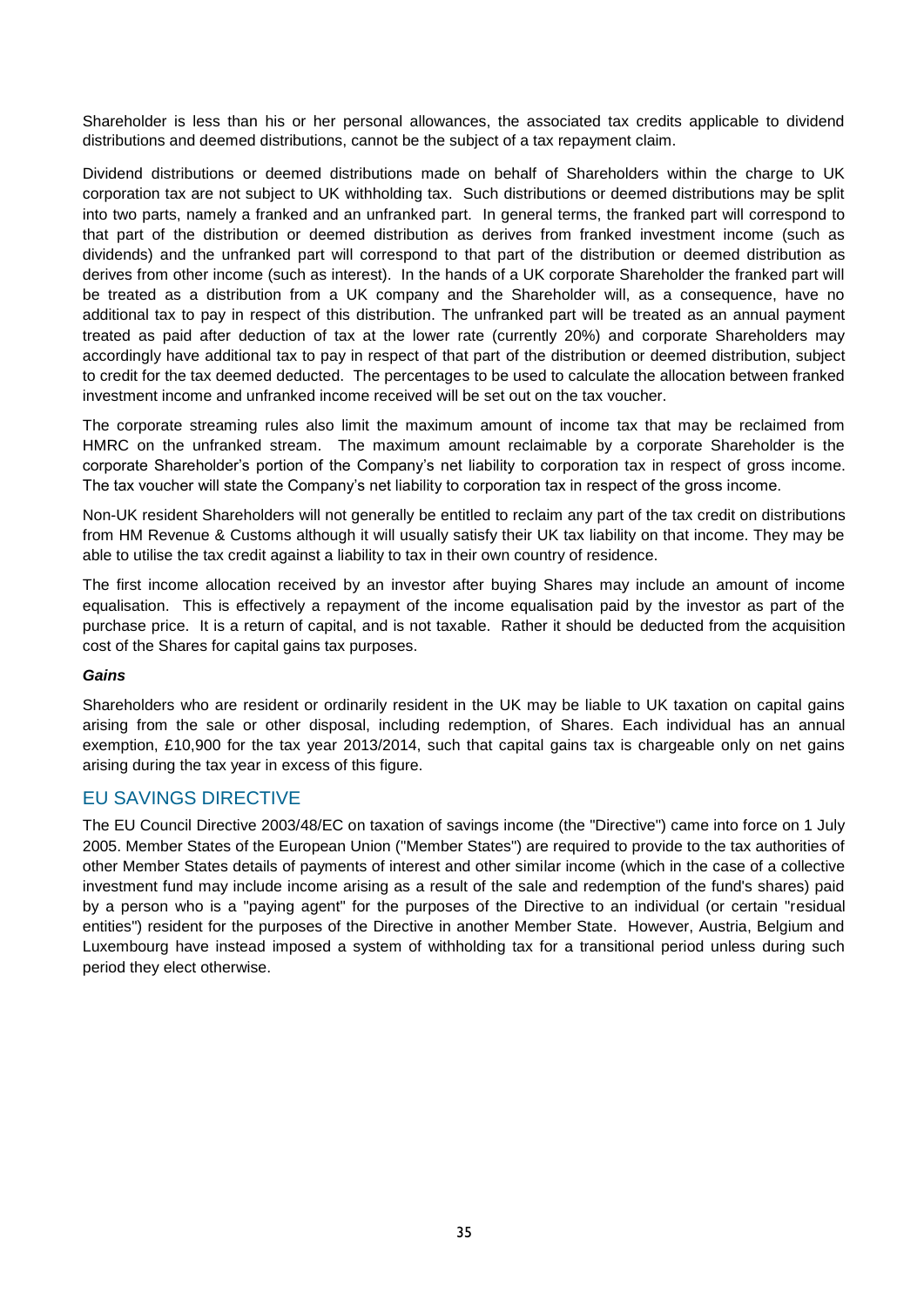Shareholder is less than his or her personal allowances, the associated tax credits applicable to dividend distributions and deemed distributions, cannot be the subject of a tax repayment claim.

Dividend distributions or deemed distributions made on behalf of Shareholders within the charge to UK corporation tax are not subject to UK withholding tax. Such distributions or deemed distributions may be split into two parts, namely a franked and an unfranked part. In general terms, the franked part will correspond to that part of the distribution or deemed distribution as derives from franked investment income (such as dividends) and the unfranked part will correspond to that part of the distribution or deemed distribution as derives from other income (such as interest). In the hands of a UK corporate Shareholder the franked part will be treated as a distribution from a UK company and the Shareholder will, as a consequence, have no additional tax to pay in respect of this distribution. The unfranked part will be treated as an annual payment treated as paid after deduction of tax at the lower rate (currently 20%) and corporate Shareholders may accordingly have additional tax to pay in respect of that part of the distribution or deemed distribution, subject to credit for the tax deemed deducted. The percentages to be used to calculate the allocation between franked investment income and unfranked income received will be set out on the tax voucher.

The corporate streaming rules also limit the maximum amount of income tax that may be reclaimed from HMRC on the unfranked stream. The maximum amount reclaimable by a corporate Shareholder is the corporate Shareholder's portion of the Company's net liability to corporation tax in respect of gross income. The tax voucher will state the Company's net liability to corporation tax in respect of the gross income.

Non-UK resident Shareholders will not generally be entitled to reclaim any part of the tax credit on distributions from HM Revenue & Customs although it will usually satisfy their UK tax liability on that income. They may be able to utilise the tax credit against a liability to tax in their own country of residence.

The first income allocation received by an investor after buying Shares may include an amount of income equalisation. This is effectively a repayment of the income equalisation paid by the investor as part of the purchase price. It is a return of capital, and is not taxable. Rather it should be deducted from the acquisition cost of the Shares for capital gains tax purposes.

***Gains***

Shareholders who are resident or ordinarily resident in the UK may be liable to UK taxation on capital gains arising from the sale or other disposal, including redemption, of Shares. Each individual has an annual exemption, £10,900 for the tax year 2013/2014, such that capital gains tax is chargeable only on net gains arising during the tax year in excess of this figure.

## EU SAVINGS DIRECTIVE

The EU Council Directive 2003/48/EC on taxation of savings income (the "Directive") came into force on 1 July 2005. Member States of the European Union ("Member States") are required to provide to the tax authorities of other Member States details of payments of interest and other similar income (which in the case of a collective investment fund may include income arising as a result of the sale and redemption of the fund's shares) paid by a person who is a "paying agent" for the purposes of the Directive to an individual (or certain "residual entities") resident for the purposes of the Directive in another Member State. However, Austria, Belgium and Luxembourg have instead imposed a system of withholding tax for a transitional period unless during such period they elect otherwise.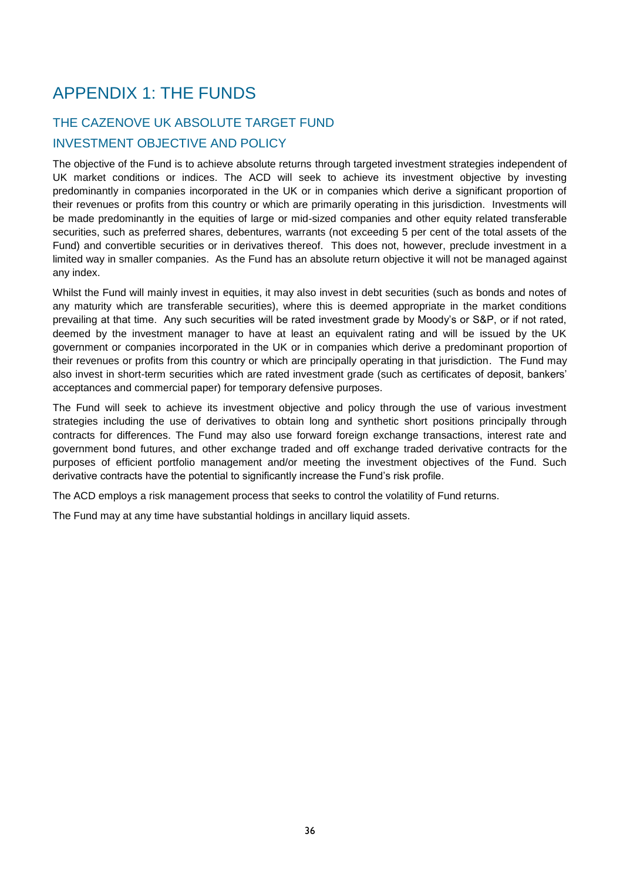# APPENDIX 1: THE FUNDS

## THE CAZENOVE UK ABSOLUTE TARGET FUND

## INVESTMENT OBJECTIVE AND POLICY

The objective of the Fund is to achieve absolute returns through targeted investment strategies independent of UK market conditions or indices. The ACD will seek to achieve its investment objective by investing predominantly in companies incorporated in the UK or in companies which derive a significant proportion of their revenues or profits from this country or which are primarily operating in this jurisdiction. Investments will be made predominantly in the equities of large or mid-sized companies and other equity related transferable securities, such as preferred shares, debentures, warrants (not exceeding 5 per cent of the total assets of the Fund) and convertible securities or in derivatives thereof. This does not, however, preclude investment in a limited way in smaller companies. As the Fund has an absolute return objective it will not be managed against any index.

Whilst the Fund will mainly invest in equities, it may also invest in debt securities (such as bonds and notes of any maturity which are transferable securities), where this is deemed appropriate in the market conditions prevailing at that time. Any such securities will be rated investment grade by Moody's or S&P, or if not rated, deemed by the investment manager to have at least an equivalent rating and will be issued by the UK government or companies incorporated in the UK or in companies which derive a predominant proportion of their revenues or profits from this country or which are principally operating in that jurisdiction. The Fund may also invest in short-term securities which are rated investment grade (such as certificates of deposit, bankers' acceptances and commercial paper) for temporary defensive purposes.

The Fund will seek to achieve its investment objective and policy through the use of various investment strategies including the use of derivatives to obtain long and synthetic short positions principally through contracts for differences. The Fund may also use forward foreign exchange transactions, interest rate and government bond futures, and other exchange traded and off exchange traded derivative contracts for the purposes of efficient portfolio management and/or meeting the investment objectives of the Fund. Such derivative contracts have the potential to significantly increase the Fund's risk profile.

The ACD employs a risk management process that seeks to control the volatility of Fund returns.

The Fund may at any time have substantial holdings in ancillary liquid assets.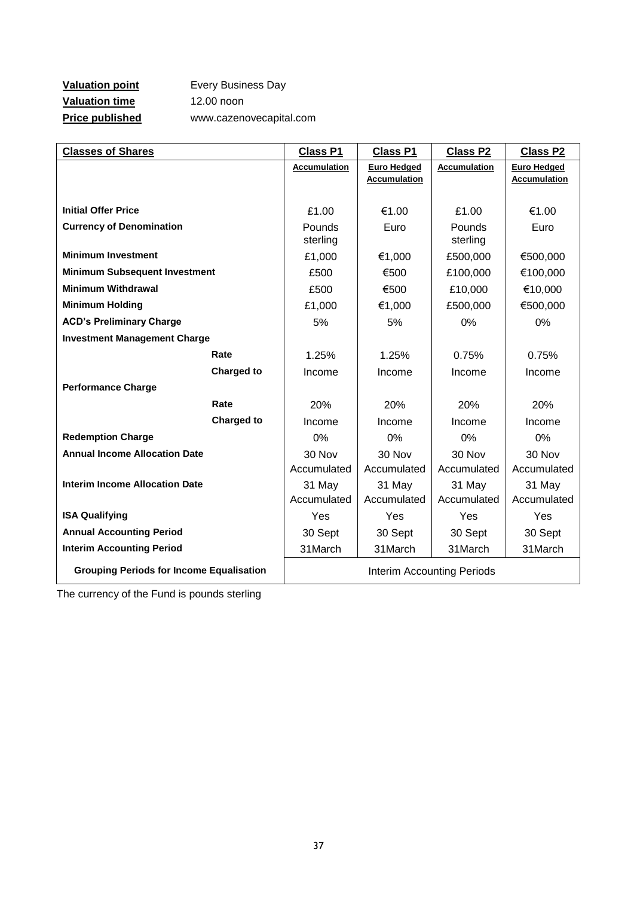**Valuation point** Every Business Day
**Valuation time** 12.00 noon
**Price published** www.cazenovecapital.com

| **Classes of Shares** | | **Class P1** | **Class P1** | **Class P2** | **Class P2** |
|---|---|---|---|---|---|
| | | **Accumulation** | **Euro Hedged Accumulation** | **Accumulation** | **Euro Hedged Accumulation** |
| **Initial Offer Price** | | £1.00 | €1.00 | £1.00 | €1.00 |
| **Currency of Denomination** | | Pounds sterling | Euro | Pounds sterling | Euro |
| **Minimum Investment** | | £1,000 | €1,000 | £500,000 | €500,000 |
| **Minimum Subsequent Investment** | | £500 | €500 | £100,000 | €100,000 |
| **Minimum Withdrawal** | | £500 | €500 | £10,000 | €10,000 |
| **Minimum Holding** | | £1,000 | €1,000 | £500,000 | €500,000 |
| **ACD's Preliminary Charge** | | 5% | 5% | 0% | 0% |
| **Investment Management Charge** | | | | | |
| | **Rate** | 1.25% | 1.25% | 0.75% | 0.75% |
| | **Charged to** | Income | Income | Income | Income |
| **Performance Charge** | | | | | |
| | **Rate** | 20% | 20% | 20% | 20% |
| | **Charged to** | Income | Income | Income | Income |
| **Redemption Charge** | | 0% | 0% | 0% | 0% |
| **Annual Income Allocation Date** | | 30 Nov Accumulated | 30 Nov Accumulated | 30 Nov Accumulated | 30 Nov Accumulated |
| **Interim Income Allocation Date** | | 31 May Accumulated | 31 May Accumulated | 31 May Accumulated | 31 May Accumulated |
| **ISA Qualifying** | | Yes | Yes | Yes | Yes |
| **Annual Accounting Period** | | 30 Sept | 30 Sept | 30 Sept | 30 Sept |
| **Interim Accounting Period** | | 31March | 31March | 31March | 31March |
| **Grouping Periods for Income Equalisation** | | Interim Accounting Periods | | | |

The currency of the Fund is pounds sterling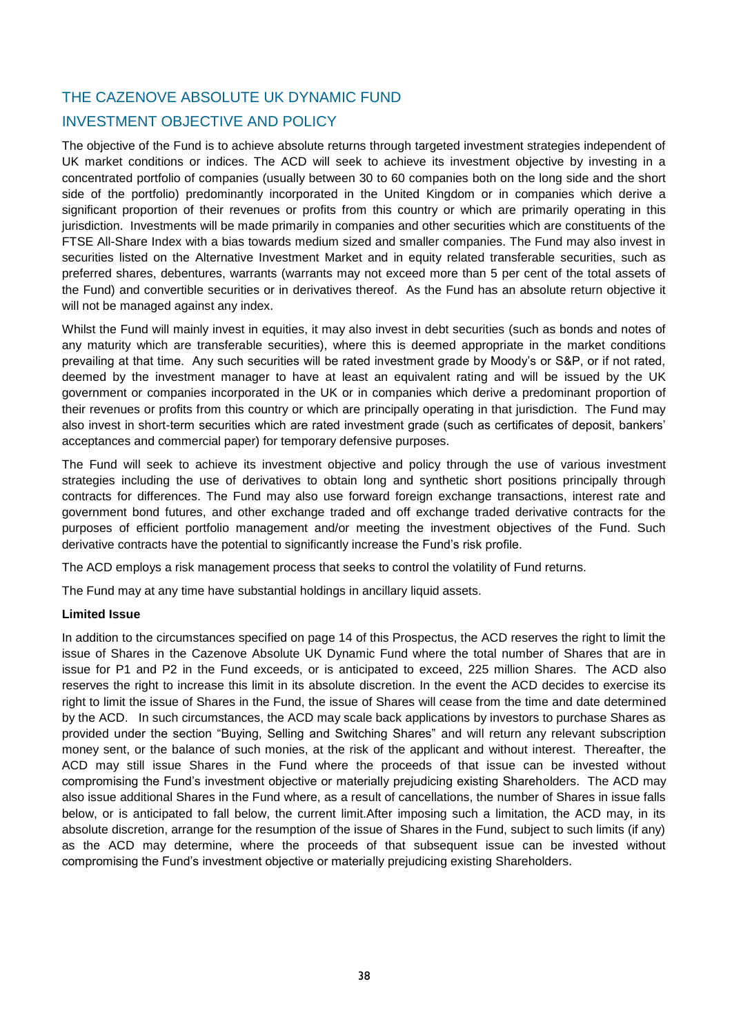## THE CAZENOVE ABSOLUTE UK DYNAMIC FUND

## INVESTMENT OBJECTIVE AND POLICY

The objective of the Fund is to achieve absolute returns through targeted investment strategies independent of UK market conditions or indices. The ACD will seek to achieve its investment objective by investing in a concentrated portfolio of companies (usually between 30 to 60 companies both on the long side and the short side of the portfolio) predominantly incorporated in the United Kingdom or in companies which derive a significant proportion of their revenues or profits from this country or which are primarily operating in this jurisdiction. Investments will be made primarily in companies and other securities which are constituents of the FTSE All-Share Index with a bias towards medium sized and smaller companies. The Fund may also invest in securities listed on the Alternative Investment Market and in equity related transferable securities, such as preferred shares, debentures, warrants (warrants may not exceed more than 5 per cent of the total assets of the Fund) and convertible securities or in derivatives thereof. As the Fund has an absolute return objective it will not be managed against any index.

Whilst the Fund will mainly invest in equities, it may also invest in debt securities (such as bonds and notes of any maturity which are transferable securities), where this is deemed appropriate in the market conditions prevailing at that time. Any such securities will be rated investment grade by Moody's or S&P, or if not rated, deemed by the investment manager to have at least an equivalent rating and will be issued by the UK government or companies incorporated in the UK or in companies which derive a predominant proportion of their revenues or profits from this country or which are principally operating in that jurisdiction. The Fund may also invest in short-term securities which are rated investment grade (such as certificates of deposit, bankers' acceptances and commercial paper) for temporary defensive purposes.

The Fund will seek to achieve its investment objective and policy through the use of various investment strategies including the use of derivatives to obtain long and synthetic short positions principally through contracts for differences. The Fund may also use forward foreign exchange transactions, interest rate and government bond futures, and other exchange traded and off exchange traded derivative contracts for the purposes of efficient portfolio management and/or meeting the investment objectives of the Fund. Such derivative contracts have the potential to significantly increase the Fund's risk profile.

The ACD employs a risk management process that seeks to control the volatility of Fund returns.

The Fund may at any time have substantial holdings in ancillary liquid assets.

**Limited Issue**

In addition to the circumstances specified on page 14 of this Prospectus, the ACD reserves the right to limit the issue of Shares in the Cazenove Absolute UK Dynamic Fund where the total number of Shares that are in issue for P1 and P2 in the Fund exceeds, or is anticipated to exceed, 225 million Shares. The ACD also reserves the right to increase this limit in its absolute discretion. In the event the ACD decides to exercise its right to limit the issue of Shares in the Fund, the issue of Shares will cease from the time and date determined by the ACD. In such circumstances, the ACD may scale back applications by investors to purchase Shares as provided under the section "Buying, Selling and Switching Shares" and will return any relevant subscription money sent, or the balance of such monies, at the risk of the applicant and without interest. Thereafter, the ACD may still issue Shares in the Fund where the proceeds of that issue can be invested without compromising the Fund's investment objective or materially prejudicing existing Shareholders. The ACD may also issue additional Shares in the Fund where, as a result of cancellations, the number of Shares in issue falls below, or is anticipated to fall below, the current limit.After imposing such a limitation, the ACD may, in its absolute discretion, arrange for the resumption of the issue of Shares in the Fund, subject to such limits (if any) as the ACD may determine, where the proceeds of that subsequent issue can be invested without compromising the Fund's investment objective or materially prejudicing existing Shareholders.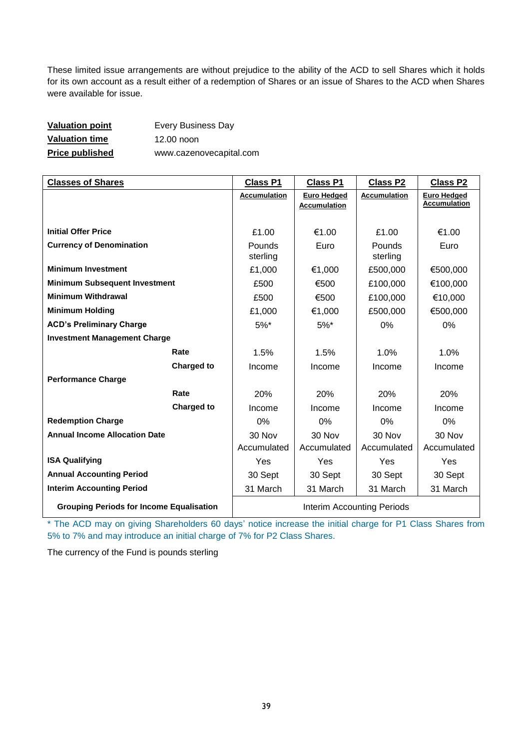These limited issue arrangements are without prejudice to the ability of the ACD to sell Shares which it holds for its own account as a result either of a redemption of Shares or an issue of Shares to the ACD when Shares were available for issue.

| | |
|---|---|
| **Valuation point** | Every Business Day |
| **Valuation time** | 12.00 noon |
| **Price published** | www.cazenovecapital.com |

| **Classes of Shares** | | **Class P1** | **Class P1** | **Class P2** | **Class P2** |
|---|---|---|---|---|---|
| | | **Accumulation** | **Euro Hedged Accumulation** | **Accumulation** | **Euro Hedged Accumulation** |
| **Initial Offer Price** | | £1.00 | €1.00 | £1.00 | €1.00 |
| **Currency of Denomination** | | Pounds sterling | Euro | Pounds sterling | Euro |
| **Minimum Investment** | | £1,000 | €1,000 | £500,000 | €500,000 |
| **Minimum Subsequent Investment** | | £500 | €500 | £100,000 | €100,000 |
| **Minimum Withdrawal** | | £500 | €500 | £100,000 | €10,000 |
| **Minimum Holding** | | £1,000 | €1,000 | £500,000 | €500,000 |
| **ACD's Preliminary Charge** | | 5%* | 5%* | 0% | 0% |
| **Investment Management Charge** | | | | | |
| | **Rate** | 1.5% | 1.5% | 1.0% | 1.0% |
| | **Charged to** | Income | Income | Income | Income |
| **Performance Charge** | | | | | |
| | **Rate** | 20% | 20% | 20% | 20% |
| | **Charged to** | Income | Income | Income | Income |
| **Redemption Charge** | | 0% | 0% | 0% | 0% |
| **Annual Income Allocation Date** | | 30 Nov Accumulated | 30 Nov Accumulated | 30 Nov Accumulated | 30 Nov Accumulated |
| **ISA Qualifying** | | Yes | Yes | Yes | Yes |
| **Annual Accounting Period** | | 30 Sept | 30 Sept | 30 Sept | 30 Sept |
| **Interim Accounting Period** | | 31 March | 31 March | 31 March | 31 March |
| **Grouping Periods for Income Equalisation** | | Interim Accounting Periods | | | |

* The ACD may on giving Shareholders 60 days' notice increase the initial charge for P1 Class Shares from 5% to 7% and may introduce an initial charge of 7% for P2 Class Shares.

The currency of the Fund is pounds sterling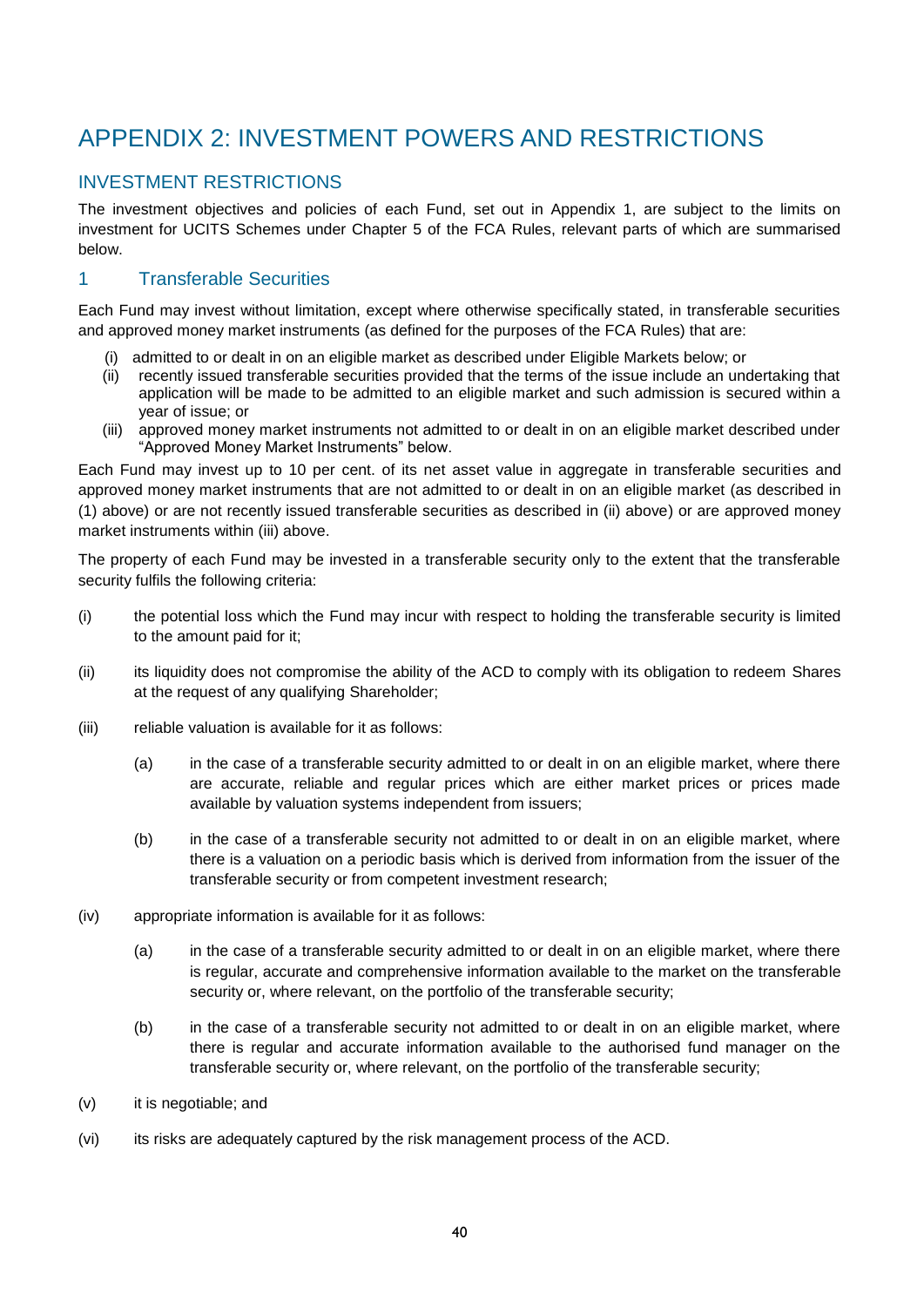# APPENDIX 2: INVESTMENT POWERS AND RESTRICTIONS

## INVESTMENT RESTRICTIONS

The investment objectives and policies of each Fund, set out in Appendix 1, are subject to the limits on investment for UCITS Schemes under Chapter 5 of the FCA Rules, relevant parts of which are summarised below.

### 1 Transferable Securities

Each Fund may invest without limitation, except where otherwise specifically stated, in transferable securities and approved money market instruments (as defined for the purposes of the FCA Rules) that are:

- (i) admitted to or dealt in on an eligible market as described under Eligible Markets below; or
- (ii) recently issued transferable securities provided that the terms of the issue include an undertaking that application will be made to be admitted to an eligible market and such admission is secured within a year of issue; or
- (iii) approved money market instruments not admitted to or dealt in on an eligible market described under "Approved Money Market Instruments" below.

Each Fund may invest up to 10 per cent. of its net asset value in aggregate in transferable securities and approved money market instruments that are not admitted to or dealt in on an eligible market (as described in (1) above) or are not recently issued transferable securities as described in (ii) above) or are approved money market instruments within (iii) above.

The property of each Fund may be invested in a transferable security only to the extent that the transferable security fulfils the following criteria:

(i) the potential loss which the Fund may incur with respect to holding the transferable security is limited to the amount paid for it;

(ii) its liquidity does not compromise the ability of the ACD to comply with its obligation to redeem Shares at the request of any qualifying Shareholder;

(iii) reliable valuation is available for it as follows:

  (a) in the case of a transferable security admitted to or dealt in on an eligible market, where there are accurate, reliable and regular prices which are either market prices or prices made available by valuation systems independent from issuers;

  (b) in the case of a transferable security not admitted to or dealt in on an eligible market, where there is a valuation on a periodic basis which is derived from information from the issuer of the transferable security or from competent investment research;

(iv) appropriate information is available for it as follows:

  (a) in the case of a transferable security admitted to or dealt in on an eligible market, where there is regular, accurate and comprehensive information available to the market on the transferable security or, where relevant, on the portfolio of the transferable security;

  (b) in the case of a transferable security not admitted to or dealt in on an eligible market, where there is regular and accurate information available to the authorised fund manager on the transferable security or, where relevant, on the portfolio of the transferable security;

(v) it is negotiable; and

(vi) its risks are adequately captured by the risk management process of the ACD.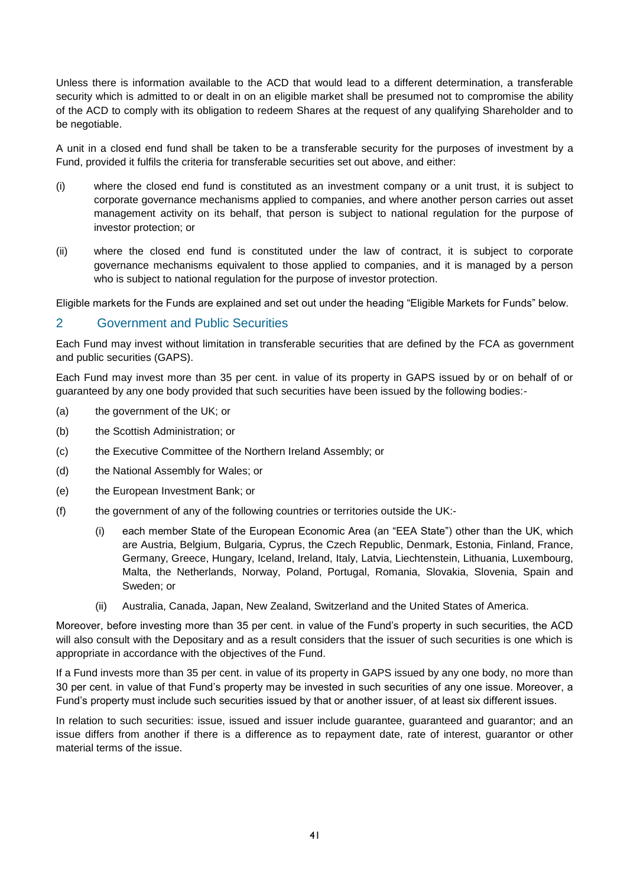Unless there is information available to the ACD that would lead to a different determination, a transferable security which is admitted to or dealt in on an eligible market shall be presumed not to compromise the ability of the ACD to comply with its obligation to redeem Shares at the request of any qualifying Shareholder and to be negotiable.

A unit in a closed end fund shall be taken to be a transferable security for the purposes of investment by a Fund, provided it fulfils the criteria for transferable securities set out above, and either:

(i) where the closed end fund is constituted as an investment company or a unit trust, it is subject to corporate governance mechanisms applied to companies, and where another person carries out asset management activity on its behalf, that person is subject to national regulation for the purpose of investor protection; or

(ii) where the closed end fund is constituted under the law of contract, it is subject to corporate governance mechanisms equivalent to those applied to companies, and it is managed by a person who is subject to national regulation for the purpose of investor protection.

Eligible markets for the Funds are explained and set out under the heading "Eligible Markets for Funds" below.

## 2 Government and Public Securities

Each Fund may invest without limitation in transferable securities that are defined by the FCA as government and public securities (GAPS).

Each Fund may invest more than 35 per cent. in value of its property in GAPS issued by or on behalf of or guaranteed by any one body provided that such securities have been issued by the following bodies:-

(a) the government of the UK; or

(b) the Scottish Administration; or

(c) the Executive Committee of the Northern Ireland Assembly; or

(d) the National Assembly for Wales; or

(e) the European Investment Bank; or

(f) the government of any of the following countries or territories outside the UK:-

  (i) each member State of the European Economic Area (an "EEA State") other than the UK, which are Austria, Belgium, Bulgaria, Cyprus, the Czech Republic, Denmark, Estonia, Finland, France, Germany, Greece, Hungary, Iceland, Ireland, Italy, Latvia, Liechtenstein, Lithuania, Luxembourg, Malta, the Netherlands, Norway, Poland, Portugal, Romania, Slovakia, Slovenia, Spain and Sweden; or

  (ii) Australia, Canada, Japan, New Zealand, Switzerland and the United States of America.

Moreover, before investing more than 35 per cent. in value of the Fund's property in such securities, the ACD will also consult with the Depositary and as a result considers that the issuer of such securities is one which is appropriate in accordance with the objectives of the Fund.

If a Fund invests more than 35 per cent. in value of its property in GAPS issued by any one body, no more than 30 per cent. in value of that Fund's property may be invested in such securities of any one issue. Moreover, a Fund's property must include such securities issued by that or another issuer, of at least six different issues.

In relation to such securities: issue, issued and issuer include guarantee, guaranteed and guarantor; and an issue differs from another if there is a difference as to repayment date, rate of interest, guarantor or other material terms of the issue.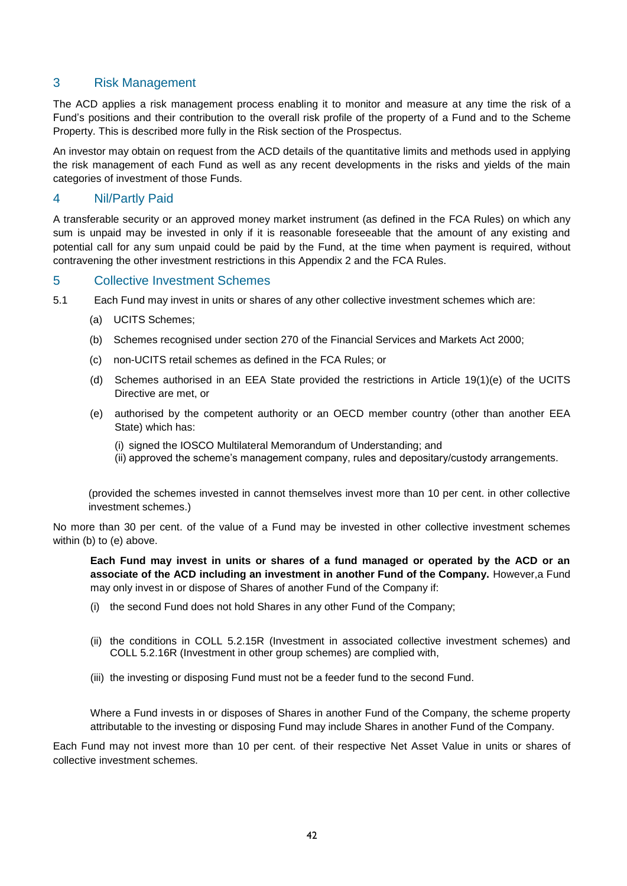## 3 Risk Management

The ACD applies a risk management process enabling it to monitor and measure at any time the risk of a Fund's positions and their contribution to the overall risk profile of the property of a Fund and to the Scheme Property. This is described more fully in the Risk section of the Prospectus.

An investor may obtain on request from the ACD details of the quantitative limits and methods used in applying the risk management of each Fund as well as any recent developments in the risks and yields of the main categories of investment of those Funds.

## 4 Nil/Partly Paid

A transferable security or an approved money market instrument (as defined in the FCA Rules) on which any sum is unpaid may be invested in only if it is reasonable foreseeable that the amount of any existing and potential call for any sum unpaid could be paid by the Fund, at the time when payment is required, without contravening the other investment restrictions in this Appendix 2 and the FCA Rules.

## 5 Collective Investment Schemes

5.1 Each Fund may invest in units or shares of any other collective investment schemes which are:

(a) UCITS Schemes;

(b) Schemes recognised under section 270 of the Financial Services and Markets Act 2000;

(c) non-UCITS retail schemes as defined in the FCA Rules; or

(d) Schemes authorised in an EEA State provided the restrictions in Article 19(1)(e) of the UCITS Directive are met, or

(e) authorised by the competent authority or an OECD member country (other than another EEA State) which has:

(i) signed the IOSCO Multilateral Memorandum of Understanding; and
(ii) approved the scheme's management company, rules and depositary/custody arrangements.

(provided the schemes invested in cannot themselves invest more than 10 per cent. in other collective investment schemes.)

No more than 30 per cent. of the value of a Fund may be invested in other collective investment schemes within (b) to (e) above.

**Each Fund may invest in units or shares of a fund managed or operated by the ACD or an associate of the ACD including an investment in another Fund of the Company.** However,a Fund may only invest in or dispose of Shares of another Fund of the Company if:

(i) the second Fund does not hold Shares in any other Fund of the Company;

(ii) the conditions in COLL 5.2.15R (Investment in associated collective investment schemes) and COLL 5.2.16R (Investment in other group schemes) are complied with,

(iii) the investing or disposing Fund must not be a feeder fund to the second Fund.

Where a Fund invests in or disposes of Shares in another Fund of the Company, the scheme property attributable to the investing or disposing Fund may include Shares in another Fund of the Company.

Each Fund may not invest more than 10 per cent. of their respective Net Asset Value in units or shares of collective investment schemes.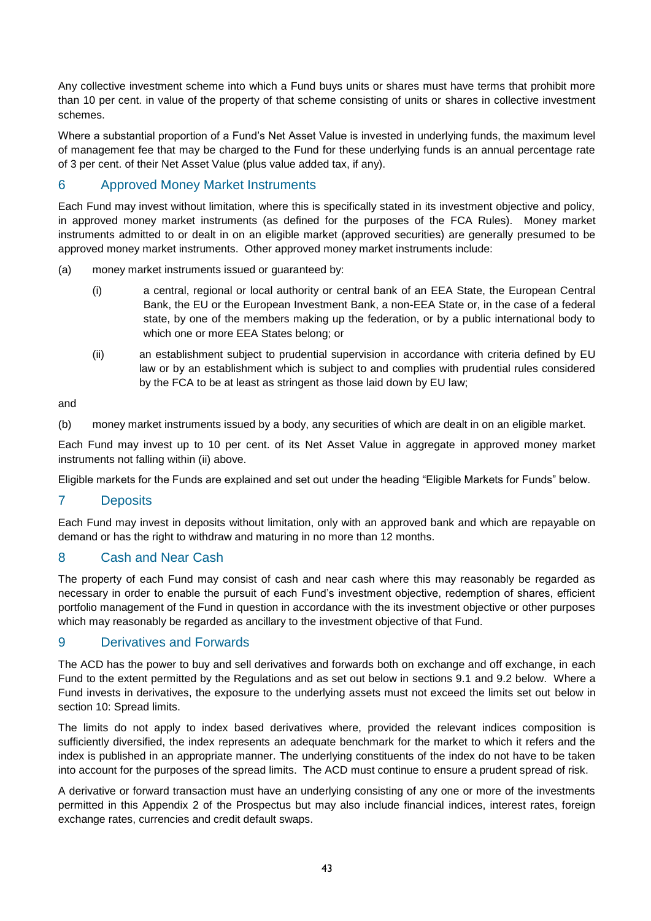Any collective investment scheme into which a Fund buys units or shares must have terms that prohibit more than 10 per cent. in value of the property of that scheme consisting of units or shares in collective investment schemes.

Where a substantial proportion of a Fund's Net Asset Value is invested in underlying funds, the maximum level of management fee that may be charged to the Fund for these underlying funds is an annual percentage rate of 3 per cent. of their Net Asset Value (plus value added tax, if any).

## 6 Approved Money Market Instruments

Each Fund may invest without limitation, where this is specifically stated in its investment objective and policy, in approved money market instruments (as defined for the purposes of the FCA Rules). Money market instruments admitted to or dealt in on an eligible market (approved securities) are generally presumed to be approved money market instruments. Other approved money market instruments include:

(a) money market instruments issued or guaranteed by:

(i) a central, regional or local authority or central bank of an EEA State, the European Central Bank, the EU or the European Investment Bank, a non-EEA State or, in the case of a federal state, by one of the members making up the federation, or by a public international body to which one or more EEA States belong; or

(ii) an establishment subject to prudential supervision in accordance with criteria defined by EU law or by an establishment which is subject to and complies with prudential rules considered by the FCA to be at least as stringent as those laid down by EU law;

and

(b) money market instruments issued by a body, any securities of which are dealt in on an eligible market.

Each Fund may invest up to 10 per cent. of its Net Asset Value in aggregate in approved money market instruments not falling within (ii) above.

Eligible markets for the Funds are explained and set out under the heading "Eligible Markets for Funds" below.

## 7 Deposits

Each Fund may invest in deposits without limitation, only with an approved bank and which are repayable on demand or has the right to withdraw and maturing in no more than 12 months.

## 8 Cash and Near Cash

The property of each Fund may consist of cash and near cash where this may reasonably be regarded as necessary in order to enable the pursuit of each Fund's investment objective, redemption of shares, efficient portfolio management of the Fund in question in accordance with the its investment objective or other purposes which may reasonably be regarded as ancillary to the investment objective of that Fund.

## 9 Derivatives and Forwards

The ACD has the power to buy and sell derivatives and forwards both on exchange and off exchange, in each Fund to the extent permitted by the Regulations and as set out below in sections 9.1 and 9.2 below. Where a Fund invests in derivatives, the exposure to the underlying assets must not exceed the limits set out below in section 10: Spread limits.

The limits do not apply to index based derivatives where, provided the relevant indices composition is sufficiently diversified, the index represents an adequate benchmark for the market to which it refers and the index is published in an appropriate manner. The underlying constituents of the index do not have to be taken into account for the purposes of the spread limits. The ACD must continue to ensure a prudent spread of risk.

A derivative or forward transaction must have an underlying consisting of any one or more of the investments permitted in this Appendix 2 of the Prospectus but may also include financial indices, interest rates, foreign exchange rates, currencies and credit default swaps.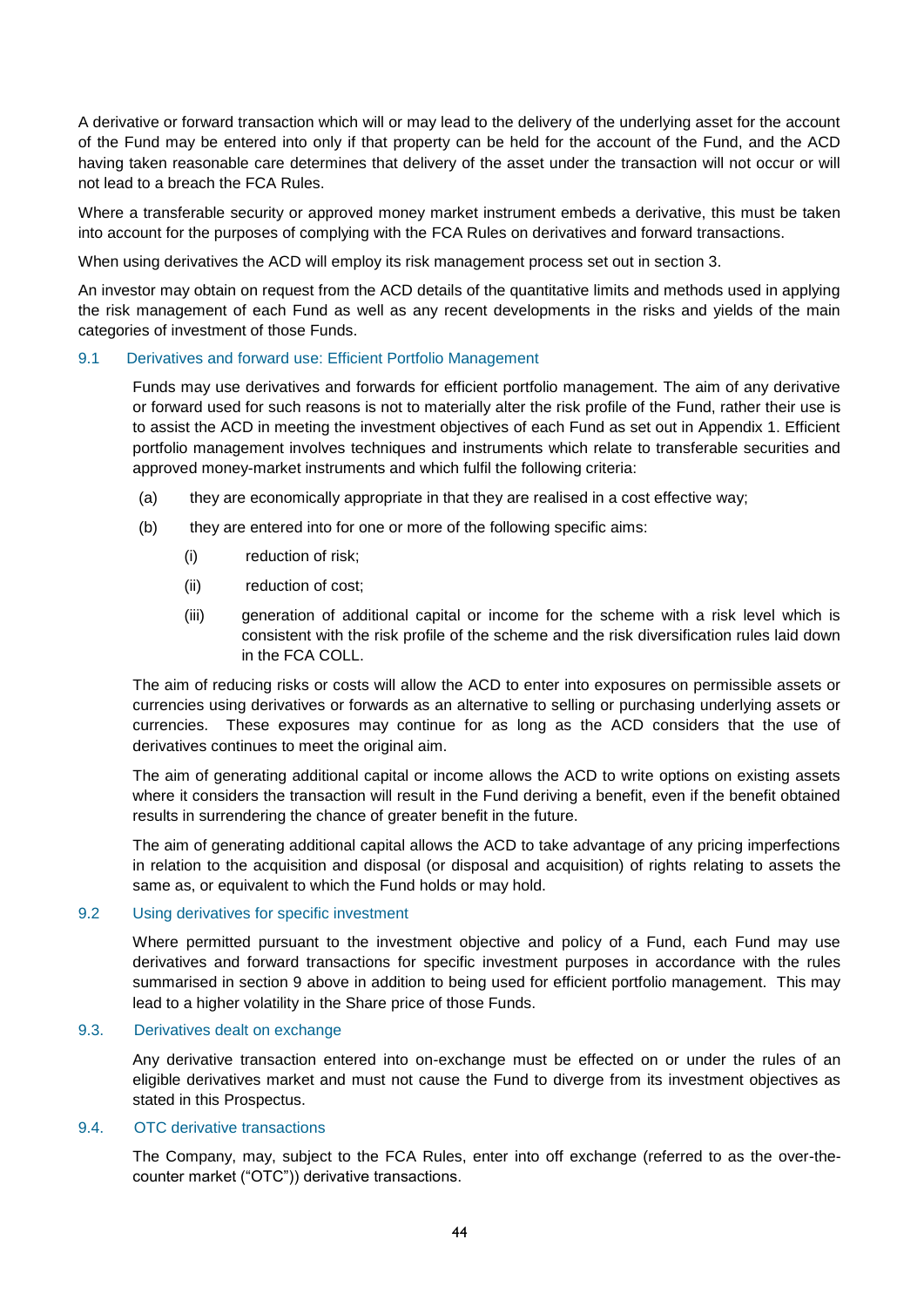A derivative or forward transaction which will or may lead to the delivery of the underlying asset for the account of the Fund may be entered into only if that property can be held for the account of the Fund, and the ACD having taken reasonable care determines that delivery of the asset under the transaction will not occur or will not lead to a breach the FCA Rules.

Where a transferable security or approved money market instrument embeds a derivative, this must be taken into account for the purposes of complying with the FCA Rules on derivatives and forward transactions.

When using derivatives the ACD will employ its risk management process set out in section 3.

An investor may obtain on request from the ACD details of the quantitative limits and methods used in applying the risk management of each Fund as well as any recent developments in the risks and yields of the main categories of investment of those Funds.

### 9.1 Derivatives and forward use: Efficient Portfolio Management

Funds may use derivatives and forwards for efficient portfolio management. The aim of any derivative or forward used for such reasons is not to materially alter the risk profile of the Fund, rather their use is to assist the ACD in meeting the investment objectives of each Fund as set out in Appendix 1. Efficient portfolio management involves techniques and instruments which relate to transferable securities and approved money-market instruments and which fulfil the following criteria:

(a) they are economically appropriate in that they are realised in a cost effective way;

(b) they are entered into for one or more of the following specific aims:

(i) reduction of risk;

(ii) reduction of cost;

(iii) generation of additional capital or income for the scheme with a risk level which is consistent with the risk profile of the scheme and the risk diversification rules laid down in the FCA COLL.

The aim of reducing risks or costs will allow the ACD to enter into exposures on permissible assets or currencies using derivatives or forwards as an alternative to selling or purchasing underlying assets or currencies. These exposures may continue for as long as the ACD considers that the use of derivatives continues to meet the original aim.

The aim of generating additional capital or income allows the ACD to write options on existing assets where it considers the transaction will result in the Fund deriving a benefit, even if the benefit obtained results in surrendering the chance of greater benefit in the future.

The aim of generating additional capital allows the ACD to take advantage of any pricing imperfections in relation to the acquisition and disposal (or disposal and acquisition) of rights relating to assets the same as, or equivalent to which the Fund holds or may hold.

### 9.2 Using derivatives for specific investment

Where permitted pursuant to the investment objective and policy of a Fund, each Fund may use derivatives and forward transactions for specific investment purposes in accordance with the rules summarised in section 9 above in addition to being used for efficient portfolio management. This may lead to a higher volatility in the Share price of those Funds.

### 9.3. Derivatives dealt on exchange

Any derivative transaction entered into on-exchange must be effected on or under the rules of an eligible derivatives market and must not cause the Fund to diverge from its investment objectives as stated in this Prospectus.

### 9.4. OTC derivative transactions

The Company, may, subject to the FCA Rules, enter into off exchange (referred to as the over-the-counter market ("OTC")) derivative transactions.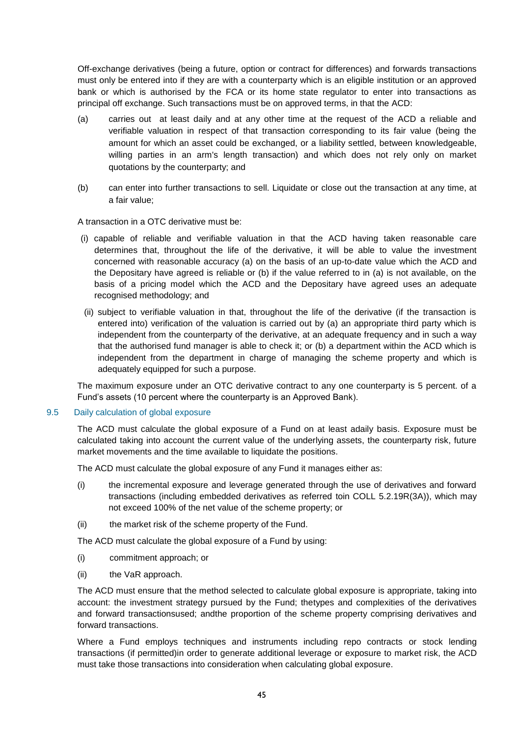Off-exchange derivatives (being a future, option or contract for differences) and forwards transactions must only be entered into if they are with a counterparty which is an eligible institution or an approved bank or which is authorised by the FCA or its home state regulator to enter into transactions as principal off exchange. Such transactions must be on approved terms, in that the ACD:

(a) carries out at least daily and at any other time at the request of the ACD a reliable and verifiable valuation in respect of that transaction corresponding to its fair value (being the amount for which an asset could be exchanged, or a liability settled, between knowledgeable, willing parties in an arm's length transaction) and which does not rely only on market quotations by the counterparty; and

(b) can enter into further transactions to sell. Liquidate or close out the transaction at any time, at a fair value;

A transaction in a OTC derivative must be:

(i) capable of reliable and verifiable valuation in that the ACD having taken reasonable care determines that, throughout the life of the derivative, it will be able to value the investment concerned with reasonable accuracy (a) on the basis of an up-to-date value which the ACD and the Depositary have agreed is reliable or (b) if the value referred to in (a) is not available, on the basis of a pricing model which the ACD and the Depositary have agreed uses an adequate recognised methodology; and

(ii) subject to verifiable valuation in that, throughout the life of the derivative (if the transaction is entered into) verification of the valuation is carried out by (a) an appropriate third party which is independent from the counterparty of the derivative, at an adequate frequency and in such a way that the authorised fund manager is able to check it; or (b) a department within the ACD which is independent from the department in charge of managing the scheme property and which is adequately equipped for such a purpose.

The maximum exposure under an OTC derivative contract to any one counterparty is 5 percent. of a Fund's assets (10 percent where the counterparty is an Approved Bank).

### 9.5 Daily calculation of global exposure

The ACD must calculate the global exposure of a Fund on at least adaily basis. Exposure must be calculated taking into account the current value of the underlying assets, the counterparty risk, future market movements and the time available to liquidate the positions.

The ACD must calculate the global exposure of any Fund it manages either as:

(i) the incremental exposure and leverage generated through the use of derivatives and forward transactions (including embedded derivatives as referred toin COLL 5.2.19R(3A)), which may not exceed 100% of the net value of the scheme property; or

(ii) the market risk of the scheme property of the Fund.

The ACD must calculate the global exposure of a Fund by using:

(i) commitment approach; or

(ii) the VaR approach.

The ACD must ensure that the method selected to calculate global exposure is appropriate, taking into account: the investment strategy pursued by the Fund; thetypes and complexities of the derivatives and forward transactionsused; andthe proportion of the scheme property comprising derivatives and forward transactions.

Where a Fund employs techniques and instruments including repo contracts or stock lending transactions (if permitted)in order to generate additional leverage or exposure to market risk, the ACD must take those transactions into consideration when calculating global exposure.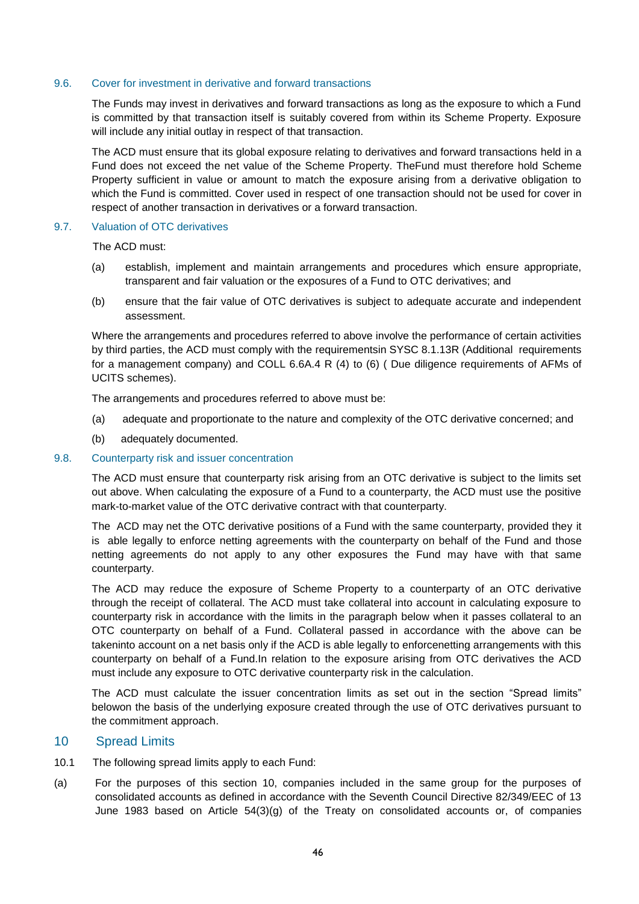### 9.6. Cover for investment in derivative and forward transactions

The Funds may invest in derivatives and forward transactions as long as the exposure to which a Fund is committed by that transaction itself is suitably covered from within its Scheme Property. Exposure will include any initial outlay in respect of that transaction.

The ACD must ensure that its global exposure relating to derivatives and forward transactions held in a Fund does not exceed the net value of the Scheme Property. TheFund must therefore hold Scheme Property sufficient in value or amount to match the exposure arising from a derivative obligation to which the Fund is committed. Cover used in respect of one transaction should not be used for cover in respect of another transaction in derivatives or a forward transaction.

### 9.7. Valuation of OTC derivatives

The ACD must:

(a) establish, implement and maintain arrangements and procedures which ensure appropriate, transparent and fair valuation or the exposures of a Fund to OTC derivatives; and

(b) ensure that the fair value of OTC derivatives is subject to adequate accurate and independent assessment.

Where the arrangements and procedures referred to above involve the performance of certain activities by third parties, the ACD must comply with the requirementsin SYSC 8.1.13R (Additional requirements for a management company) and COLL 6.6A.4 R (4) to (6) ( Due diligence requirements of AFMs of UCITS schemes).

The arrangements and procedures referred to above must be:

(a) adequate and proportionate to the nature and complexity of the OTC derivative concerned; and

(b) adequately documented.

### 9.8. Counterparty risk and issuer concentration

The ACD must ensure that counterparty risk arising from an OTC derivative is subject to the limits set out above. When calculating the exposure of a Fund to a counterparty, the ACD must use the positive mark-to-market value of the OTC derivative contract with that counterparty.

The ACD may net the OTC derivative positions of a Fund with the same counterparty, provided they it is able legally to enforce netting agreements with the counterparty on behalf of the Fund and those netting agreements do not apply to any other exposures the Fund may have with that same counterparty.

The ACD may reduce the exposure of Scheme Property to a counterparty of an OTC derivative through the receipt of collateral. The ACD must take collateral into account in calculating exposure to counterparty risk in accordance with the limits in the paragraph below when it passes collateral to an OTC counterparty on behalf of a Fund. Collateral passed in accordance with the above can be takeninto account on a net basis only if the ACD is able legally to enforcenetting arrangements with this counterparty on behalf of a Fund.In relation to the exposure arising from OTC derivatives the ACD must include any exposure to OTC derivative counterparty risk in the calculation.

The ACD must calculate the issuer concentration limits as set out in the section "Spread limits" belowon the basis of the underlying exposure created through the use of OTC derivatives pursuant to the commitment approach.

## 10 Spread Limits

10.1 The following spread limits apply to each Fund:

(a) For the purposes of this section 10, companies included in the same group for the purposes of consolidated accounts as defined in accordance with the Seventh Council Directive 82/349/EEC of 13 June 1983 based on Article 54(3)(g) of the Treaty on consolidated accounts or, of companies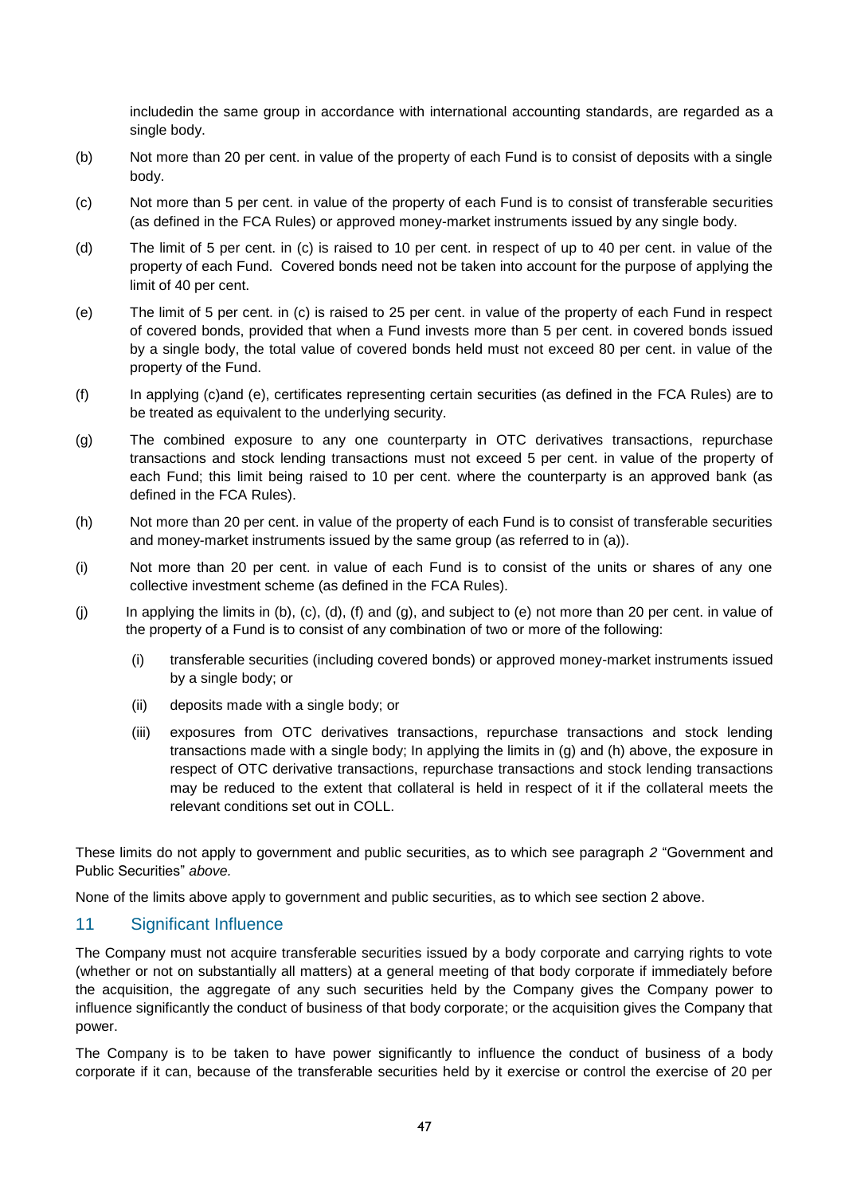includedin the same group in accordance with international accounting standards, are regarded as a single body.

(b) Not more than 20 per cent. in value of the property of each Fund is to consist of deposits with a single body.

(c) Not more than 5 per cent. in value of the property of each Fund is to consist of transferable securities (as defined in the FCA Rules) or approved money-market instruments issued by any single body.

(d) The limit of 5 per cent. in (c) is raised to 10 per cent. in respect of up to 40 per cent. in value of the property of each Fund. Covered bonds need not be taken into account for the purpose of applying the limit of 40 per cent.

(e) The limit of 5 per cent. in (c) is raised to 25 per cent. in value of the property of each Fund in respect of covered bonds, provided that when a Fund invests more than 5 per cent. in covered bonds issued by a single body, the total value of covered bonds held must not exceed 80 per cent. in value of the property of the Fund.

(f) In applying (c)and (e), certificates representing certain securities (as defined in the FCA Rules) are to be treated as equivalent to the underlying security.

(g) The combined exposure to any one counterparty in OTC derivatives transactions, repurchase transactions and stock lending transactions must not exceed 5 per cent. in value of the property of each Fund; this limit being raised to 10 per cent. where the counterparty is an approved bank (as defined in the FCA Rules).

(h) Not more than 20 per cent. in value of the property of each Fund is to consist of transferable securities and money-market instruments issued by the same group (as referred to in (a)).

(i) Not more than 20 per cent. in value of each Fund is to consist of the units or shares of any one collective investment scheme (as defined in the FCA Rules).

(j) In applying the limits in (b), (c), (d), (f) and (g), and subject to (e) not more than 20 per cent. in value of the property of a Fund is to consist of any combination of two or more of the following:

   (i) transferable securities (including covered bonds) or approved money-market instruments issued by a single body; or

   (ii) deposits made with a single body; or

   (iii) exposures from OTC derivatives transactions, repurchase transactions and stock lending transactions made with a single body; In applying the limits in (g) and (h) above, the exposure in respect of OTC derivative transactions, repurchase transactions and stock lending transactions may be reduced to the extent that collateral is held in respect of it if the collateral meets the relevant conditions set out in COLL.

These limits do not apply to government and public securities, as to which see paragraph *2* "Government and Public Securities" *above.*

None of the limits above apply to government and public securities, as to which see section 2 above.

## 11 Significant Influence

The Company must not acquire transferable securities issued by a body corporate and carrying rights to vote (whether or not on substantially all matters) at a general meeting of that body corporate if immediately before the acquisition, the aggregate of any such securities held by the Company gives the Company power to influence significantly the conduct of business of that body corporate; or the acquisition gives the Company that power.

The Company is to be taken to have power significantly to influence the conduct of business of a body corporate if it can, because of the transferable securities held by it exercise or control the exercise of 20 per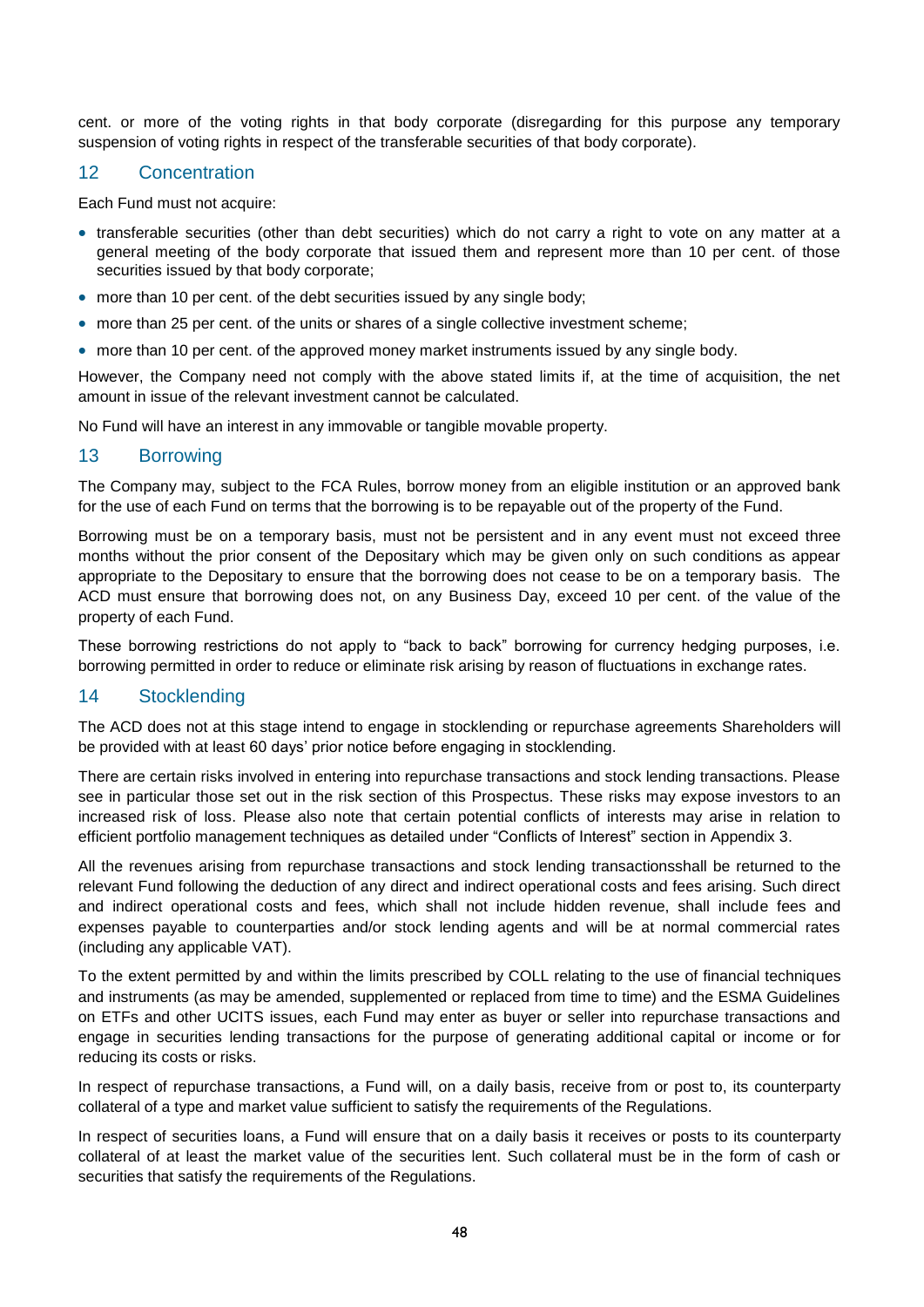cent. or more of the voting rights in that body corporate (disregarding for this purpose any temporary suspension of voting rights in respect of the transferable securities of that body corporate).

## 12 Concentration

Each Fund must not acquire:

- transferable securities (other than debt securities) which do not carry a right to vote on any matter at a general meeting of the body corporate that issued them and represent more than 10 per cent. of those securities issued by that body corporate;
- more than 10 per cent. of the debt securities issued by any single body;
- more than 25 per cent. of the units or shares of a single collective investment scheme;
- more than 10 per cent. of the approved money market instruments issued by any single body.

However, the Company need not comply with the above stated limits if, at the time of acquisition, the net amount in issue of the relevant investment cannot be calculated.

No Fund will have an interest in any immovable or tangible movable property.

## 13 Borrowing

The Company may, subject to the FCA Rules, borrow money from an eligible institution or an approved bank for the use of each Fund on terms that the borrowing is to be repayable out of the property of the Fund.

Borrowing must be on a temporary basis, must not be persistent and in any event must not exceed three months without the prior consent of the Depositary which may be given only on such conditions as appear appropriate to the Depositary to ensure that the borrowing does not cease to be on a temporary basis. The ACD must ensure that borrowing does not, on any Business Day, exceed 10 per cent. of the value of the property of each Fund.

These borrowing restrictions do not apply to "back to back" borrowing for currency hedging purposes, i.e. borrowing permitted in order to reduce or eliminate risk arising by reason of fluctuations in exchange rates.

## 14 Stocklending

The ACD does not at this stage intend to engage in stocklending or repurchase agreements Shareholders will be provided with at least 60 days' prior notice before engaging in stocklending.

There are certain risks involved in entering into repurchase transactions and stock lending transactions. Please see in particular those set out in the risk section of this Prospectus. These risks may expose investors to an increased risk of loss. Please also note that certain potential conflicts of interests may arise in relation to efficient portfolio management techniques as detailed under "Conflicts of Interest" section in Appendix 3.

All the revenues arising from repurchase transactions and stock lending transactionsshall be returned to the relevant Fund following the deduction of any direct and indirect operational costs and fees arising. Such direct and indirect operational costs and fees, which shall not include hidden revenue, shall include fees and expenses payable to counterparties and/or stock lending agents and will be at normal commercial rates (including any applicable VAT).

To the extent permitted by and within the limits prescribed by COLL relating to the use of financial techniques and instruments (as may be amended, supplemented or replaced from time to time) and the ESMA Guidelines on ETFs and other UCITS issues, each Fund may enter as buyer or seller into repurchase transactions and engage in securities lending transactions for the purpose of generating additional capital or income or for reducing its costs or risks.

In respect of repurchase transactions, a Fund will, on a daily basis, receive from or post to, its counterparty collateral of a type and market value sufficient to satisfy the requirements of the Regulations.

In respect of securities loans, a Fund will ensure that on a daily basis it receives or posts to its counterparty collateral of at least the market value of the securities lent. Such collateral must be in the form of cash or securities that satisfy the requirements of the Regulations.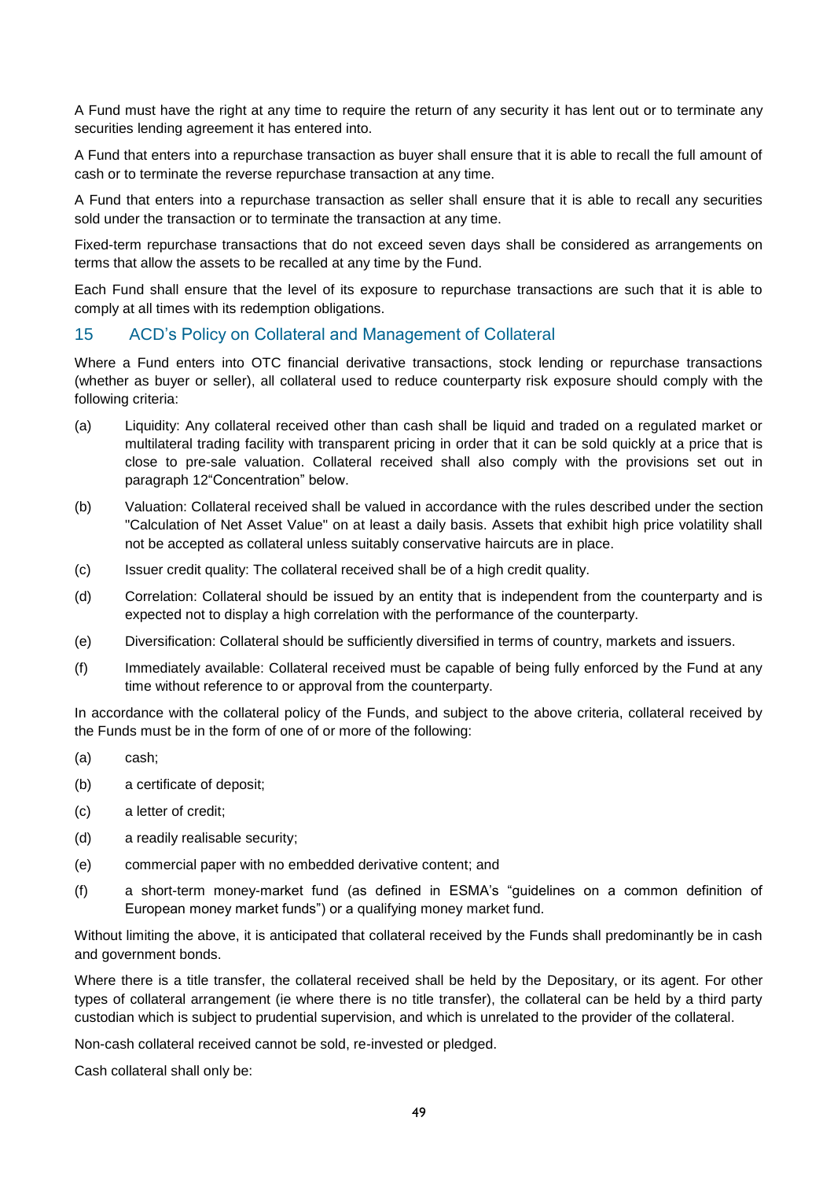A Fund must have the right at any time to require the return of any security it has lent out or to terminate any securities lending agreement it has entered into.

A Fund that enters into a repurchase transaction as buyer shall ensure that it is able to recall the full amount of cash or to terminate the reverse repurchase transaction at any time.

A Fund that enters into a repurchase transaction as seller shall ensure that it is able to recall any securities sold under the transaction or to terminate the transaction at any time.

Fixed-term repurchase transactions that do not exceed seven days shall be considered as arrangements on terms that allow the assets to be recalled at any time by the Fund.

Each Fund shall ensure that the level of its exposure to repurchase transactions are such that it is able to comply at all times with its redemption obligations.

## 15 ACD's Policy on Collateral and Management of Collateral

Where a Fund enters into OTC financial derivative transactions, stock lending or repurchase transactions (whether as buyer or seller), all collateral used to reduce counterparty risk exposure should comply with the following criteria:

(a) Liquidity: Any collateral received other than cash shall be liquid and traded on a regulated market or multilateral trading facility with transparent pricing in order that it can be sold quickly at a price that is close to pre-sale valuation. Collateral received shall also comply with the provisions set out in paragraph 12"Concentration" below.

(b) Valuation: Collateral received shall be valued in accordance with the rules described under the section "Calculation of Net Asset Value" on at least a daily basis. Assets that exhibit high price volatility shall not be accepted as collateral unless suitably conservative haircuts are in place.

(c) Issuer credit quality: The collateral received shall be of a high credit quality.

(d) Correlation: Collateral should be issued by an entity that is independent from the counterparty and is expected not to display a high correlation with the performance of the counterparty.

(e) Diversification: Collateral should be sufficiently diversified in terms of country, markets and issuers.

(f) Immediately available: Collateral received must be capable of being fully enforced by the Fund at any time without reference to or approval from the counterparty.

In accordance with the collateral policy of the Funds, and subject to the above criteria, collateral received by the Funds must be in the form of one of or more of the following:

(a) cash;

(b) a certificate of deposit;

(c) a letter of credit;

(d) a readily realisable security;

(e) commercial paper with no embedded derivative content; and

(f) a short-term money-market fund (as defined in ESMA's "guidelines on a common definition of European money market funds") or a qualifying money market fund.

Without limiting the above, it is anticipated that collateral received by the Funds shall predominantly be in cash and government bonds.

Where there is a title transfer, the collateral received shall be held by the Depositary, or its agent. For other types of collateral arrangement (ie where there is no title transfer), the collateral can be held by a third party custodian which is subject to prudential supervision, and which is unrelated to the provider of the collateral.

Non-cash collateral received cannot be sold, re-invested or pledged.

Cash collateral shall only be: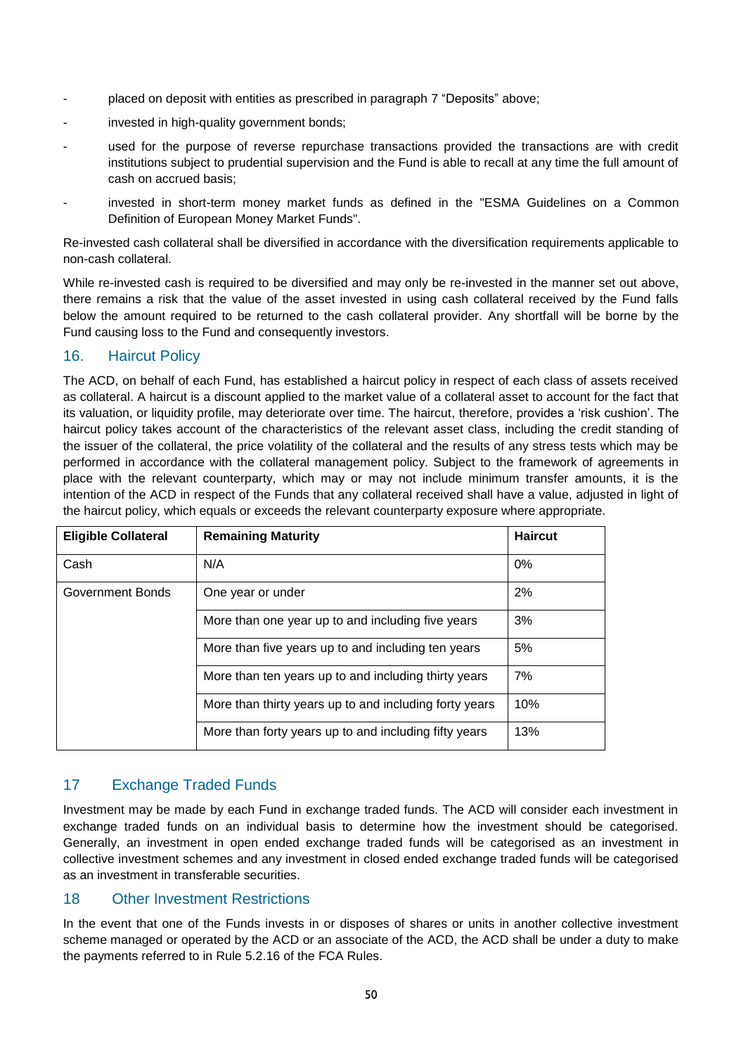- placed on deposit with entities as prescribed in paragraph 7 "Deposits" above;
- invested in high-quality government bonds;
- used for the purpose of reverse repurchase transactions provided the transactions are with credit institutions subject to prudential supervision and the Fund is able to recall at any time the full amount of cash on accrued basis;
- invested in short-term money market funds as defined in the "ESMA Guidelines on a Common Definition of European Money Market Funds".

Re-invested cash collateral shall be diversified in accordance with the diversification requirements applicable to non-cash collateral.

While re-invested cash is required to be diversified and may only be re-invested in the manner set out above, there remains a risk that the value of the asset invested in using cash collateral received by the Fund falls below the amount required to be returned to the cash collateral provider. Any shortfall will be borne by the Fund causing loss to the Fund and consequently investors.

## 16. Haircut Policy

The ACD, on behalf of each Fund, has established a haircut policy in respect of each class of assets received as collateral. A haircut is a discount applied to the market value of a collateral asset to account for the fact that its valuation, or liquidity profile, may deteriorate over time. The haircut, therefore, provides a 'risk cushion'. The haircut policy takes account of the characteristics of the relevant asset class, including the credit standing of the issuer of the collateral, the price volatility of the collateral and the results of any stress tests which may be performed in accordance with the collateral management policy. Subject to the framework of agreements in place with the relevant counterparty, which may or may not include minimum transfer amounts, it is the intention of the ACD in respect of the Funds that any collateral received shall have a value, adjusted in light of the haircut policy, which equals or exceeds the relevant counterparty exposure where appropriate.

| Eligible Collateral | Remaining Maturity | Haircut |
|---|---|---|
| Cash | N/A | 0% |
| Government Bonds | One year or under | 2% |
| | More than one year up to and including five years | 3% |
| | More than five years up to and including ten years | 5% |
| | More than ten years up to and including thirty years | 7% |
| | More than thirty years up to and including forty years | 10% |
| | More than forty years up to and including fifty years | 13% |

## 17 Exchange Traded Funds

Investment may be made by each Fund in exchange traded funds. The ACD will consider each investment in exchange traded funds on an individual basis to determine how the investment should be categorised. Generally, an investment in open ended exchange traded funds will be categorised as an investment in collective investment schemes and any investment in closed ended exchange traded funds will be categorised as an investment in transferable securities.

## 18 Other Investment Restrictions

In the event that one of the Funds invests in or disposes of shares or units in another collective investment scheme managed or operated by the ACD or an associate of the ACD, the ACD shall be under a duty to make the payments referred to in Rule 5.2.16 of the FCA Rules.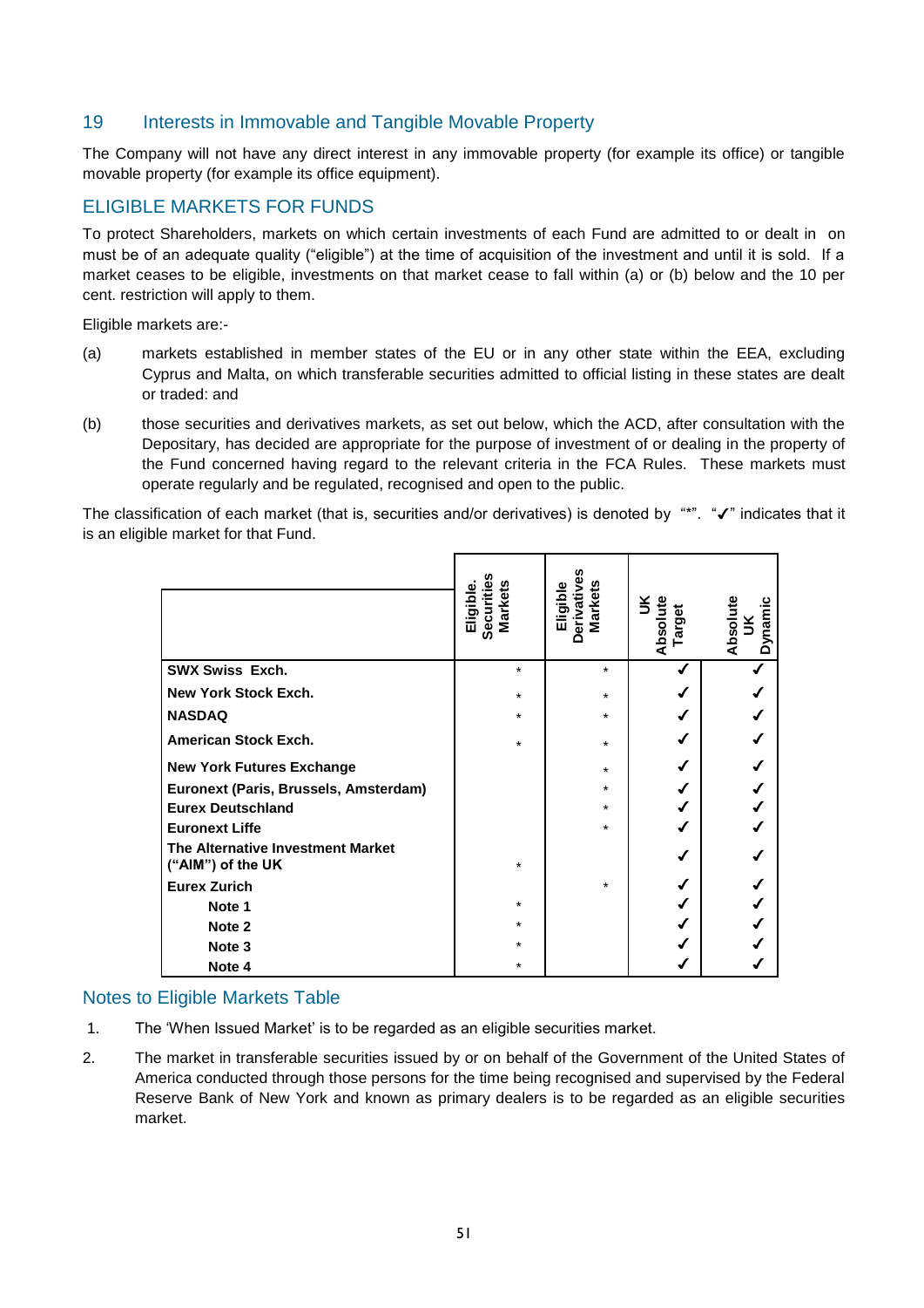## 19 Interests in Immovable and Tangible Movable Property

The Company will not have any direct interest in any immovable property (for example its office) or tangible movable property (for example its office equipment).

## ELIGIBLE MARKETS FOR FUNDS

To protect Shareholders, markets on which certain investments of each Fund are admitted to or dealt in on must be of an adequate quality ("eligible") at the time of acquisition of the investment and until it is sold. If a market ceases to be eligible, investments on that market cease to fall within (a) or (b) below and the 10 per cent. restriction will apply to them.

Eligible markets are:-

(a) markets established in member states of the EU or in any other state within the EEA, excluding Cyprus and Malta, on which transferable securities admitted to official listing in these states are dealt or traded: and

(b) those securities and derivatives markets, as set out below, which the ACD, after consultation with the Depositary, has decided are appropriate for the purpose of investment of or dealing in the property of the Fund concerned having regard to the relevant criteria in the FCA Rules. These markets must operate regularly and be regulated, recognised and open to the public.

The classification of each market (that is, securities and/or derivatives) is denoted by "*". "✓" indicates that it is an eligible market for that Fund.

| | Eligible. Securities Markets | Eligible Derivatives Markets | UK Absolute Target | Absolute UK Dynamic |
|---|---|---|---|---|
| **SWX Swiss Exch.** | * | * | ✓ | ✓ |
| **New York Stock Exch.** | * | * | ✓ | ✓ |
| **NASDAQ** | * | * | ✓ | ✓ |
| **American Stock Exch.** | * | * | ✓ | ✓ |
| **New York Futures Exchange** | | * | ✓ | ✓ |
| **Euronext (Paris, Brussels, Amsterdam)** | | * | ✓ | ✓ |
| **Eurex Deutschland** | | * | ✓ | ✓ |
| **Euronext Liffe** | | * | ✓ | ✓ |
| **The Alternative Investment Market ("AIM") of the UK** | * | | ✓ | ✓ |
| **Eurex Zurich** | | * | ✓ | ✓ |
| **Note 1** | * | | ✓ | ✓ |
| **Note 2** | * | | ✓ | ✓ |
| **Note 3** | * | | ✓ | ✓ |
| **Note 4** | * | | ✓ | ✓ |

## Notes to Eligible Markets Table

1. The 'When Issued Market' is to be regarded as an eligible securities market.

2. The market in transferable securities issued by or on behalf of the Government of the United States of America conducted through those persons for the time being recognised and supervised by the Federal Reserve Bank of New York and known as primary dealers is to be regarded as an eligible securities market.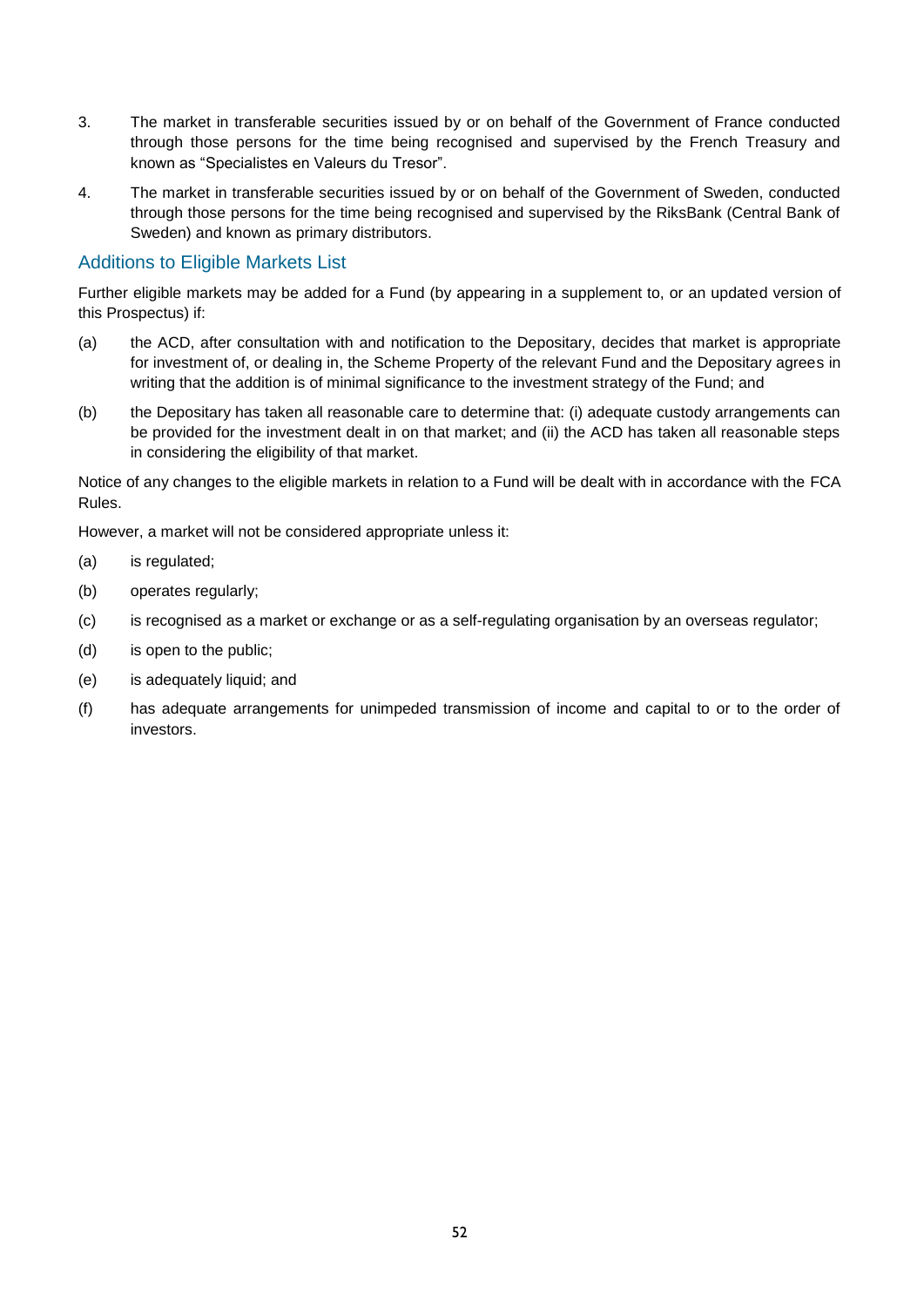3. The market in transferable securities issued by or on behalf of the Government of France conducted through those persons for the time being recognised and supervised by the French Treasury and known as "Specialistes en Valeurs du Tresor".

4. The market in transferable securities issued by or on behalf of the Government of Sweden, conducted through those persons for the time being recognised and supervised by the RiksBank (Central Bank of Sweden) and known as primary distributors.

## Additions to Eligible Markets List

Further eligible markets may be added for a Fund (by appearing in a supplement to, or an updated version of this Prospectus) if:

(a) the ACD, after consultation with and notification to the Depositary, decides that market is appropriate for investment of, or dealing in, the Scheme Property of the relevant Fund and the Depositary agrees in writing that the addition is of minimal significance to the investment strategy of the Fund; and

(b) the Depositary has taken all reasonable care to determine that: (i) adequate custody arrangements can be provided for the investment dealt in on that market; and (ii) the ACD has taken all reasonable steps in considering the eligibility of that market.

Notice of any changes to the eligible markets in relation to a Fund will be dealt with in accordance with the FCA Rules.

However, a market will not be considered appropriate unless it:

(a) is regulated;

(b) operates regularly;

(c) is recognised as a market or exchange or as a self-regulating organisation by an overseas regulator;

(d) is open to the public;

(e) is adequately liquid; and

(f) has adequate arrangements for unimpeded transmission of income and capital to or to the order of investors.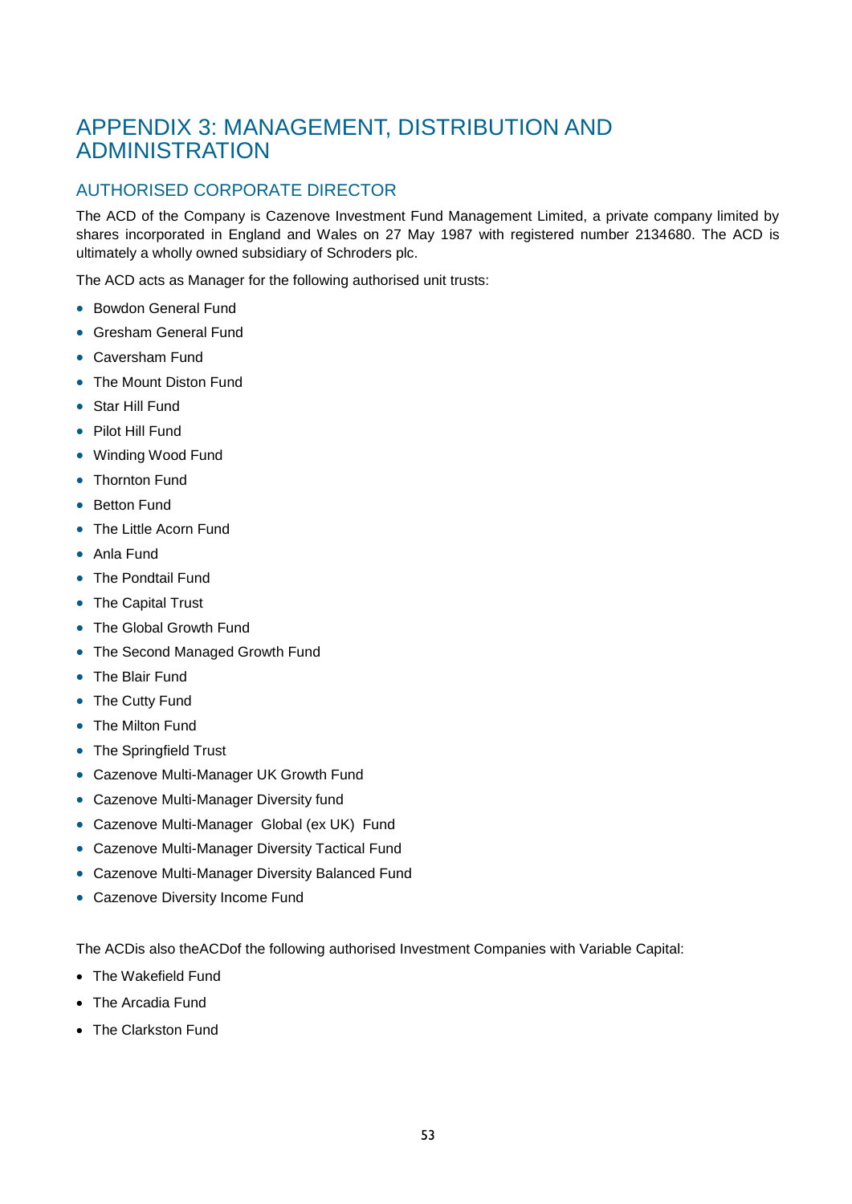# APPENDIX 3: MANAGEMENT, DISTRIBUTION AND ADMINISTRATION

## AUTHORISED CORPORATE DIRECTOR

The ACD of the Company is Cazenove Investment Fund Management Limited, a private company limited by shares incorporated in England and Wales on 27 May 1987 with registered number 2134680. The ACD is ultimately a wholly owned subsidiary of Schroders plc.

The ACD acts as Manager for the following authorised unit trusts:

- Bowdon General Fund
- Gresham General Fund
- Caversham Fund
- The Mount Diston Fund
- Star Hill Fund
- Pilot Hill Fund
- Winding Wood Fund
- Thornton Fund
- Betton Fund
- The Little Acorn Fund
- Anla Fund
- The Pondtail Fund
- The Capital Trust
- The Global Growth Fund
- The Second Managed Growth Fund
- The Blair Fund
- The Cutty Fund
- The Milton Fund
- The Springfield Trust
- Cazenove Multi-Manager UK Growth Fund
- Cazenove Multi-Manager Diversity fund
- Cazenove Multi-Manager Global (ex UK) Fund
- Cazenove Multi-Manager Diversity Tactical Fund
- Cazenove Multi-Manager Diversity Balanced Fund
- Cazenove Diversity Income Fund

The ACDis also theACDof the following authorised Investment Companies with Variable Capital:

- The Wakefield Fund
- The Arcadia Fund
- The Clarkston Fund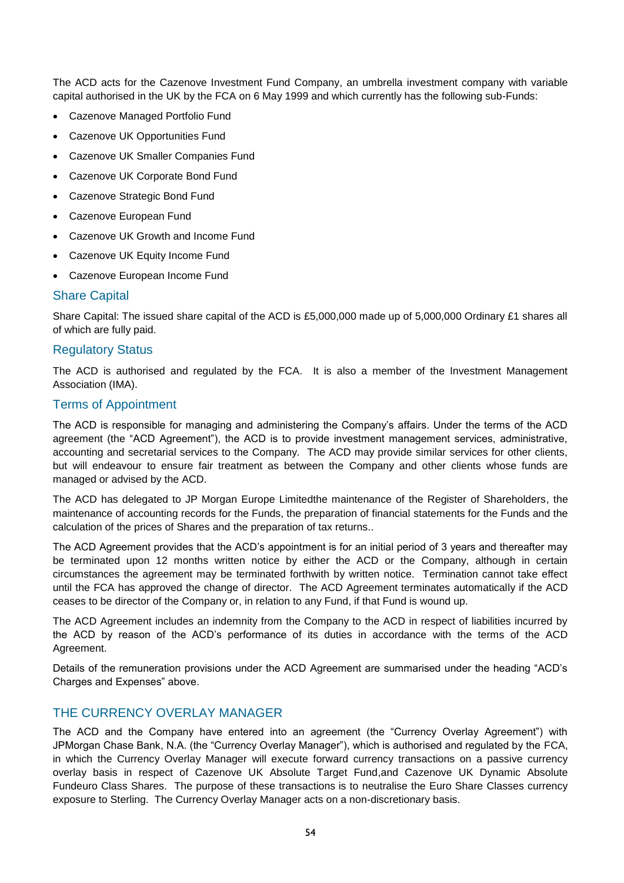The ACD acts for the Cazenove Investment Fund Company, an umbrella investment company with variable capital authorised in the UK by the FCA on 6 May 1999 and which currently has the following sub-Funds:

- Cazenove Managed Portfolio Fund
- Cazenove UK Opportunities Fund
- Cazenove UK Smaller Companies Fund
- Cazenove UK Corporate Bond Fund
- Cazenove Strategic Bond Fund
- Cazenove European Fund
- Cazenove UK Growth and Income Fund
- Cazenove UK Equity Income Fund
- Cazenove European Income Fund

## Share Capital

Share Capital: The issued share capital of the ACD is £5,000,000 made up of 5,000,000 Ordinary £1 shares all of which are fully paid.

## Regulatory Status

The ACD is authorised and regulated by the FCA. It is also a member of the Investment Management Association (IMA).

## Terms of Appointment

The ACD is responsible for managing and administering the Company's affairs. Under the terms of the ACD agreement (the "ACD Agreement"), the ACD is to provide investment management services, administrative, accounting and secretarial services to the Company. The ACD may provide similar services for other clients, but will endeavour to ensure fair treatment as between the Company and other clients whose funds are managed or advised by the ACD.

The ACD has delegated to JP Morgan Europe Limitedthe maintenance of the Register of Shareholders, the maintenance of accounting records for the Funds, the preparation of financial statements for the Funds and the calculation of the prices of Shares and the preparation of tax returns..

The ACD Agreement provides that the ACD's appointment is for an initial period of 3 years and thereafter may be terminated upon 12 months written notice by either the ACD or the Company, although in certain circumstances the agreement may be terminated forthwith by written notice. Termination cannot take effect until the FCA has approved the change of director. The ACD Agreement terminates automatically if the ACD ceases to be director of the Company or, in relation to any Fund, if that Fund is wound up.

The ACD Agreement includes an indemnity from the Company to the ACD in respect of liabilities incurred by the ACD by reason of the ACD's performance of its duties in accordance with the terms of the ACD Agreement.

Details of the remuneration provisions under the ACD Agreement are summarised under the heading "ACD's Charges and Expenses" above.

## THE CURRENCY OVERLAY MANAGER

The ACD and the Company have entered into an agreement (the "Currency Overlay Agreement") with JPMorgan Chase Bank, N.A. (the "Currency Overlay Manager"), which is authorised and regulated by the FCA, in which the Currency Overlay Manager will execute forward currency transactions on a passive currency overlay basis in respect of Cazenove UK Absolute Target Fund,and Cazenove UK Dynamic Absolute Fundeuro Class Shares. The purpose of these transactions is to neutralise the Euro Share Classes currency exposure to Sterling. The Currency Overlay Manager acts on a non-discretionary basis.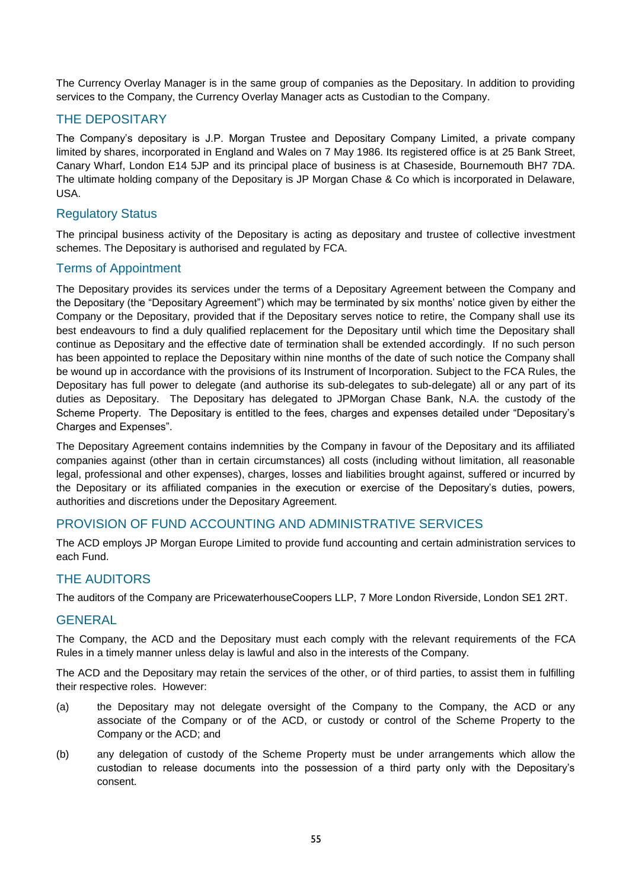The Currency Overlay Manager is in the same group of companies as the Depositary. In addition to providing services to the Company, the Currency Overlay Manager acts as Custodian to the Company.

## THE DEPOSITARY

The Company's depositary is J.P. Morgan Trustee and Depositary Company Limited, a private company limited by shares, incorporated in England and Wales on 7 May 1986. Its registered office is at 25 Bank Street, Canary Wharf, London E14 5JP and its principal place of business is at Chaseside, Bournemouth BH7 7DA. The ultimate holding company of the Depositary is JP Morgan Chase & Co which is incorporated in Delaware, USA.

### Regulatory Status

The principal business activity of the Depositary is acting as depositary and trustee of collective investment schemes. The Depositary is authorised and regulated by FCA.

### Terms of Appointment

The Depositary provides its services under the terms of a Depositary Agreement between the Company and the Depositary (the "Depositary Agreement") which may be terminated by six months' notice given by either the Company or the Depositary, provided that if the Depositary serves notice to retire, the Company shall use its best endeavours to find a duly qualified replacement for the Depositary until which time the Depositary shall continue as Depositary and the effective date of termination shall be extended accordingly. If no such person has been appointed to replace the Depositary within nine months of the date of such notice the Company shall be wound up in accordance with the provisions of its Instrument of Incorporation. Subject to the FCA Rules, the Depositary has full power to delegate (and authorise its sub-delegates to sub-delegate) all or any part of its duties as Depositary. The Depositary has delegated to JPMorgan Chase Bank, N.A. the custody of the Scheme Property. The Depositary is entitled to the fees, charges and expenses detailed under "Depositary's Charges and Expenses".

The Depositary Agreement contains indemnities by the Company in favour of the Depositary and its affiliated companies against (other than in certain circumstances) all costs (including without limitation, all reasonable legal, professional and other expenses), charges, losses and liabilities brought against, suffered or incurred by the Depositary or its affiliated companies in the execution or exercise of the Depositary's duties, powers, authorities and discretions under the Depositary Agreement.

## PROVISION OF FUND ACCOUNTING AND ADMINISTRATIVE SERVICES

The ACD employs JP Morgan Europe Limited to provide fund accounting and certain administration services to each Fund.

## THE AUDITORS

The auditors of the Company are PricewaterhouseCoopers LLP, 7 More London Riverside, London SE1 2RT.

## GENERAL

The Company, the ACD and the Depositary must each comply with the relevant requirements of the FCA Rules in a timely manner unless delay is lawful and also in the interests of the Company.

The ACD and the Depositary may retain the services of the other, or of third parties, to assist them in fulfilling their respective roles. However:

(a) the Depositary may not delegate oversight of the Company to the Company, the ACD or any associate of the Company or of the ACD, or custody or control of the Scheme Property to the Company or the ACD; and

(b) any delegation of custody of the Scheme Property must be under arrangements which allow the custodian to release documents into the possession of a third party only with the Depositary's consent.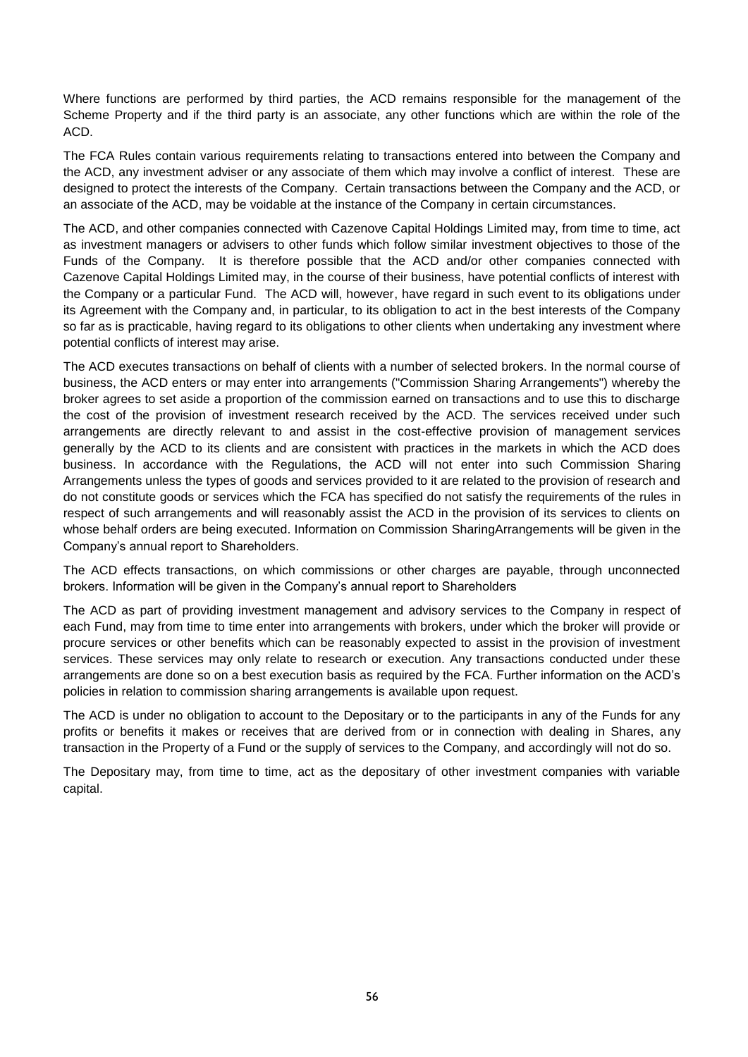Where functions are performed by third parties, the ACD remains responsible for the management of the Scheme Property and if the third party is an associate, any other functions which are within the role of the ACD.

The FCA Rules contain various requirements relating to transactions entered into between the Company and the ACD, any investment adviser or any associate of them which may involve a conflict of interest. These are designed to protect the interests of the Company. Certain transactions between the Company and the ACD, or an associate of the ACD, may be voidable at the instance of the Company in certain circumstances.

The ACD, and other companies connected with Cazenove Capital Holdings Limited may, from time to time, act as investment managers or advisers to other funds which follow similar investment objectives to those of the Funds of the Company. It is therefore possible that the ACD and/or other companies connected with Cazenove Capital Holdings Limited may, in the course of their business, have potential conflicts of interest with the Company or a particular Fund. The ACD will, however, have regard in such event to its obligations under its Agreement with the Company and, in particular, to its obligation to act in the best interests of the Company so far as is practicable, having regard to its obligations to other clients when undertaking any investment where potential conflicts of interest may arise.

The ACD executes transactions on behalf of clients with a number of selected brokers. In the normal course of business, the ACD enters or may enter into arrangements ("Commission Sharing Arrangements") whereby the broker agrees to set aside a proportion of the commission earned on transactions and to use this to discharge the cost of the provision of investment research received by the ACD. The services received under such arrangements are directly relevant to and assist in the cost-effective provision of management services generally by the ACD to its clients and are consistent with practices in the markets in which the ACD does business. In accordance with the Regulations, the ACD will not enter into such Commission Sharing Arrangements unless the types of goods and services provided to it are related to the provision of research and do not constitute goods or services which the FCA has specified do not satisfy the requirements of the rules in respect of such arrangements and will reasonably assist the ACD in the provision of its services to clients on whose behalf orders are being executed. Information on Commission SharingArrangements will be given in the Company's annual report to Shareholders.

The ACD effects transactions, on which commissions or other charges are payable, through unconnected brokers. Information will be given in the Company's annual report to Shareholders

The ACD as part of providing investment management and advisory services to the Company in respect of each Fund, may from time to time enter into arrangements with brokers, under which the broker will provide or procure services or other benefits which can be reasonably expected to assist in the provision of investment services. These services may only relate to research or execution. Any transactions conducted under these arrangements are done so on a best execution basis as required by the FCA. Further information on the ACD's policies in relation to commission sharing arrangements is available upon request.

The ACD is under no obligation to account to the Depositary or to the participants in any of the Funds for any profits or benefits it makes or receives that are derived from or in connection with dealing in Shares, any transaction in the Property of a Fund or the supply of services to the Company, and accordingly will not do so.

The Depositary may, from time to time, act as the depositary of other investment companies with variable capital.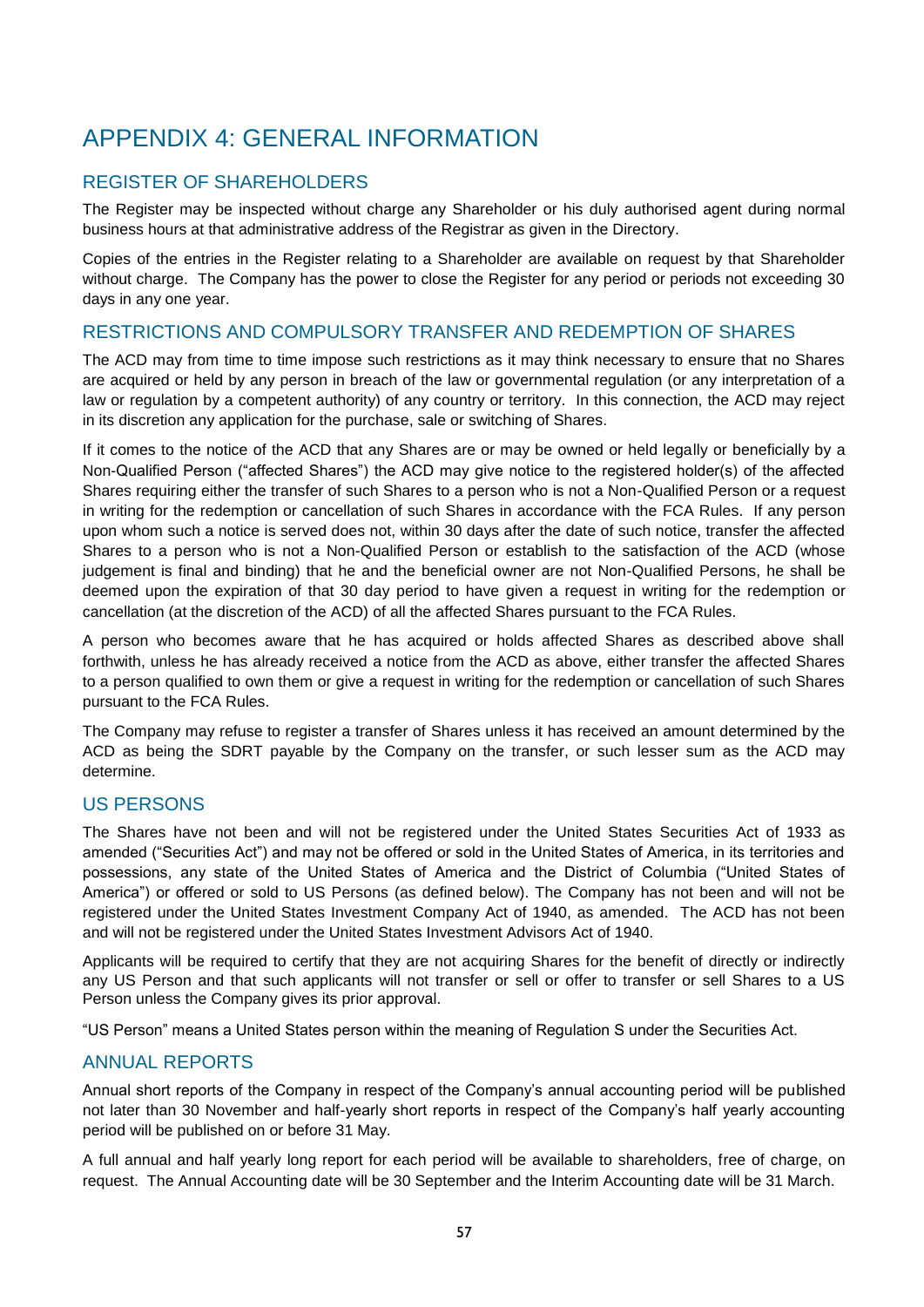# APPENDIX 4: GENERAL INFORMATION

## REGISTER OF SHAREHOLDERS

The Register may be inspected without charge any Shareholder or his duly authorised agent during normal business hours at that administrative address of the Registrar as given in the Directory.

Copies of the entries in the Register relating to a Shareholder are available on request by that Shareholder without charge. The Company has the power to close the Register for any period or periods not exceeding 30 days in any one year.

## RESTRICTIONS AND COMPULSORY TRANSFER AND REDEMPTION OF SHARES

The ACD may from time to time impose such restrictions as it may think necessary to ensure that no Shares are acquired or held by any person in breach of the law or governmental regulation (or any interpretation of a law or regulation by a competent authority) of any country or territory. In this connection, the ACD may reject in its discretion any application for the purchase, sale or switching of Shares.

If it comes to the notice of the ACD that any Shares are or may be owned or held legally or beneficially by a Non-Qualified Person ("affected Shares") the ACD may give notice to the registered holder(s) of the affected Shares requiring either the transfer of such Shares to a person who is not a Non-Qualified Person or a request in writing for the redemption or cancellation of such Shares in accordance with the FCA Rules. If any person upon whom such a notice is served does not, within 30 days after the date of such notice, transfer the affected Shares to a person who is not a Non-Qualified Person or establish to the satisfaction of the ACD (whose judgement is final and binding) that he and the beneficial owner are not Non-Qualified Persons, he shall be deemed upon the expiration of that 30 day period to have given a request in writing for the redemption or cancellation (at the discretion of the ACD) of all the affected Shares pursuant to the FCA Rules.

A person who becomes aware that he has acquired or holds affected Shares as described above shall forthwith, unless he has already received a notice from the ACD as above, either transfer the affected Shares to a person qualified to own them or give a request in writing for the redemption or cancellation of such Shares pursuant to the FCA Rules.

The Company may refuse to register a transfer of Shares unless it has received an amount determined by the ACD as being the SDRT payable by the Company on the transfer, or such lesser sum as the ACD may determine.

## US PERSONS

The Shares have not been and will not be registered under the United States Securities Act of 1933 as amended ("Securities Act") and may not be offered or sold in the United States of America, in its territories and possessions, any state of the United States of America and the District of Columbia ("United States of America") or offered or sold to US Persons (as defined below). The Company has not been and will not be registered under the United States Investment Company Act of 1940, as amended. The ACD has not been and will not be registered under the United States Investment Advisors Act of 1940.

Applicants will be required to certify that they are not acquiring Shares for the benefit of directly or indirectly any US Person and that such applicants will not transfer or sell or offer to transfer or sell Shares to a US Person unless the Company gives its prior approval.

"US Person" means a United States person within the meaning of Regulation S under the Securities Act.

## ANNUAL REPORTS

Annual short reports of the Company in respect of the Company's annual accounting period will be published not later than 30 November and half-yearly short reports in respect of the Company's half yearly accounting period will be published on or before 31 May.

A full annual and half yearly long report for each period will be available to shareholders, free of charge, on request. The Annual Accounting date will be 30 September and the Interim Accounting date will be 31 March.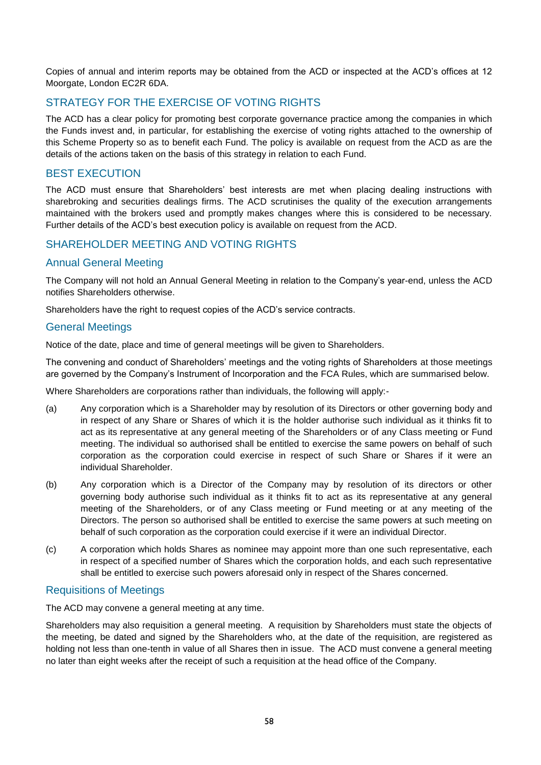Copies of annual and interim reports may be obtained from the ACD or inspected at the ACD's offices at 12 Moorgate, London EC2R 6DA.

## STRATEGY FOR THE EXERCISE OF VOTING RIGHTS

The ACD has a clear policy for promoting best corporate governance practice among the companies in which the Funds invest and, in particular, for establishing the exercise of voting rights attached to the ownership of this Scheme Property so as to benefit each Fund. The policy is available on request from the ACD as are the details of the actions taken on the basis of this strategy in relation to each Fund.

## BEST EXECUTION

The ACD must ensure that Shareholders' best interests are met when placing dealing instructions with sharebroking and securities dealings firms. The ACD scrutinises the quality of the execution arrangements maintained with the brokers used and promptly makes changes where this is considered to be necessary. Further details of the ACD's best execution policy is available on request from the ACD.

## SHAREHOLDER MEETING AND VOTING RIGHTS

### Annual General Meeting

The Company will not hold an Annual General Meeting in relation to the Company's year-end, unless the ACD notifies Shareholders otherwise.

Shareholders have the right to request copies of the ACD's service contracts.

### General Meetings

Notice of the date, place and time of general meetings will be given to Shareholders.

The convening and conduct of Shareholders' meetings and the voting rights of Shareholders at those meetings are governed by the Company's Instrument of Incorporation and the FCA Rules, which are summarised below.

Where Shareholders are corporations rather than individuals, the following will apply:-

(a) Any corporation which is a Shareholder may by resolution of its Directors or other governing body and in respect of any Share or Shares of which it is the holder authorise such individual as it thinks fit to act as its representative at any general meeting of the Shareholders or of any Class meeting or Fund meeting. The individual so authorised shall be entitled to exercise the same powers on behalf of such corporation as the corporation could exercise in respect of such Share or Shares if it were an individual Shareholder.

(b) Any corporation which is a Director of the Company may by resolution of its directors or other governing body authorise such individual as it thinks fit to act as its representative at any general meeting of the Shareholders, or of any Class meeting or Fund meeting or at any meeting of the Directors. The person so authorised shall be entitled to exercise the same powers at such meeting on behalf of such corporation as the corporation could exercise if it were an individual Director.

(c) A corporation which holds Shares as nominee may appoint more than one such representative, each in respect of a specified number of Shares which the corporation holds, and each such representative shall be entitled to exercise such powers aforesaid only in respect of the Shares concerned.

### Requisitions of Meetings

The ACD may convene a general meeting at any time.

Shareholders may also requisition a general meeting. A requisition by Shareholders must state the objects of the meeting, be dated and signed by the Shareholders who, at the date of the requisition, are registered as holding not less than one-tenth in value of all Shares then in issue. The ACD must convene a general meeting no later than eight weeks after the receipt of such a requisition at the head office of the Company.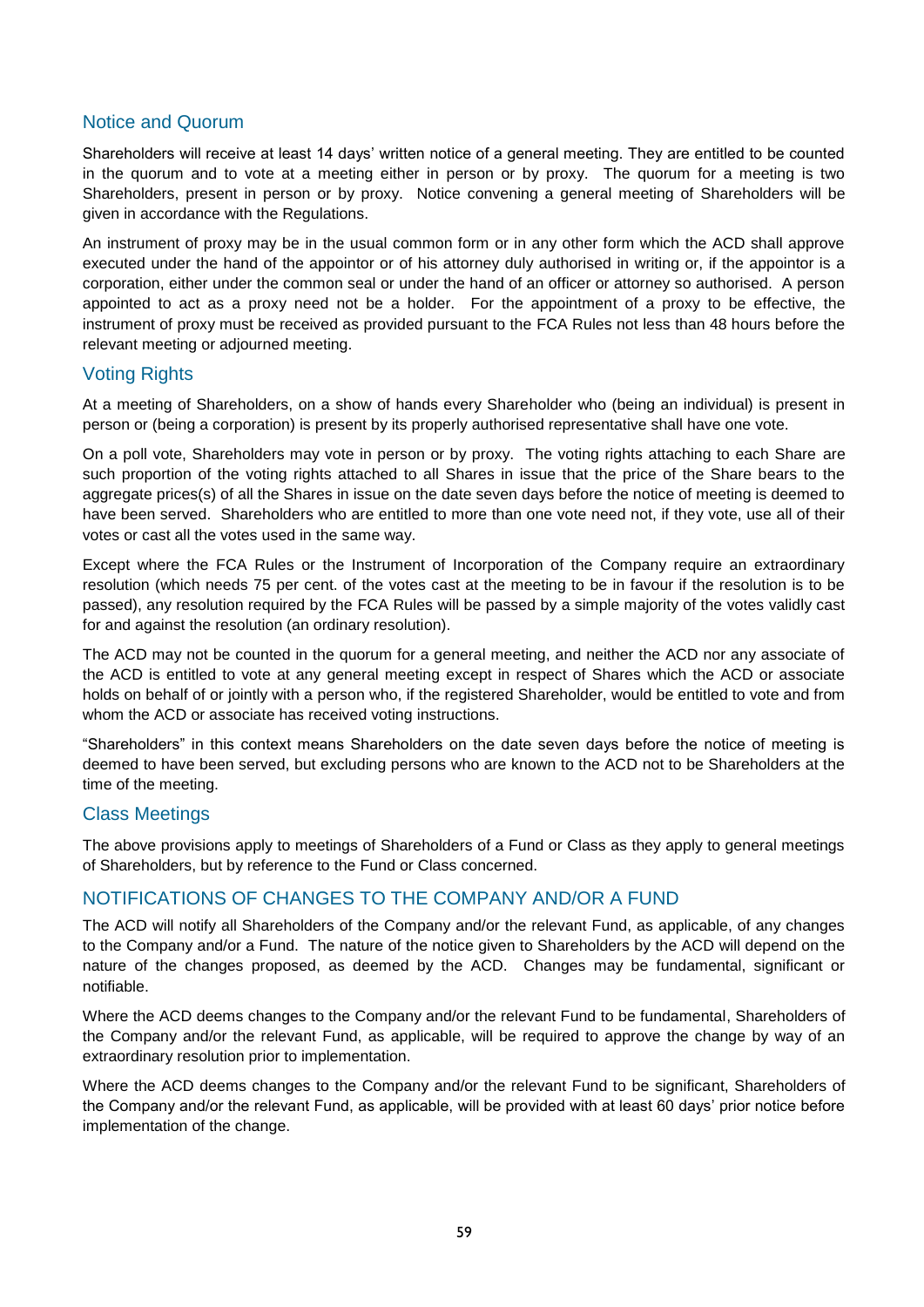### Notice and Quorum

Shareholders will receive at least 14 days' written notice of a general meeting. They are entitled to be counted in the quorum and to vote at a meeting either in person or by proxy. The quorum for a meeting is two Shareholders, present in person or by proxy. Notice convening a general meeting of Shareholders will be given in accordance with the Regulations.

An instrument of proxy may be in the usual common form or in any other form which the ACD shall approve executed under the hand of the appointor or of his attorney duly authorised in writing or, if the appointor is a corporation, either under the common seal or under the hand of an officer or attorney so authorised. A person appointed to act as a proxy need not be a holder. For the appointment of a proxy to be effective, the instrument of proxy must be received as provided pursuant to the FCA Rules not less than 48 hours before the relevant meeting or adjourned meeting.

### Voting Rights

At a meeting of Shareholders, on a show of hands every Shareholder who (being an individual) is present in person or (being a corporation) is present by its properly authorised representative shall have one vote.

On a poll vote, Shareholders may vote in person or by proxy. The voting rights attaching to each Share are such proportion of the voting rights attached to all Shares in issue that the price of the Share bears to the aggregate prices(s) of all the Shares in issue on the date seven days before the notice of meeting is deemed to have been served. Shareholders who are entitled to more than one vote need not, if they vote, use all of their votes or cast all the votes used in the same way.

Except where the FCA Rules or the Instrument of Incorporation of the Company require an extraordinary resolution (which needs 75 per cent. of the votes cast at the meeting to be in favour if the resolution is to be passed), any resolution required by the FCA Rules will be passed by a simple majority of the votes validly cast for and against the resolution (an ordinary resolution).

The ACD may not be counted in the quorum for a general meeting, and neither the ACD nor any associate of the ACD is entitled to vote at any general meeting except in respect of Shares which the ACD or associate holds on behalf of or jointly with a person who, if the registered Shareholder, would be entitled to vote and from whom the ACD or associate has received voting instructions.

"Shareholders" in this context means Shareholders on the date seven days before the notice of meeting is deemed to have been served, but excluding persons who are known to the ACD not to be Shareholders at the time of the meeting.

### Class Meetings

The above provisions apply to meetings of Shareholders of a Fund or Class as they apply to general meetings of Shareholders, but by reference to the Fund or Class concerned.

## NOTIFICATIONS OF CHANGES TO THE COMPANY AND/OR A FUND

The ACD will notify all Shareholders of the Company and/or the relevant Fund, as applicable, of any changes to the Company and/or a Fund. The nature of the notice given to Shareholders by the ACD will depend on the nature of the changes proposed, as deemed by the ACD. Changes may be fundamental, significant or notifiable.

Where the ACD deems changes to the Company and/or the relevant Fund to be fundamental, Shareholders of the Company and/or the relevant Fund, as applicable, will be required to approve the change by way of an extraordinary resolution prior to implementation.

Where the ACD deems changes to the Company and/or the relevant Fund to be significant, Shareholders of the Company and/or the relevant Fund, as applicable, will be provided with at least 60 days' prior notice before implementation of the change.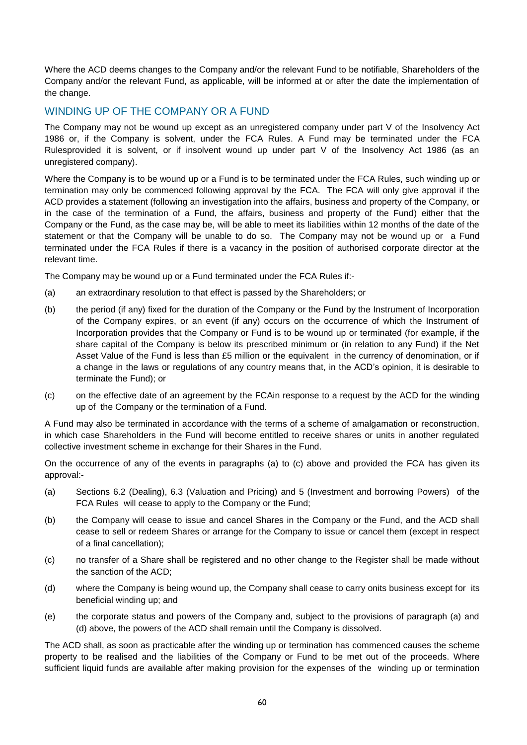Where the ACD deems changes to the Company and/or the relevant Fund to be notifiable, Shareholders of the Company and/or the relevant Fund, as applicable, will be informed at or after the date the implementation of the change.

## WINDING UP OF THE COMPANY OR A FUND

The Company may not be wound up except as an unregistered company under part V of the Insolvency Act 1986 or, if the Company is solvent, under the FCA Rules. A Fund may be terminated under the FCA Rulesprovided it is solvent, or if insolvent wound up under part V of the Insolvency Act 1986 (as an unregistered company).

Where the Company is to be wound up or a Fund is to be terminated under the FCA Rules, such winding up or termination may only be commenced following approval by the FCA. The FCA will only give approval if the ACD provides a statement (following an investigation into the affairs, business and property of the Company, or in the case of the termination of a Fund, the affairs, business and property of the Fund) either that the Company or the Fund, as the case may be, will be able to meet its liabilities within 12 months of the date of the statement or that the Company will be unable to do so. The Company may not be wound up or a Fund terminated under the FCA Rules if there is a vacancy in the position of authorised corporate director at the relevant time.

The Company may be wound up or a Fund terminated under the FCA Rules if:-

(a) an extraordinary resolution to that effect is passed by the Shareholders; or

(b) the period (if any) fixed for the duration of the Company or the Fund by the Instrument of Incorporation of the Company expires, or an event (if any) occurs on the occurrence of which the Instrument of Incorporation provides that the Company or Fund is to be wound up or terminated (for example, if the share capital of the Company is below its prescribed minimum or (in relation to any Fund) if the Net Asset Value of the Fund is less than £5 million or the equivalent in the currency of denomination, or if a change in the laws or regulations of any country means that, in the ACD's opinion, it is desirable to terminate the Fund); or

(c) on the effective date of an agreement by the FCAin response to a request by the ACD for the winding up of the Company or the termination of a Fund.

A Fund may also be terminated in accordance with the terms of a scheme of amalgamation or reconstruction, in which case Shareholders in the Fund will become entitled to receive shares or units in another regulated collective investment scheme in exchange for their Shares in the Fund.

On the occurrence of any of the events in paragraphs (a) to (c) above and provided the FCA has given its approval:-

(a) Sections 6.2 (Dealing), 6.3 (Valuation and Pricing) and 5 (Investment and borrowing Powers) of the FCA Rules will cease to apply to the Company or the Fund;

(b) the Company will cease to issue and cancel Shares in the Company or the Fund, and the ACD shall cease to sell or redeem Shares or arrange for the Company to issue or cancel them (except in respect of a final cancellation);

(c) no transfer of a Share shall be registered and no other change to the Register shall be made without the sanction of the ACD;

(d) where the Company is being wound up, the Company shall cease to carry onits business except for its beneficial winding up; and

(e) the corporate status and powers of the Company and, subject to the provisions of paragraph (a) and (d) above, the powers of the ACD shall remain until the Company is dissolved.

The ACD shall, as soon as practicable after the winding up or termination has commenced causes the scheme property to be realised and the liabilities of the Company or Fund to be met out of the proceeds. Where sufficient liquid funds are available after making provision for the expenses of the winding up or termination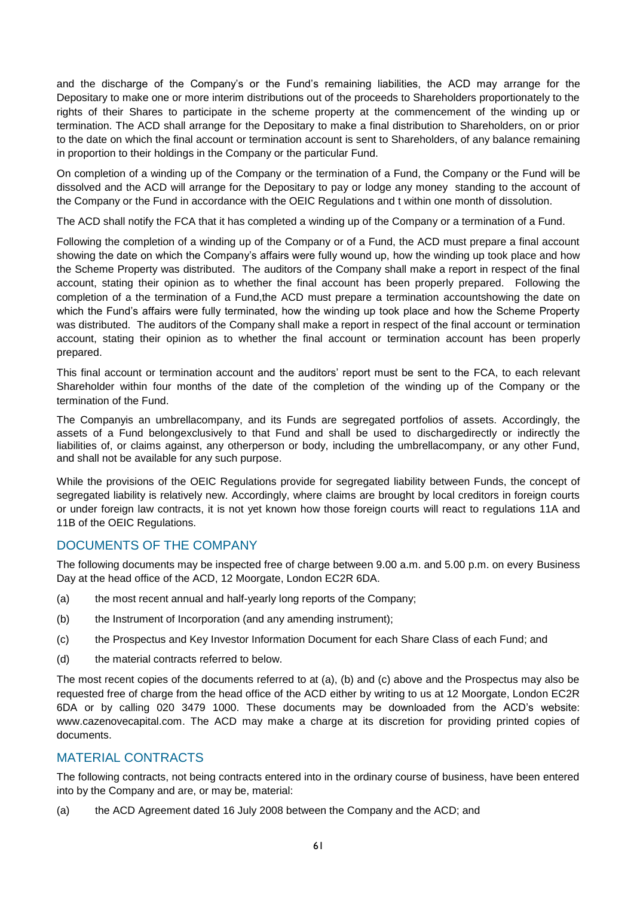and the discharge of the Company's or the Fund's remaining liabilities, the ACD may arrange for the Depositary to make one or more interim distributions out of the proceeds to Shareholders proportionately to the rights of their Shares to participate in the scheme property at the commencement of the winding up or termination. The ACD shall arrange for the Depositary to make a final distribution to Shareholders, on or prior to the date on which the final account or termination account is sent to Shareholders, of any balance remaining in proportion to their holdings in the Company or the particular Fund.

On completion of a winding up of the Company or the termination of a Fund, the Company or the Fund will be dissolved and the ACD will arrange for the Depositary to pay or lodge any money standing to the account of the Company or the Fund in accordance with the OEIC Regulations and t within one month of dissolution.

The ACD shall notify the FCA that it has completed a winding up of the Company or a termination of a Fund.

Following the completion of a winding up of the Company or of a Fund, the ACD must prepare a final account showing the date on which the Company's affairs were fully wound up, how the winding up took place and how the Scheme Property was distributed. The auditors of the Company shall make a report in respect of the final account, stating their opinion as to whether the final account has been properly prepared. Following the completion of a the termination of a Fund,the ACD must prepare a termination accountshowing the date on which the Fund's affairs were fully terminated, how the winding up took place and how the Scheme Property was distributed. The auditors of the Company shall make a report in respect of the final account or termination account, stating their opinion as to whether the final account or termination account has been properly prepared.

This final account or termination account and the auditors' report must be sent to the FCA, to each relevant Shareholder within four months of the date of the completion of the winding up of the Company or the termination of the Fund.

The Companyis an umbrellacompany, and its Funds are segregated portfolios of assets. Accordingly, the assets of a Fund belongexclusively to that Fund and shall be used to dischargedirectly or indirectly the liabilities of, or claims against, any otherperson or body, including the umbrellacompany, or any other Fund, and shall not be available for any such purpose.

While the provisions of the OEIC Regulations provide for segregated liability between Funds, the concept of segregated liability is relatively new. Accordingly, where claims are brought by local creditors in foreign courts or under foreign law contracts, it is not yet known how those foreign courts will react to regulations 11A and 11B of the OEIC Regulations.

## DOCUMENTS OF THE COMPANY

The following documents may be inspected free of charge between 9.00 a.m. and 5.00 p.m. on every Business Day at the head office of the ACD, 12 Moorgate, London EC2R 6DA.

(a) the most recent annual and half-yearly long reports of the Company;

(b) the Instrument of Incorporation (and any amending instrument);

(c) the Prospectus and Key Investor Information Document for each Share Class of each Fund; and

(d) the material contracts referred to below.

The most recent copies of the documents referred to at (a), (b) and (c) above and the Prospectus may also be requested free of charge from the head office of the ACD either by writing to us at 12 Moorgate, London EC2R 6DA or by calling 020 3479 1000. These documents may be downloaded from the ACD's website: www.cazenovecapital.com. The ACD may make a charge at its discretion for providing printed copies of documents.

## MATERIAL CONTRACTS

The following contracts, not being contracts entered into in the ordinary course of business, have been entered into by the Company and are, or may be, material:

(a) the ACD Agreement dated 16 July 2008 between the Company and the ACD; and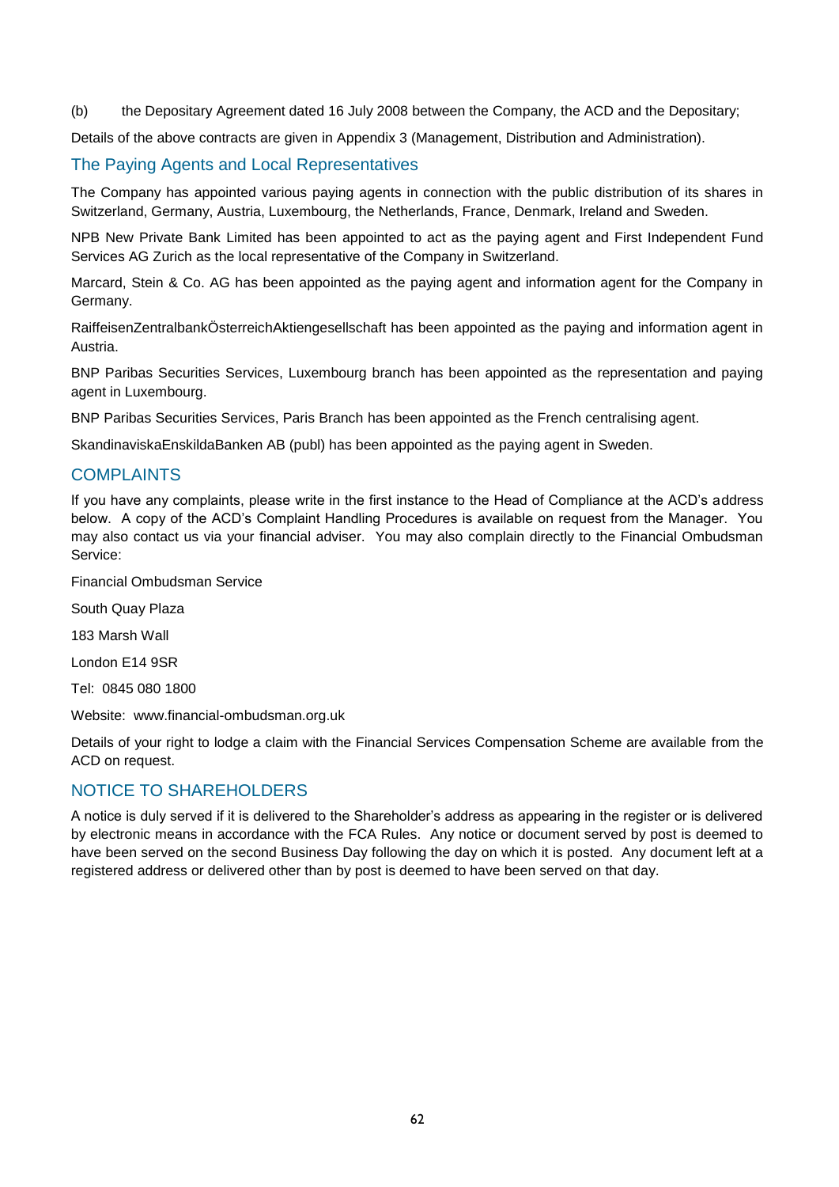(b) the Depositary Agreement dated 16 July 2008 between the Company, the ACD and the Depositary;

Details of the above contracts are given in Appendix 3 (Management, Distribution and Administration).

## The Paying Agents and Local Representatives

The Company has appointed various paying agents in connection with the public distribution of its shares in Switzerland, Germany, Austria, Luxembourg, the Netherlands, France, Denmark, Ireland and Sweden.

NPB New Private Bank Limited has been appointed to act as the paying agent and First Independent Fund Services AG Zurich as the local representative of the Company in Switzerland.

Marcard, Stein & Co. AG has been appointed as the paying agent and information agent for the Company in Germany.

RaiffeisenZentralbankÖsterreichAktiengesellschaft has been appointed as the paying and information agent in Austria.

BNP Paribas Securities Services, Luxembourg branch has been appointed as the representation and paying agent in Luxembourg.

BNP Paribas Securities Services, Paris Branch has been appointed as the French centralising agent.

SkandinaviskaEnskildaBanken AB (publ) has been appointed as the paying agent in Sweden.

## COMPLAINTS

If you have any complaints, please write in the first instance to the Head of Compliance at the ACD's address below. A copy of the ACD's Complaint Handling Procedures is available on request from the Manager. You may also contact us via your financial adviser. You may also complain directly to the Financial Ombudsman Service:

Financial Ombudsman Service

South Quay Plaza

183 Marsh Wall

London E14 9SR

Tel: 0845 080 1800

Website: www.financial-ombudsman.org.uk

Details of your right to lodge a claim with the Financial Services Compensation Scheme are available from the ACD on request.

## NOTICE TO SHAREHOLDERS

A notice is duly served if it is delivered to the Shareholder's address as appearing in the register or is delivered by electronic means in accordance with the FCA Rules. Any notice or document served by post is deemed to have been served on the second Business Day following the day on which it is posted. Any document left at a registered address or delivered other than by post is deemed to have been served on that day.